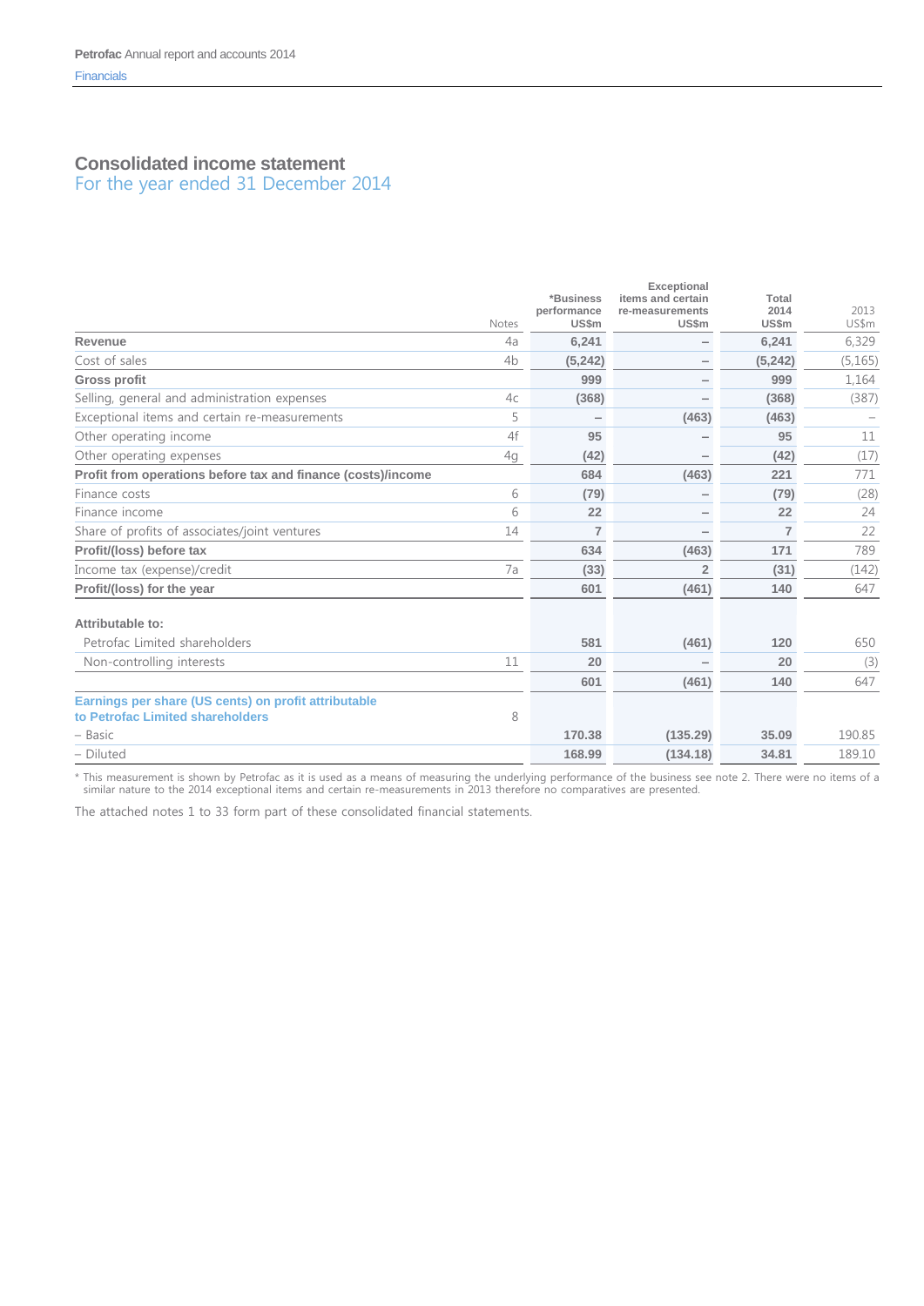# Consolidated income statement

## For the year ended 31 December 2014

| | Notes | *Business performance US$m | Exceptional items and certain re-measurements US$m | Total 2014 US$m | 2013 US$m |
|---|---|---|---|---|---|
| **Revenue** | 4a | **6,241** | – | **6,241** | 6,329 |
| Cost of sales | 4b | **(5,242)** | – | **(5,242)** | (5,165) |
| **Gross profit** | | **999** | – | **999** | 1,164 |
| Selling, general and administration expenses | 4c | **(368)** | – | **(368)** | (387) |
| Exceptional items and certain re-measurements | 5 | – | **(463)** | **(463)** | – |
| Other operating income | 4f | **95** | – | **95** | 11 |
| Other operating expenses | 4g | **(42)** | – | **(42)** | (17) |
| **Profit from operations before tax and finance (costs)/income** | | **684** | **(463)** | **221** | 771 |
| Finance costs | 6 | **(79)** | – | **(79)** | (28) |
| Finance income | 6 | **22** | – | **22** | 24 |
| Share of profits of associates/joint ventures | 14 | **7** | – | **7** | 22 |
| **Profit/(loss) before tax** | | **634** | **(463)** | **171** | 789 |
| Income tax (expense)/credit | 7a | **(33)** | **2** | **(31)** | (142) |
| **Profit/(loss) for the year** | | **601** | **(461)** | **140** | 647 |
| **Attributable to:** | | | | | |
| Petrofac Limited shareholders | | **581** | **(461)** | **120** | 650 |
| Non-controlling interests | 11 | **20** | – | **20** | (3) |
| | | **601** | **(461)** | **140** | 647 |
| **Earnings per share (US cents) on profit attributable to Petrofac Limited shareholders** | 8 | | | | |
| – Basic | | **170.38** | **(135.29)** | **35.09** | 190.85 |
| – Diluted | | **168.99** | **(134.18)** | **34.81** | 189.10 |

* This measurement is shown by Petrofac as it is used as a means of measuring the underlying performance of the business see note 2. There were no items of a similar nature to the 2014 exceptional items and certain re-measurements in 2013 therefore no comparatives are presented.

The attached notes 1 to 33 form part of these consolidated financial statements.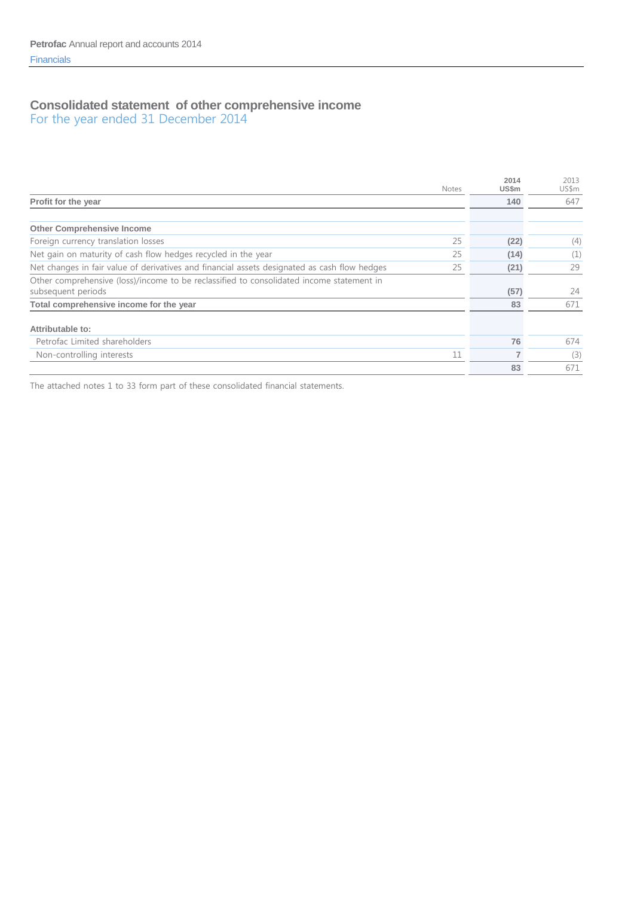# Consolidated statement of other comprehensive income

## For the year ended 31 December 2014

| | Notes | 2014 US$m | 2013 US$m |
|---|---|---|---|
| **Profit for the year** | | **140** | 647 |
| | | | |
| **Other Comprehensive Income** | | | |
| Foreign currency translation losses | 25 | **(22)** | (4) |
| Net gain on maturity of cash flow hedges recycled in the year | 25 | **(14)** | (1) |
| Net changes in fair value of derivatives and financial assets designated as cash flow hedges | 25 | **(21)** | 29 |
| Other comprehensive (loss)/income to be reclassified to consolidated income statement in subsequent periods | | **(57)** | 24 |
| **Total comprehensive income for the year** | | **83** | 671 |
| | | | |
| **Attributable to:** | | | |
| Petrofac Limited shareholders | | **76** | 674 |
| Non-controlling interests | 11 | **7** | (3) |
| | | **83** | 671 |

The attached notes 1 to 33 form part of these consolidated financial statements.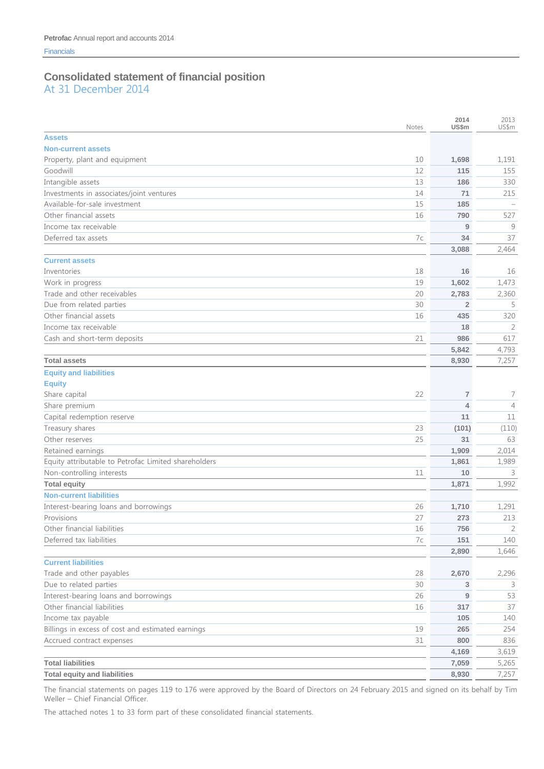# Consolidated statement of financial position

## At 31 December 2014

| | Notes | 2014 US$m | 2013 US$m |
|---|---|---|---|
| **Assets** | | | |
| **Non-current assets** | | | |
| Property, plant and equipment | 10 | **1,698** | 1,191 |
| Goodwill | 12 | **115** | 155 |
| Intangible assets | 13 | **186** | 330 |
| Investments in associates/joint ventures | 14 | **71** | 215 |
| Available-for-sale investment | 15 | **185** | – |
| Other financial assets | 16 | **790** | 527 |
| Income tax receivable | | **9** | 9 |
| Deferred tax assets | 7c | **34** | 37 |
| | | **3,088** | 2,464 |
| **Current assets** | | | |
| Inventories | 18 | **16** | 16 |
| Work in progress | 19 | **1,602** | 1,473 |
| Trade and other receivables | 20 | **2,783** | 2,360 |
| Due from related parties | 30 | **2** | 5 |
| Other financial assets | 16 | **435** | 320 |
| Income tax receivable | | **18** | 2 |
| Cash and short-term deposits | 21 | **986** | 617 |
| | | **5,842** | 4,793 |
| **Total assets** | | **8,930** | 7,257 |
| **Equity and liabilities** | | | |
| **Equity** | | | |
| Share capital | 22 | **7** | 7 |
| Share premium | | **4** | 4 |
| Capital redemption reserve | | **11** | 11 |
| Treasury shares | 23 | **(101)** | (110) |
| Other reserves | 25 | **31** | 63 |
| Retained earnings | | **1,909** | 2,014 |
| Equity attributable to Petrofac Limited shareholders | | **1,861** | 1,989 |
| Non-controlling interests | 11 | **10** | 3 |
| **Total equity** | | **1,871** | 1,992 |
| **Non-current liabilities** | | | |
| Interest-bearing loans and borrowings | 26 | **1,710** | 1,291 |
| Provisions | 27 | **273** | 213 |
| Other financial liabilities | 16 | **756** | 2 |
| Deferred tax liabilities | 7c | **151** | 140 |
| | | **2,890** | 1,646 |
| **Current liabilities** | | | |
| Trade and other payables | 28 | **2,670** | 2,296 |
| Due to related parties | 30 | **3** | 3 |
| Interest-bearing loans and borrowings | 26 | **9** | 53 |
| Other financial liabilities | 16 | **317** | 37 |
| Income tax payable | | **105** | 140 |
| Billings in excess of cost and estimated earnings | 19 | **265** | 254 |
| Accrued contract expenses | 31 | **800** | 836 |
| | | **4,169** | 3,619 |
| **Total liabilities** | | **7,059** | 5,265 |
| **Total equity and liabilities** | | **8,930** | 7,257 |

The financial statements on pages 119 to 176 were approved by the Board of Directors on 24 February 2015 and signed on its behalf by Tim Weller – Chief Financial Officer.

The attached notes 1 to 33 form part of these consolidated financial statements.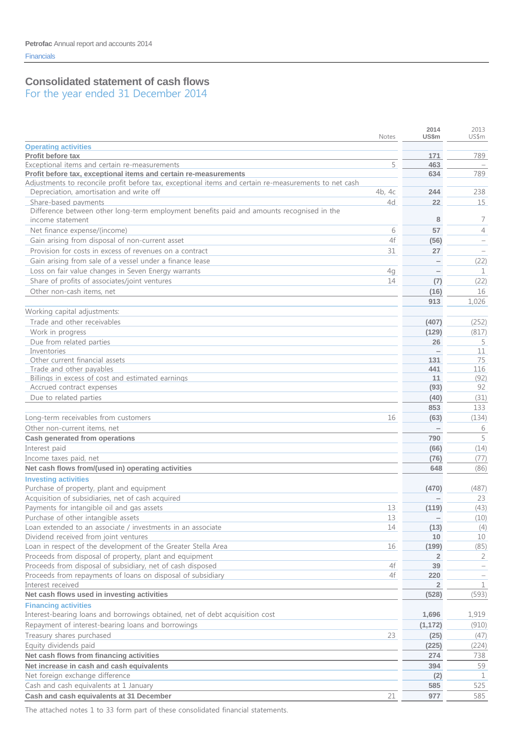## Consolidated statement of cash flows
For the year ended 31 December 2014

| | Notes | 2014 US$m | 2013 US$m |
|---|---|---|---|
| **Operating activities** | | | |
| **Profit before tax** | | **171** | 789 |
| Exceptional items and certain re-measurements | 5 | **463** | – |
| **Profit before tax, exceptional items and certain re-measurements** | | **634** | 789 |
| Adjustments to reconcile profit before tax, exceptional items and certain re-measurements to net cash | | | |
| Depreciation, amortisation and write off | 4b, 4c | **244** | 238 |
| Share-based payments | 4d | **22** | 15 |
| Difference between other long-term employment benefits paid and amounts recognised in the income statement | | **8** | 7 |
| Net finance expense/(income) | 6 | **57** | 4 |
| Gain arising from disposal of non-current asset | 4f | **(56)** | – |
| Provision for costs in excess of revenues on a contract | 31 | **27** | – |
| Gain arising from sale of a vessel under a finance lease | | **–** | (22) |
| Loss on fair value changes in Seven Energy warrants | 4g | **–** | 1 |
| Share of profits of associates/joint ventures | 14 | **(7)** | (22) |
| Other non-cash items, net | | **(16)** | 16 |
| | | **913** | 1,026 |
| Working capital adjustments: | | | |
| Trade and other receivables | | **(407)** | (252) |
| Work in progress | | **(129)** | (817) |
| Due from related parties | | **26** | 5 |
| Inventories | | **–** | 11 |
| Other current financial assets | | **131** | 75 |
| Trade and other payables | | **441** | 116 |
| Billings in excess of cost and estimated earnings | | **11** | (92) |
| Accrued contract expenses | | **(93)** | 92 |
| Due to related parties | | **(40)** | (31) |
| | | **853** | 133 |
| Long-term receivables from customers | 16 | **(63)** | (134) |
| Other non-current items, net | | **–** | 6 |
| **Cash generated from operations** | | **790** | 5 |
| Interest paid | | **(66)** | (14) |
| Income taxes paid, net | | **(76)** | (77) |
| **Net cash flows from/(used in) operating activities** | | **648** | (86) |
| **Investing activities** | | | |
| Purchase of property, plant and equipment | | **(470)** | (487) |
| Acquisition of subsidiaries, net of cash acquired | | **–** | 23 |
| Payments for intangible oil and gas assets | 13 | **(119)** | (43) |
| Purchase of other intangible assets | 13 | **–** | (10) |
| Loan extended to an associate / investments in an associate | 14 | **(13)** | (4) |
| Dividend received from joint ventures | | **10** | 10 |
| Loan in respect of the development of the Greater Stella Area | 16 | **(199)** | (85) |
| Proceeds from disposal of property, plant and equipment | | **2** | 2 |
| Proceeds from disposal of subsidiary, net of cash disposed | 4f | **39** | – |
| Proceeds from repayments of loans on disposal of subsidiary | 4f | **220** | – |
| Interest received | | **2** | 1 |
| **Net cash flows used in investing activities** | | **(528)** | (593) |
| **Financing activities** | | | |
| Interest-bearing loans and borrowings obtained, net of debt acquisition cost | | **1,696** | 1,919 |
| Repayment of interest-bearing loans and borrowings | | **(1,172)** | (910) |
| Treasury shares purchased | 23 | **(25)** | (47) |
| Equity dividends paid | | **(225)** | (224) |
| **Net cash flows from financing activities** | | **274** | 738 |
| **Net increase in cash and cash equivalents** | | **394** | 59 |
| Net foreign exchange difference | | **(2)** | 1 |
| Cash and cash equivalents at 1 January | | **585** | 525 |
| **Cash and cash equivalents at 31 December** | 21 | **977** | 585 |

The attached notes 1 to 33 form part of these consolidated financial statements.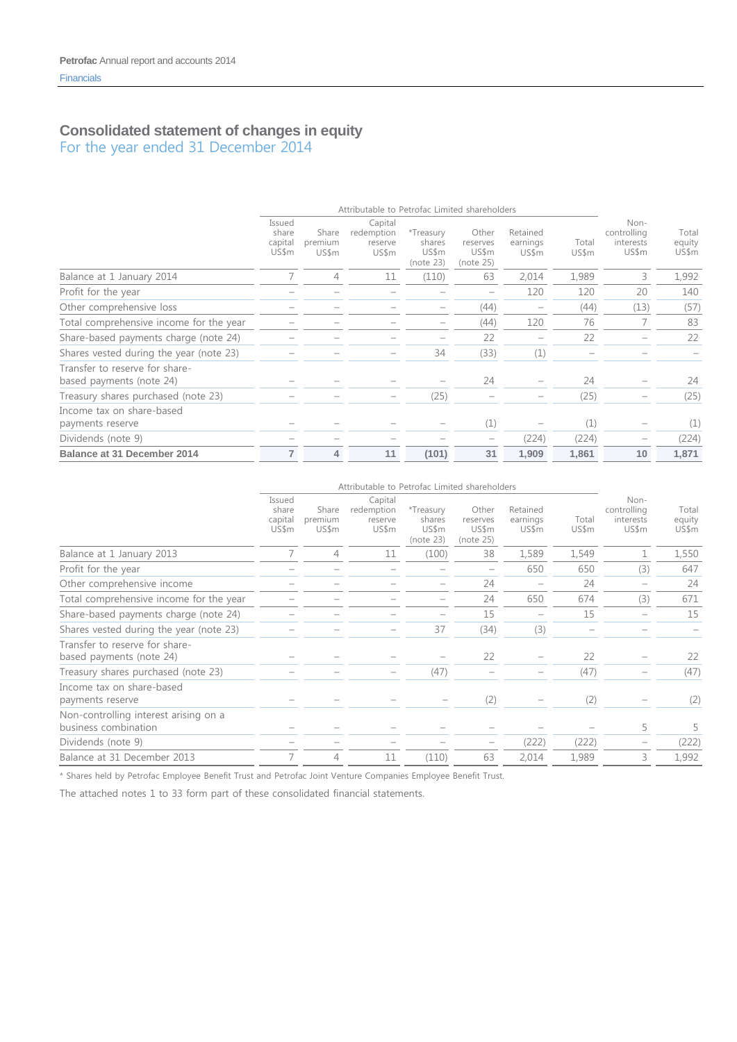# Consolidated statement of changes in equity

## For the year ended 31 December 2014

| | Attributable to Petrofac Limited shareholders | | | | | | | | |
|---|---|---|---|---|---|---|---|---|---|
| | Issued share capital US$m | Share premium US$m | Capital redemption reserve US$m | *Treasury shares US$m (note 23) | Other reserves US$m (note 25) | Retained earnings US$m | Total US$m | Non-controlling interests US$m | Total equity US$m |
| Balance at 1 January 2014 | 7 | 4 | 11 | (110) | 63 | 2,014 | 1,989 | 3 | 1,992 |
| Profit for the year | – | – | – | – | – | 120 | 120 | 20 | 140 |
| Other comprehensive loss | – | – | – | – | (44) | – | (44) | (13) | (57) |
| Total comprehensive income for the year | – | – | – | – | (44) | 120 | 76 | 7 | 83 |
| Share-based payments charge (note 24) | – | – | – | – | 22 | – | 22 | – | 22 |
| Shares vested during the year (note 23) | – | – | – | 34 | (33) | (1) | – | – | – |
| Transfer to reserve for share-based payments (note 24) | – | – | – | – | 24 | – | 24 | – | 24 |
| Treasury shares purchased (note 23) | – | – | – | (25) | – | – | (25) | – | (25) |
| Income tax on share-based payments reserve | – | – | – | – | (1) | – | (1) | – | (1) |
| Dividends (note 9) | – | – | – | – | – | (224) | (224) | – | (224) |
| **Balance at 31 December 2014** | **7** | **4** | **11** | **(101)** | **31** | **1,909** | **1,861** | **10** | **1,871** |

| | Attributable to Petrofac Limited shareholders | | | | | | | | |
|---|---|---|---|---|---|---|---|---|---|
| | Issued share capital US$m | Share premium US$m | Capital redemption reserve US$m | *Treasury shares US$m (note 23) | Other reserves US$m (note 25) | Retained earnings US$m | Total US$m | Non-controlling interests US$m | Total equity US$m |
| Balance at 1 January 2013 | 7 | 4 | 11 | (100) | 38 | 1,589 | 1,549 | 1 | 1,550 |
| Profit for the year | – | – | – | – | – | 650 | 650 | (3) | 647 |
| Other comprehensive income | – | – | – | – | 24 | – | 24 | – | 24 |
| Total comprehensive income for the year | – | – | – | – | 24 | 650 | 674 | (3) | 671 |
| Share-based payments charge (note 24) | – | – | – | – | 15 | – | 15 | – | 15 |
| Shares vested during the year (note 23) | – | – | – | 37 | (34) | (3) | – | – | – |
| Transfer to reserve for share-based payments (note 24) | – | – | – | – | 22 | – | 22 | – | 22 |
| Treasury shares purchased (note 23) | – | – | – | (47) | – | – | (47) | – | (47) |
| Income tax on share-based payments reserve | – | – | – | – | (2) | – | (2) | – | (2) |
| Non-controlling interest arising on a business combination | – | – | – | – | – | – | – | 5 | 5 |
| Dividends (note 9) | – | – | – | – | – | (222) | (222) | – | (222) |
| Balance at 31 December 2013 | 7 | 4 | 11 | (110) | 63 | 2,014 | 1,989 | 3 | 1,992 |

* Shares held by Petrofac Employee Benefit Trust and Petrofac Joint Venture Companies Employee Benefit Trust.

The attached notes 1 to 33 form part of these consolidated financial statements.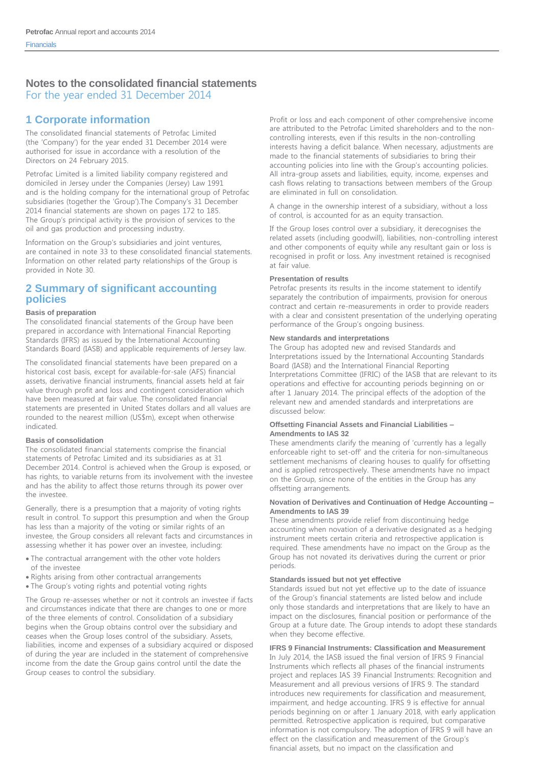# Notes to the consolidated financial statements

For the year ended 31 December 2014

## 1 Corporate information

The consolidated financial statements of Petrofac Limited (the 'Company') for the year ended 31 December 2014 were authorised for issue in accordance with a resolution of the Directors on 24 February 2015.

Petrofac Limited is a limited liability company registered and domiciled in Jersey under the Companies (Jersey) Law 1991 and is the holding company for the international group of Petrofac subsidiaries (together the 'Group').The Company's 31 December 2014 financial statements are shown on pages 172 to 185. The Group's principal activity is the provision of services to the oil and gas production and processing industry.

Information on the Group's subsidiaries and joint ventures, are contained in note 33 to these consolidated financial statements. Information on other related party relationships of the Group is provided in Note 30.

## 2 Summary of significant accounting policies

### Basis of preparation

The consolidated financial statements of the Group have been prepared in accordance with International Financial Reporting Standards (IFRS) as issued by the International Accounting Standards Board (IASB) and applicable requirements of Jersey law.

The consolidated financial statements have been prepared on a historical cost basis, except for available-for-sale (AFS) financial assets, derivative financial instruments, financial assets held at fair value through profit and loss and contingent consideration which have been measured at fair value. The consolidated financial statements are presented in United States dollars and all values are rounded to the nearest million (US$m), except when otherwise indicated.

### Basis of consolidation

The consolidated financial statements comprise the financial statements of Petrofac Limited and its subsidiaries as at 31 December 2014. Control is achieved when the Group is exposed, or has rights, to variable returns from its involvement with the investee and has the ability to affect those returns through its power over the investee.

Generally, there is a presumption that a majority of voting rights result in control. To support this presumption and when the Group has less than a majority of the voting or similar rights of an investee, the Group considers all relevant facts and circumstances in assessing whether it has power over an investee, including:

- The contractual arrangement with the other vote holders of the investee
- Rights arising from other contractual arrangements
- The Group's voting rights and potential voting rights

The Group re-assesses whether or not it controls an investee if facts and circumstances indicate that there are changes to one or more of the three elements of control. Consolidation of a subsidiary begins when the Group obtains control over the subsidiary and ceases when the Group loses control of the subsidiary. Assets, liabilities, income and expenses of a subsidiary acquired or disposed of during the year are included in the statement of comprehensive income from the date the Group gains control until the date the Group ceases to control the subsidiary.

Profit or loss and each component of other comprehensive income are attributed to the Petrofac Limited shareholders and to the non-controlling interests, even if this results in the non-controlling interests having a deficit balance. When necessary, adjustments are made to the financial statements of subsidiaries to bring their accounting policies into line with the Group's accounting policies. All intra-group assets and liabilities, equity, income, expenses and cash flows relating to transactions between members of the Group are eliminated in full on consolidation.

A change in the ownership interest of a subsidiary, without a loss of control, is accounted for as an equity transaction.

If the Group loses control over a subsidiary, it derecognises the related assets (including goodwill), liabilities, non-controlling interest and other components of equity while any resultant gain or loss is recognised in profit or loss. Any investment retained is recognised at fair value.

### Presentation of results

Petrofac presents its results in the income statement to identify separately the contribution of impairments, provision for onerous contract and certain re-measurements in order to provide readers with a clear and consistent presentation of the underlying operating performance of the Group's ongoing business.

### New standards and interpretations

The Group has adopted new and revised Standards and Interpretations issued by the International Accounting Standards Board (IASB) and the International Financial Reporting Interpretations Committee (IFRIC) of the IASB that are relevant to its operations and effective for accounting periods beginning on or after 1 January 2014. The principal effects of the adoption of the relevant new and amended standards and interpretations are discussed below:

#### Offsetting Financial Assets and Financial Liabilities – Amendments to IAS 32

These amendments clarify the meaning of 'currently has a legally enforceable right to set-off' and the criteria for non-simultaneous settlement mechanisms of clearing houses to qualify for offsetting and is applied retrospectively. These amendments have no impact on the Group, since none of the entities in the Group has any offsetting arrangements.

#### Novation of Derivatives and Continuation of Hedge Accounting – Amendments to IAS 39

These amendments provide relief from discontinuing hedge accounting when novation of a derivative designated as a hedging instrument meets certain criteria and retrospective application is required. These amendments have no impact on the Group as the Group has not novated its derivatives during the current or prior periods.

### Standards issued but not yet effective

Standards issued but not yet effective up to the date of issuance of the Group's financial statements are listed below and include only those standards and interpretations that are likely to have an impact on the disclosures, financial position or performance of the Group at a future date. The Group intends to adopt these standards when they become effective.

#### IFRS 9 Financial Instruments: Classification and Measurement

In July 2014, the IASB issued the final version of IFRS 9 Financial Instruments which reflects all phases of the financial instruments project and replaces IAS 39 Financial Instruments: Recognition and Measurement and all previous versions of IFRS 9. The standard introduces new requirements for classification and measurement, impairment, and hedge accounting. IFRS 9 is effective for annual periods beginning on or after 1 January 2018, with early application permitted. Retrospective application is required, but comparative information is not compulsory. The adoption of IFRS 9 will have an effect on the classification and measurement of the Group's financial assets, but no impact on the classification and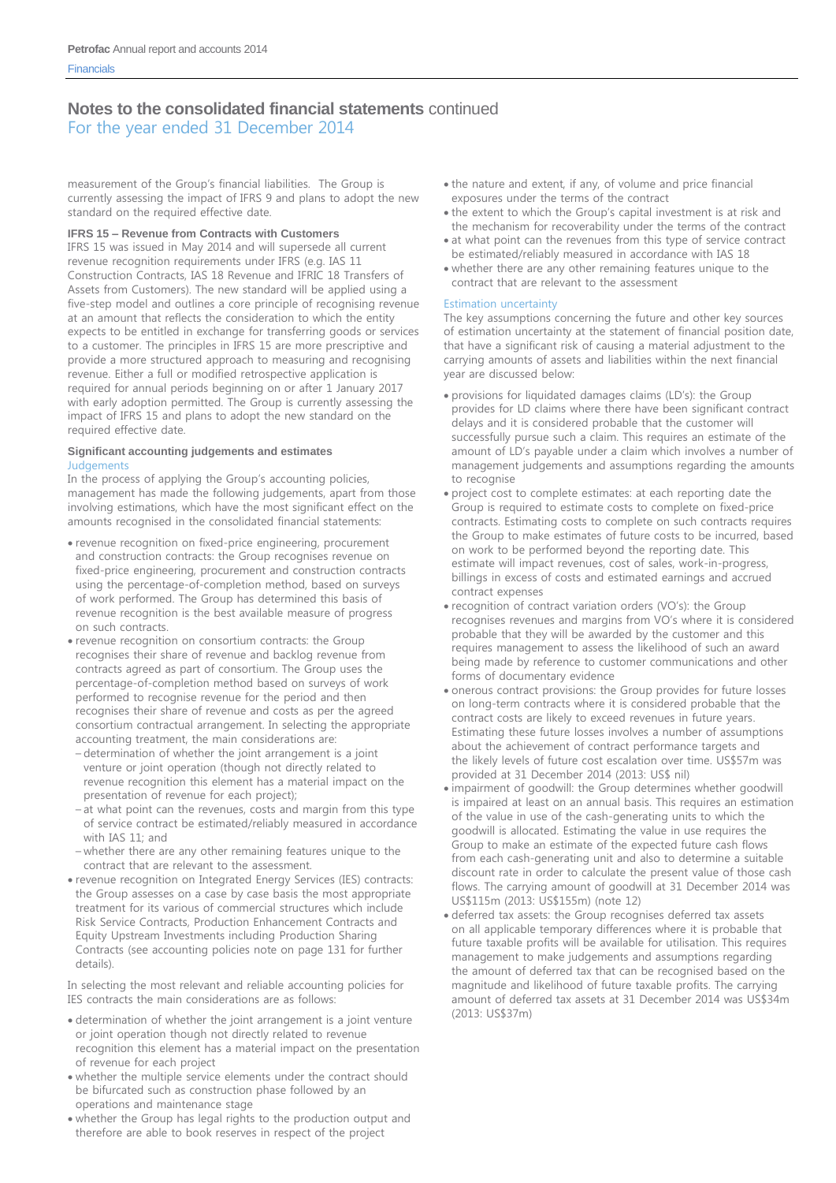# Notes to the consolidated financial statements continued
For the year ended 31 December 2014

measurement of the Group's financial liabilities. The Group is currently assessing the impact of IFRS 9 and plans to adopt the new standard on the required effective date.

**IFRS 15 – Revenue from Contracts with Customers**
IFRS 15 was issued in May 2014 and will supersede all current revenue recognition requirements under IFRS (e.g. IAS 11 Construction Contracts, IAS 18 Revenue and IFRIC 18 Transfers of Assets from Customers). The new standard will be applied using a five-step model and outlines a core principle of recognising revenue at an amount that reflects the consideration to which the entity expects to be entitled in exchange for transferring goods or services to a customer. The principles in IFRS 15 are more prescriptive and provide a more structured approach to measuring and recognising revenue. Either a full or modified retrospective application is required for annual periods beginning on or after 1 January 2017 with early adoption permitted. The Group is currently assessing the impact of IFRS 15 and plans to adopt the new standard on the required effective date.

## Significant accounting judgements and estimates

### Judgements

In the process of applying the Group's accounting policies, management has made the following judgements, apart from those involving estimations, which have the most significant effect on the amounts recognised in the consolidated financial statements:

- revenue recognition on fixed-price engineering, procurement and construction contracts: the Group recognises revenue on fixed-price engineering, procurement and construction contracts using the percentage-of-completion method, based on surveys of work performed. The Group has determined this basis of revenue recognition is the best available measure of progress on such contracts.
- revenue recognition on consortium contracts: the Group recognises their share of revenue and backlog revenue from contracts agreed as part of consortium. The Group uses the percentage-of-completion method based on surveys of work performed to recognise revenue for the period and then recognises their share of revenue and costs as per the agreed consortium contractual arrangement. In selecting the appropriate accounting treatment, the main considerations are:
  - determination of whether the joint arrangement is a joint venture or joint operation (though not directly related to revenue recognition this element has a material impact on the presentation of revenue for each project);
  - at what point can the revenues, costs and margin from this type of service contract be estimated/reliably measured in accordance with IAS 11; and
  - whether there are any other remaining features unique to the contract that are relevant to the assessment.
- revenue recognition on Integrated Energy Services (IES) contracts: the Group assesses on a case by case basis the most appropriate treatment for its various of commercial structures which include Risk Service Contracts, Production Enhancement Contracts and Equity Upstream Investments including Production Sharing Contracts (see accounting policies note on page 131 for further details).

In selecting the most relevant and reliable accounting policies for IES contracts the main considerations are as follows:

- determination of whether the joint arrangement is a joint venture or joint operation though not directly related to revenue recognition this element has a material impact on the presentation of revenue for each project
- whether the multiple service elements under the contract should be bifurcated such as construction phase followed by an operations and maintenance stage
- whether the Group has legal rights to the production output and therefore are able to book reserves in respect of the project
- the nature and extent, if any, of volume and price financial exposures under the terms of the contract
- the extent to which the Group's capital investment is at risk and the mechanism for recoverability under the terms of the contract
- at what point can the revenues from this type of service contract be estimated/reliably measured in accordance with IAS 18
- whether there are any other remaining features unique to the contract that are relevant to the assessment

### Estimation uncertainty

The key assumptions concerning the future and other key sources of estimation uncertainty at the statement of financial position date, that have a significant risk of causing a material adjustment to the carrying amounts of assets and liabilities within the next financial year are discussed below:

- provisions for liquidated damages claims (LD's): the Group provides for LD claims where there have been significant contract delays and it is considered probable that the customer will successfully pursue such a claim. This requires an estimate of the amount of LD's payable under a claim which involves a number of management judgements and assumptions regarding the amounts to recognise
- project cost to complete estimates: at each reporting date the Group is required to estimate costs to complete on fixed-price contracts. Estimating costs to complete on such contracts requires the Group to make estimates of future costs to be incurred, based on work to be performed beyond the reporting date. This estimate will impact revenues, cost of sales, work-in-progress, billings in excess of costs and estimated earnings and accrued contract expenses
- recognition of contract variation orders (VO's): the Group recognises revenues and margins from VO's where it is considered probable that they will be awarded by the customer and this requires management to assess the likelihood of such an award being made by reference to customer communications and other forms of documentary evidence
- onerous contract provisions: the Group provides for future losses on long-term contracts where it is considered probable that the contract costs are likely to exceed revenues in future years. Estimating these future losses involves a number of assumptions about the achievement of contract performance targets and the likely levels of future cost escalation over time. US$57m was provided at 31 December 2014 (2013: US$ nil)
- impairment of goodwill: the Group determines whether goodwill is impaired at least on an annual basis. This requires an estimation of the value in use of the cash-generating units to which the goodwill is allocated. Estimating the value in use requires the Group to make an estimate of the expected future cash flows from each cash-generating unit and also to determine a suitable discount rate in order to calculate the present value of those cash flows. The carrying amount of goodwill at 31 December 2014 was US$115m (2013: US$155m) (note 12)
- deferred tax assets: the Group recognises deferred tax assets on all applicable temporary differences where it is probable that future taxable profits will be available for utilisation. This requires management to make judgements and assumptions regarding the amount of deferred tax that can be recognised based on the magnitude and likelihood of future taxable profits. The carrying amount of deferred tax assets at 31 December 2014 was US$34m (2013: US$37m)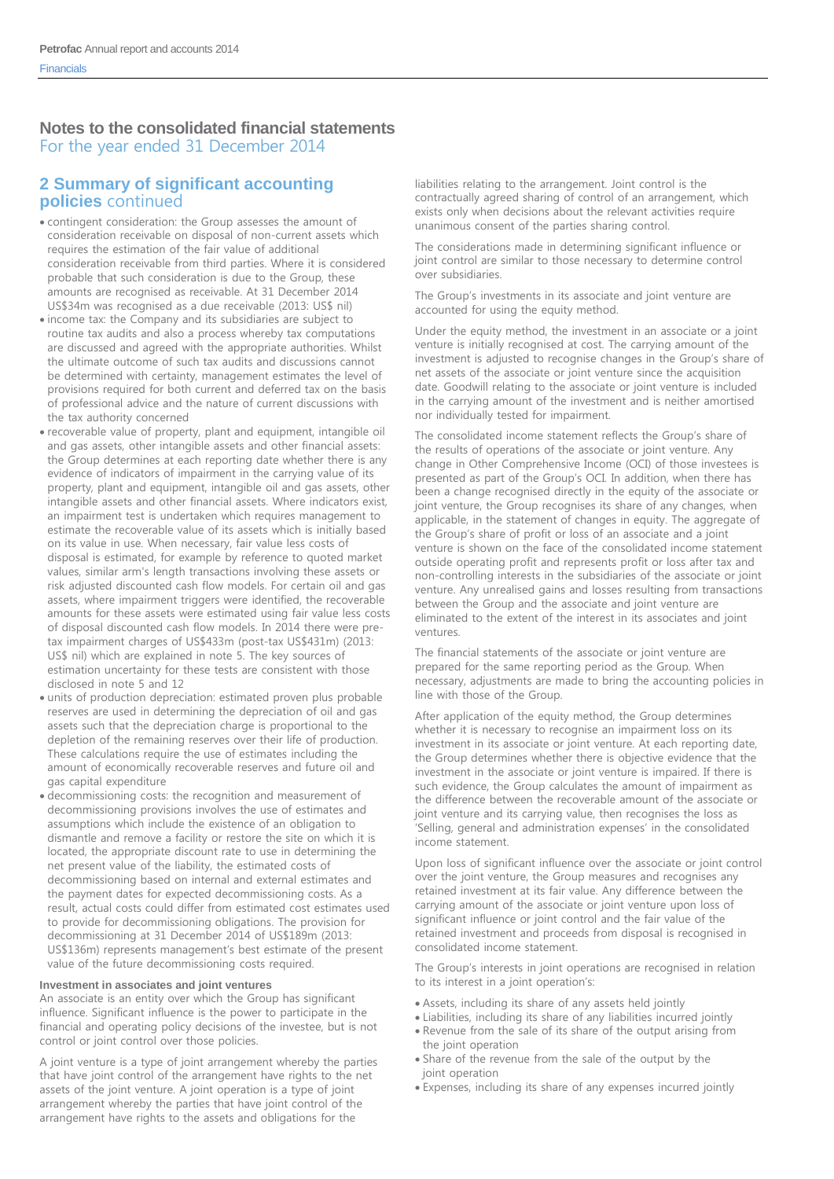# Notes to the consolidated financial statements

For the year ended 31 December 2014

## 2 Summary of significant accounting policies continued

- contingent consideration: the Group assesses the amount of consideration receivable on disposal of non-current assets which requires the estimation of the fair value of additional consideration receivable from third parties. Where it is considered probable that such consideration is due to the Group, these amounts are recognised as receivable. At 31 December 2014 US$34m was recognised as a due receivable (2013: US$ nil)
- income tax: the Company and its subsidiaries are subject to routine tax audits and also a process whereby tax computations are discussed and agreed with the appropriate authorities. Whilst the ultimate outcome of such tax audits and discussions cannot be determined with certainty, management estimates the level of provisions required for both current and deferred tax on the basis of professional advice and the nature of current discussions with the tax authority concerned
- recoverable value of property, plant and equipment, intangible oil and gas assets, other intangible assets and other financial assets: the Group determines at each reporting date whether there is any evidence of indicators of impairment in the carrying value of its property, plant and equipment, intangible oil and gas assets, other intangible assets and other financial assets. Where indicators exist, an impairment test is undertaken which requires management to estimate the recoverable value of its assets which is initially based on its value in use. When necessary, fair value less costs of disposal is estimated, for example by reference to quoted market values, similar arm's length transactions involving these assets or risk adjusted discounted cash flow models. For certain oil and gas assets, where impairment triggers were identified, the recoverable amounts for these assets were estimated using fair value less costs of disposal discounted cash flow models. In 2014 there were pre-tax impairment charges of US$433m (post-tax US$431m) (2013: US$ nil) which are explained in note 5. The key sources of estimation uncertainty for these tests are consistent with those disclosed in note 5 and 12
- units of production depreciation: estimated proven plus probable reserves are used in determining the depreciation of oil and gas assets such that the depreciation charge is proportional to the depletion of the remaining reserves over their life of production. These calculations require the use of estimates including the amount of economically recoverable reserves and future oil and gas capital expenditure
- decommissioning costs: the recognition and measurement of decommissioning provisions involves the use of estimates and assumptions which include the existence of an obligation to dismantle and remove a facility or restore the site on which it is located, the appropriate discount rate to use in determining the net present value of the liability, the estimated costs of decommissioning based on internal and external estimates and the payment dates for expected decommissioning costs. As a result, actual costs could differ from estimated cost estimates used to provide for decommissioning obligations. The provision for decommissioning at 31 December 2014 of US$189m (2013: US$136m) represents management's best estimate of the present value of the future decommissioning costs required.

### Investment in associates and joint ventures

An associate is an entity over which the Group has significant influence. Significant influence is the power to participate in the financial and operating policy decisions of the investee, but is not control or joint control over those policies.

A joint venture is a type of joint arrangement whereby the parties that have joint control of the arrangement have rights to the net assets of the joint venture. A joint operation is a type of joint arrangement whereby the parties that have joint control of the arrangement have rights to the assets and obligations for the liabilities relating to the arrangement. Joint control is the contractually agreed sharing of control of an arrangement, which exists only when decisions about the relevant activities require unanimous consent of the parties sharing control.

The considerations made in determining significant influence or joint control are similar to those necessary to determine control over subsidiaries.

The Group's investments in its associate and joint venture are accounted for using the equity method.

Under the equity method, the investment in an associate or a joint venture is initially recognised at cost. The carrying amount of the investment is adjusted to recognise changes in the Group's share of net assets of the associate or joint venture since the acquisition date. Goodwill relating to the associate or joint venture is included in the carrying amount of the investment and is neither amortised nor individually tested for impairment.

The consolidated income statement reflects the Group's share of the results of operations of the associate or joint venture. Any change in Other Comprehensive Income (OCI) of those investees is presented as part of the Group's OCI. In addition, when there has been a change recognised directly in the equity of the associate or joint venture, the Group recognises its share of any changes, when applicable, in the statement of changes in equity. The aggregate of the Group's share of profit or loss of an associate and a joint venture is shown on the face of the consolidated income statement outside operating profit and represents profit or loss after tax and non-controlling interests in the subsidiaries of the associate or joint venture. Any unrealised gains and losses resulting from transactions between the Group and the associate and joint venture are eliminated to the extent of the interest in its associates and joint ventures.

The financial statements of the associate or joint venture are prepared for the same reporting period as the Group. When necessary, adjustments are made to bring the accounting policies in line with those of the Group.

After application of the equity method, the Group determines whether it is necessary to recognise an impairment loss on its investment in its associate or joint venture. At each reporting date, the Group determines whether there is objective evidence that the investment in the associate or joint venture is impaired. If there is such evidence, the Group calculates the amount of impairment as the difference between the recoverable amount of the associate or joint venture and its carrying value, then recognises the loss as 'Selling, general and administration expenses' in the consolidated income statement.

Upon loss of significant influence over the associate or joint control over the joint venture, the Group measures and recognises any retained investment at its fair value. Any difference between the carrying amount of the associate or joint venture upon loss of significant influence or joint control and the fair value of the retained investment and proceeds from disposal is recognised in consolidated income statement.

The Group's interests in joint operations are recognised in relation to its interest in a joint operation's:

- Assets, including its share of any assets held jointly
- Liabilities, including its share of any liabilities incurred jointly
- Revenue from the sale of its share of the output arising from the joint operation
- Share of the revenue from the sale of the output by the joint operation
- Expenses, including its share of any expenses incurred jointly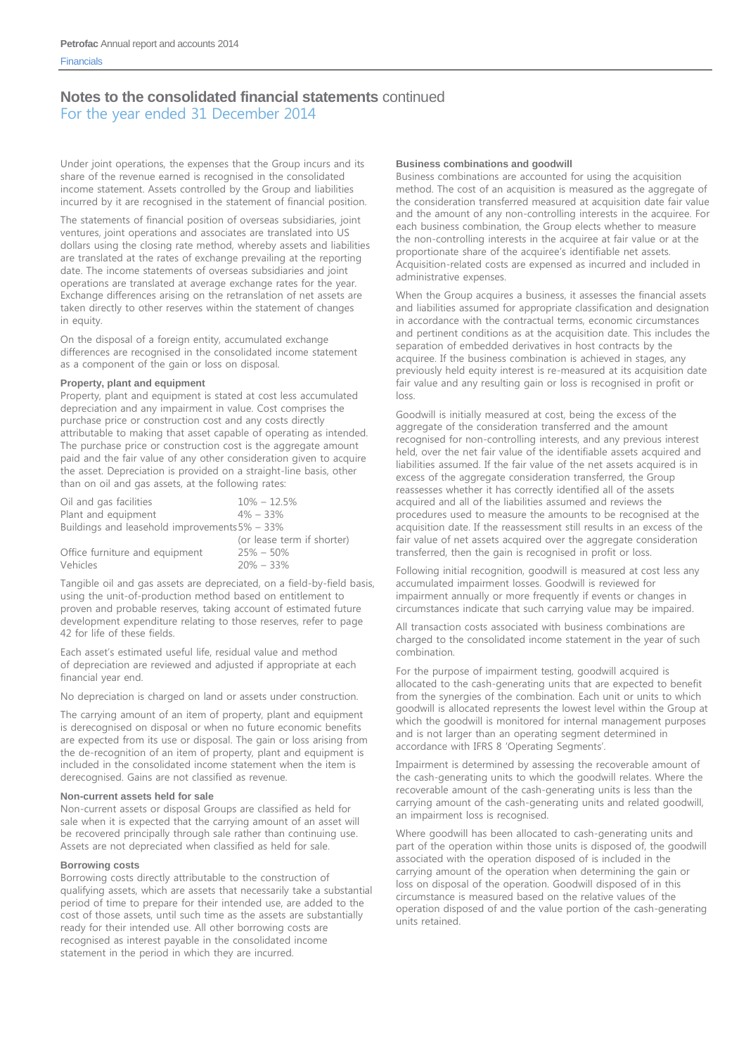# Notes to the consolidated financial statements continued

For the year ended 31 December 2014

Under joint operations, the expenses that the Group incurs and its share of the revenue earned is recognised in the consolidated income statement. Assets controlled by the Group and liabilities incurred by it are recognised in the statement of financial position.

The statements of financial position of overseas subsidiaries, joint ventures, joint operations and associates are translated into US dollars using the closing rate method, whereby assets and liabilities are translated at the rates of exchange prevailing at the reporting date. The income statements of overseas subsidiaries and joint operations are translated at average exchange rates for the year. Exchange differences arising on the retranslation of net assets are taken directly to other reserves within the statement of changes in equity.

On the disposal of a foreign entity, accumulated exchange differences are recognised in the consolidated income statement as a component of the gain or loss on disposal.

### Property, plant and equipment

Property, plant and equipment is stated at cost less accumulated depreciation and any impairment in value. Cost comprises the purchase price or construction cost and any costs directly attributable to making that asset capable of operating as intended. The purchase price or construction cost is the aggregate amount paid and the fair value of any other consideration given to acquire the asset. Depreciation is provided on a straight-line basis, other than on oil and gas assets, at the following rates:

| | |
|---|---|
| Oil and gas facilities | 10% – 12.5% |
| Plant and equipment | 4% – 33% |
| Buildings and leasehold improvements | 5% – 33% (or lease term if shorter) |
| Office furniture and equipment | 25% – 50% |
| Vehicles | 20% – 33% |

Tangible oil and gas assets are depreciated, on a field-by-field basis, using the unit-of-production method based on entitlement to proven and probable reserves, taking account of estimated future development expenditure relating to those reserves, refer to page 42 for life of these fields.

Each asset's estimated useful life, residual value and method of depreciation are reviewed and adjusted if appropriate at each financial year end.

No depreciation is charged on land or assets under construction.

The carrying amount of an item of property, plant and equipment is derecognised on disposal or when no future economic benefits are expected from its use or disposal. The gain or loss arising from the de-recognition of an item of property, plant and equipment is included in the consolidated income statement when the item is derecognised. Gains are not classified as revenue.

### Non-current assets held for sale

Non-current assets or disposal Groups are classified as held for sale when it is expected that the carrying amount of an asset will be recovered principally through sale rather than continuing use. Assets are not depreciated when classified as held for sale.

### Borrowing costs

Borrowing costs directly attributable to the construction of qualifying assets, which are assets that necessarily take a substantial period of time to prepare for their intended use, are added to the cost of those assets, until such time as the assets are substantially ready for their intended use. All other borrowing costs are recognised as interest payable in the consolidated income statement in the period in which they are incurred.

### Business combinations and goodwill

Business combinations are accounted for using the acquisition method. The cost of an acquisition is measured as the aggregate of the consideration transferred measured at acquisition date fair value and the amount of any non-controlling interests in the acquiree. For each business combination, the Group elects whether to measure the non-controlling interests in the acquiree at fair value or at the proportionate share of the acquiree's identifiable net assets. Acquisition-related costs are expensed as incurred and included in administrative expenses.

When the Group acquires a business, it assesses the financial assets and liabilities assumed for appropriate classification and designation in accordance with the contractual terms, economic circumstances and pertinent conditions as at the acquisition date. This includes the separation of embedded derivatives in host contracts by the acquiree. If the business combination is achieved in stages, any previously held equity interest is re-measured at its acquisition date fair value and any resulting gain or loss is recognised in profit or loss.

Goodwill is initially measured at cost, being the excess of the aggregate of the consideration transferred and the amount recognised for non-controlling interests, and any previous interest held, over the net fair value of the identifiable assets acquired and liabilities assumed. If the fair value of the net assets acquired is in excess of the aggregate consideration transferred, the Group reassesses whether it has correctly identified all of the assets acquired and all of the liabilities assumed and reviews the procedures used to measure the amounts to be recognised at the acquisition date. If the reassessment still results in an excess of the fair value of net assets acquired over the aggregate consideration transferred, then the gain is recognised in profit or loss.

Following initial recognition, goodwill is measured at cost less any accumulated impairment losses. Goodwill is reviewed for impairment annually or more frequently if events or changes in circumstances indicate that such carrying value may be impaired.

All transaction costs associated with business combinations are charged to the consolidated income statement in the year of such combination.

For the purpose of impairment testing, goodwill acquired is allocated to the cash-generating units that are expected to benefit from the synergies of the combination. Each unit or units to which goodwill is allocated represents the lowest level within the Group at which the goodwill is monitored for internal management purposes and is not larger than an operating segment determined in accordance with IFRS 8 'Operating Segments'.

Impairment is determined by assessing the recoverable amount of the cash-generating units to which the goodwill relates. Where the recoverable amount of the cash-generating units is less than the carrying amount of the cash-generating units and related goodwill, an impairment loss is recognised.

Where goodwill has been allocated to cash-generating units and part of the operation within those units is disposed of, the goodwill associated with the operation disposed of is included in the carrying amount of the operation when determining the gain or loss on disposal of the operation. Goodwill disposed of in this circumstance is measured based on the relative values of the operation disposed of and the value portion of the cash-generating units retained.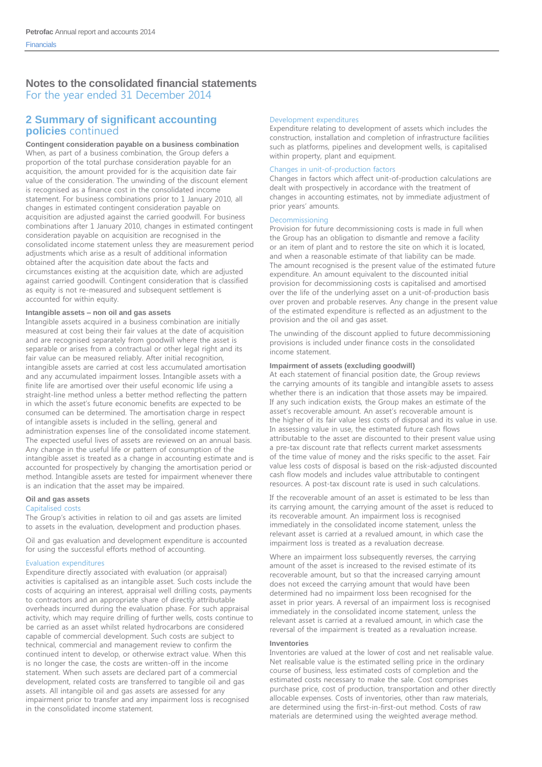# Notes to the consolidated financial statements
For the year ended 31 December 2014

## 2 Summary of significant accounting policies continued

**Contingent consideration payable on a business combination**

When, as part of a business combination, the Group defers a proportion of the total purchase consideration payable for an acquisition, the amount provided for is the acquisition date fair value of the consideration. The unwinding of the discount element is recognised as a finance cost in the consolidated income statement. For business combinations prior to 1 January 2010, all changes in estimated contingent consideration payable on acquisition are adjusted against the carried goodwill. For business combinations after 1 January 2010, changes in estimated contingent consideration payable on acquisition are recognised in the consolidated income statement unless they are measurement period adjustments which arise as a result of additional information obtained after the acquisition date about the facts and circumstances existing at the acquisition date, which are adjusted against carried goodwill. Contingent consideration that is classified as equity is not re-measured and subsequent settlement is accounted for within equity.

**Intangible assets – non oil and gas assets**

Intangible assets acquired in a business combination are initially measured at cost being their fair values at the date of acquisition and are recognised separately from goodwill where the asset is separable or arises from a contractual or other legal right and its fair value can be measured reliably. After initial recognition, intangible assets are carried at cost less accumulated amortisation and any accumulated impairment losses. Intangible assets with a finite life are amortised over their useful economic life using a straight-line method unless a better method reflecting the pattern in which the asset's future economic benefits are expected to be consumed can be determined. The amortisation charge in respect of intangible assets is included in the selling, general and administration expenses line of the consolidated income statement. The expected useful lives of assets are reviewed on an annual basis. Any change in the useful life or pattern of consumption of the intangible asset is treated as a change in accounting estimate and is accounted for prospectively by changing the amortisation period or method. Intangible assets are tested for impairment whenever there is an indication that the asset may be impaired.

**Oil and gas assets**

*Capitalised costs*

The Group's activities in relation to oil and gas assets are limited to assets in the evaluation, development and production phases.

Oil and gas evaluation and development expenditure is accounted for using the successful efforts method of accounting.

*Evaluation expenditures*

Expenditure directly associated with evaluation (or appraisal) activities is capitalised as an intangible asset. Such costs include the costs of acquiring an interest, appraisal well drilling costs, payments to contractors and an appropriate share of directly attributable overheads incurred during the evaluation phase. For such appraisal activity, which may require drilling of further wells, costs continue to be carried as an asset whilst related hydrocarbons are considered capable of commercial development. Such costs are subject to technical, commercial and management review to confirm the continued intent to develop, or otherwise extract value. When this is no longer the case, the costs are written-off in the income statement. When such assets are declared part of a commercial development, related costs are transferred to tangible oil and gas assets. All intangible oil and gas assets are assessed for any impairment prior to transfer and any impairment loss is recognised in the consolidated income statement.

*Development expenditures*

Expenditure relating to development of assets which includes the construction, installation and completion of infrastructure facilities such as platforms, pipelines and development wells, is capitalised within property, plant and equipment.

*Changes in unit-of-production factors*

Changes in factors which affect unit-of-production calculations are dealt with prospectively in accordance with the treatment of changes in accounting estimates, not by immediate adjustment of prior years' amounts.

*Decommissioning*

Provision for future decommissioning costs is made in full when the Group has an obligation to dismantle and remove a facility or an item of plant and to restore the site on which it is located, and when a reasonable estimate of that liability can be made. The amount recognised is the present value of the estimated future expenditure. An amount equivalent to the discounted initial provision for decommissioning costs is capitalised and amortised over the life of the underlying asset on a unit-of-production basis over proven and probable reserves. Any change in the present value of the estimated expenditure is reflected as an adjustment to the provision and the oil and gas asset.

The unwinding of the discount applied to future decommissioning provisions is included under finance costs in the consolidated income statement.

**Impairment of assets (excluding goodwill)**

At each statement of financial position date, the Group reviews the carrying amounts of its tangible and intangible assets to assess whether there is an indication that those assets may be impaired. If any such indication exists, the Group makes an estimate of the asset's recoverable amount. An asset's recoverable amount is the higher of its fair value less costs of disposal and its value in use. In assessing value in use, the estimated future cash flows attributable to the asset are discounted to their present value using a pre-tax discount rate that reflects current market assessments of the time value of money and the risks specific to the asset. Fair value less costs of disposal is based on the risk-adjusted discounted cash flow models and includes value attributable to contingent resources. A post-tax discount rate is used in such calculations.

If the recoverable amount of an asset is estimated to be less than its carrying amount, the carrying amount of the asset is reduced to its recoverable amount. An impairment loss is recognised immediately in the consolidated income statement, unless the relevant asset is carried at a revalued amount, in which case the impairment loss is treated as a revaluation decrease.

Where an impairment loss subsequently reverses, the carrying amount of the asset is increased to the revised estimate of its recoverable amount, but so that the increased carrying amount does not exceed the carrying amount that would have been determined had no impairment loss been recognised for the asset in prior years. A reversal of an impairment loss is recognised immediately in the consolidated income statement, unless the relevant asset is carried at a revalued amount, in which case the reversal of the impairment is treated as a revaluation increase.

**Inventories**

Inventories are valued at the lower of cost and net realisable value. Net realisable value is the estimated selling price in the ordinary course of business, less estimated costs of completion and the estimated costs necessary to make the sale. Cost comprises purchase price, cost of production, transportation and other directly allocable expenses. Costs of inventories, other than raw materials, are determined using the first-in-first-out method. Costs of raw materials are determined using the weighted average method.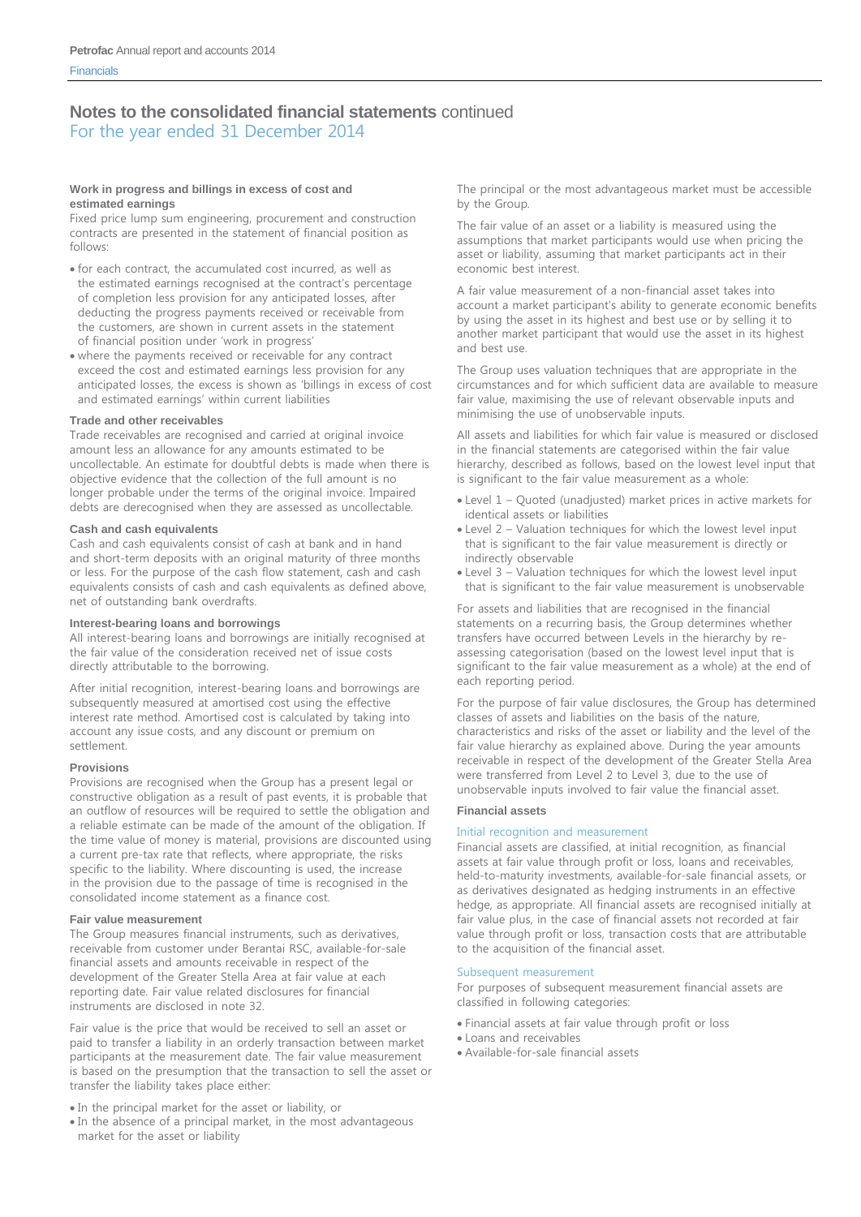## Notes to the consolidated financial statements continued
For the year ended 31 December 2014

#### Work in progress and billings in excess of cost and estimated earnings

Fixed price lump sum engineering, procurement and construction contracts are presented in the statement of financial position as follows:

- for each contract, the accumulated cost incurred, as well as the estimated earnings recognised at the contract's percentage of completion less provision for any anticipated losses, after deducting the progress payments received or receivable from the customers, are shown in current assets in the statement of financial position under 'work in progress'
- where the payments received or receivable for any contract exceed the cost and estimated earnings less provision for any anticipated losses, the excess is shown as 'billings in excess of cost and estimated earnings' within current liabilities

#### Trade and other receivables

Trade receivables are recognised and carried at original invoice amount less an allowance for any amounts estimated to be uncollectable. An estimate for doubtful debts is made when there is objective evidence that the collection of the full amount is no longer probable under the terms of the original invoice. Impaired debts are derecognised when they are assessed as uncollectable.

#### Cash and cash equivalents

Cash and cash equivalents consist of cash at bank and in hand and short-term deposits with an original maturity of three months or less. For the purpose of the cash flow statement, cash and cash equivalents consists of cash and cash equivalents as defined above, net of outstanding bank overdrafts.

#### Interest-bearing loans and borrowings

All interest-bearing loans and borrowings are initially recognised at the fair value of the consideration received net of issue costs directly attributable to the borrowing.

After initial recognition, interest-bearing loans and borrowings are subsequently measured at amortised cost using the effective interest rate method. Amortised cost is calculated by taking into account any issue costs, and any discount or premium on settlement.

#### Provisions

Provisions are recognised when the Group has a present legal or constructive obligation as a result of past events, it is probable that an outflow of resources will be required to settle the obligation and a reliable estimate can be made of the amount of the obligation. If the time value of money is material, provisions are discounted using a current pre-tax rate that reflects, where appropriate, the risks specific to the liability. Where discounting is used, the increase in the provision due to the passage of time is recognised in the consolidated income statement as a finance cost.

#### Fair value measurement

The Group measures financial instruments, such as derivatives, receivable from customer under Berantai RSC, available-for-sale financial assets and amounts receivable in respect of the development of the Greater Stella Area at fair value at each reporting date. Fair value related disclosures for financial instruments are disclosed in note 32.

Fair value is the price that would be received to sell an asset or paid to transfer a liability in an orderly transaction between market participants at the measurement date. The fair value measurement is based on the presumption that the transaction to sell the asset or transfer the liability takes place either:

- In the principal market for the asset or liability, or
- In the absence of a principal market, in the most advantageous market for the asset or liability

The principal or the most advantageous market must be accessible by the Group.

The fair value of an asset or a liability is measured using the assumptions that market participants would use when pricing the asset or liability, assuming that market participants act in their economic best interest.

A fair value measurement of a non-financial asset takes into account a market participant's ability to generate economic benefits by using the asset in its highest and best use or by selling it to another market participant that would use the asset in its highest and best use.

The Group uses valuation techniques that are appropriate in the circumstances and for which sufficient data are available to measure fair value, maximising the use of relevant observable inputs and minimising the use of unobservable inputs.

All assets and liabilities for which fair value is measured or disclosed in the financial statements are categorised within the fair value hierarchy, described as follows, based on the lowest level input that is significant to the fair value measurement as a whole:

- Level 1 – Quoted (unadjusted) market prices in active markets for identical assets or liabilities
- Level 2 – Valuation techniques for which the lowest level input that is significant to the fair value measurement is directly or indirectly observable
- Level 3 – Valuation techniques for which the lowest level input that is significant to the fair value measurement is unobservable

For assets and liabilities that are recognised in the financial statements on a recurring basis, the Group determines whether transfers have occurred between Levels in the hierarchy by re-assessing categorisation (based on the lowest level input that is significant to the fair value measurement as a whole) at the end of each reporting period.

For the purpose of fair value disclosures, the Group has determined classes of assets and liabilities on the basis of the nature, characteristics and risks of the asset or liability and the level of the fair value hierarchy as explained above. During the year amounts receivable in respect of the development of the Greater Stella Area were transferred from Level 2 to Level 3, due to the use of unobservable inputs involved to fair value the financial asset.

#### Financial assets

##### Initial recognition and measurement

Financial assets are classified, at initial recognition, as financial assets at fair value through profit or loss, loans and receivables, held-to-maturity investments, available-for-sale financial assets, or as derivatives designated as hedging instruments in an effective hedge, as appropriate. All financial assets are recognised initially at fair value plus, in the case of financial assets not recorded at fair value through profit or loss, transaction costs that are attributable to the acquisition of the financial asset.

##### Subsequent measurement

For purposes of subsequent measurement financial assets are classified in following categories:

- Financial assets at fair value through profit or loss
- Loans and receivables
- Available-for-sale financial assets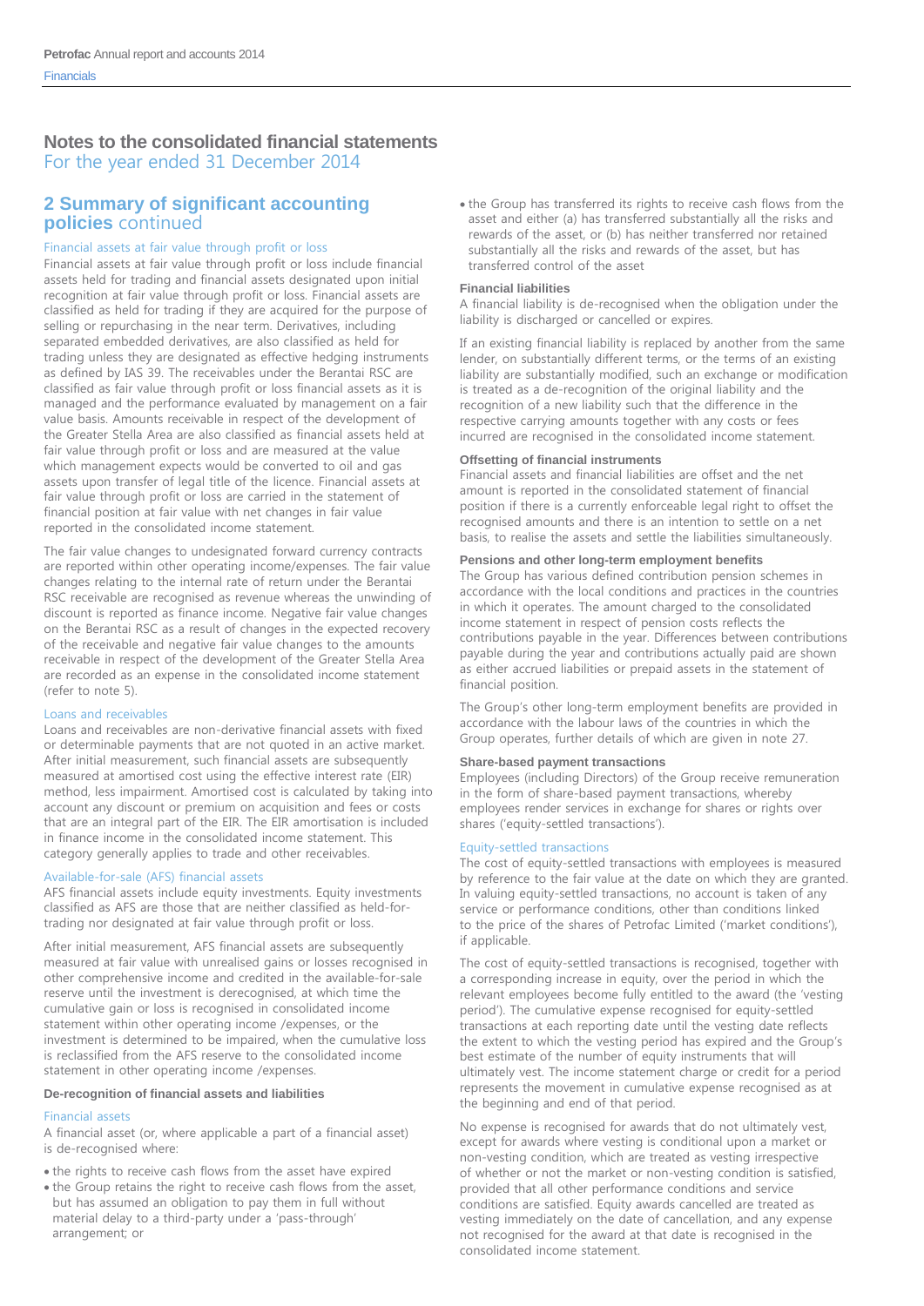# Notes to the consolidated financial statements
For the year ended 31 December 2014

## 2 Summary of significant accounting policies continued

### Financial assets at fair value through profit or loss

Financial assets at fair value through profit or loss include financial assets held for trading and financial assets designated upon initial recognition at fair value through profit or loss. Financial assets are classified as held for trading if they are acquired for the purpose of selling or repurchasing in the near term. Derivatives, including separated embedded derivatives, are also classified as held for trading unless they are designated as effective hedging instruments as defined by IAS 39. The receivables under the Berantai RSC are classified as fair value through profit or loss financial assets as it is managed and the performance evaluated by management on a fair value basis. Amounts receivable in respect of the development of the Greater Stella Area are also classified as financial assets held at fair value through profit or loss and are measured at the value which management expects would be converted to oil and gas assets upon transfer of legal title of the licence. Financial assets at fair value through profit or loss are carried in the statement of financial position at fair value with net changes in fair value reported in the consolidated income statement.

The fair value changes to undesignated forward currency contracts are reported within other operating income/expenses. The fair value changes relating to the internal rate of return under the Berantai RSC receivable are recognised as revenue whereas the unwinding of discount is reported as finance income. Negative fair value changes on the Berantai RSC as a result of changes in the expected recovery of the receivable and negative fair value changes to the amounts receivable in respect of the development of the Greater Stella Area are recorded as an expense in the consolidated income statement (refer to note 5).

### Loans and receivables

Loans and receivables are non-derivative financial assets with fixed or determinable payments that are not quoted in an active market. After initial measurement, such financial assets are subsequently measured at amortised cost using the effective interest rate (EIR) method, less impairment. Amortised cost is calculated by taking into account any discount or premium on acquisition and fees or costs that are an integral part of the EIR. The EIR amortisation is included in finance income in the consolidated income statement. This category generally applies to trade and other receivables.

### Available-for-sale (AFS) financial assets

AFS financial assets include equity investments. Equity investments classified as AFS are those that are neither classified as held-for-trading nor designated at fair value through profit or loss.

After initial measurement, AFS financial assets are subsequently measured at fair value with unrealised gains or losses recognised in other comprehensive income and credited in the available-for-sale reserve until the investment is derecognised, at which time the cumulative gain or loss is recognised in consolidated income statement within other operating income /expenses, or the investment is determined to be impaired, when the cumulative loss is reclassified from the AFS reserve to the consolidated income statement in other operating income /expenses.

### De-recognition of financial assets and liabilities

#### Financial assets

A financial asset (or, where applicable a part of a financial asset) is de-recognised where:

- the rights to receive cash flows from the asset have expired
- the Group retains the right to receive cash flows from the asset, but has assumed an obligation to pay them in full without material delay to a third-party under a 'pass-through' arrangement; or
- the Group has transferred its rights to receive cash flows from the asset and either (a) has transferred substantially all the risks and rewards of the asset, or (b) has neither transferred nor retained substantially all the risks and rewards of the asset, but has transferred control of the asset

#### Financial liabilities

A financial liability is de-recognised when the obligation under the liability is discharged or cancelled or expires.

If an existing financial liability is replaced by another from the same lender, on substantially different terms, or the terms of an existing liability are substantially modified, such an exchange or modification is treated as a de-recognition of the original liability and the recognition of a new liability such that the difference in the respective carrying amounts together with any costs or fees incurred are recognised in the consolidated income statement.

### Offsetting of financial instruments

Financial assets and financial liabilities are offset and the net amount is reported in the consolidated statement of financial position if there is a currently enforceable legal right to offset the recognised amounts and there is an intention to settle on a net basis, to realise the assets and settle the liabilities simultaneously.

### Pensions and other long-term employment benefits

The Group has various defined contribution pension schemes in accordance with the local conditions and practices in the countries in which it operates. The amount charged to the consolidated income statement in respect of pension costs reflects the contributions payable in the year. Differences between contributions payable during the year and contributions actually paid are shown as either accrued liabilities or prepaid assets in the statement of financial position.

The Group's other long-term employment benefits are provided in accordance with the labour laws of the countries in which the Group operates, further details of which are given in note 27.

### Share-based payment transactions

Employees (including Directors) of the Group receive remuneration in the form of share-based payment transactions, whereby employees render services in exchange for shares or rights over shares ('equity-settled transactions').

#### Equity-settled transactions

The cost of equity-settled transactions with employees is measured by reference to the fair value at the date on which they are granted. In valuing equity-settled transactions, no account is taken of any service or performance conditions, other than conditions linked to the price of the shares of Petrofac Limited ('market conditions'), if applicable.

The cost of equity-settled transactions is recognised, together with a corresponding increase in equity, over the period in which the relevant employees become fully entitled to the award (the 'vesting period'). The cumulative expense recognised for equity-settled transactions at each reporting date until the vesting date reflects the extent to which the vesting period has expired and the Group's best estimate of the number of equity instruments that will ultimately vest. The income statement charge or credit for a period represents the movement in cumulative expense recognised as at the beginning and end of that period.

No expense is recognised for awards that do not ultimately vest, except for awards where vesting is conditional upon a market or non-vesting condition, which are treated as vesting irrespective of whether or not the market or non-vesting condition is satisfied, provided that all other performance conditions and service conditions are satisfied. Equity awards cancelled are treated as vesting immediately on the date of cancellation, and any expense not recognised for the award at that date is recognised in the consolidated income statement.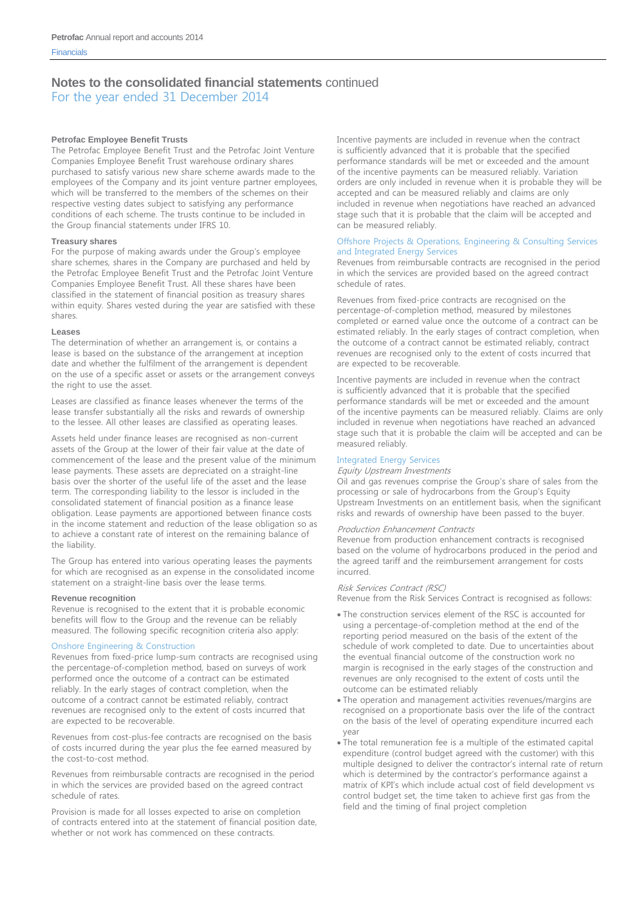# Notes to the consolidated financial statements continued

For the year ended 31 December 2014

### Petrofac Employee Benefit Trusts

The Petrofac Employee Benefit Trust and the Petrofac Joint Venture Companies Employee Benefit Trust warehouse ordinary shares purchased to satisfy various new share scheme awards made to the employees of the Company and its joint venture partner employees, which will be transferred to the members of the schemes on their respective vesting dates subject to satisfying any performance conditions of each scheme. The trusts continue to be included in the Group financial statements under IFRS 10.

### Treasury shares

For the purpose of making awards under the Group's employee share schemes, shares in the Company are purchased and held by the Petrofac Employee Benefit Trust and the Petrofac Joint Venture Companies Employee Benefit Trust. All these shares have been classified in the statement of financial position as treasury shares within equity. Shares vested during the year are satisfied with these shares.

### Leases

The determination of whether an arrangement is, or contains a lease is based on the substance of the arrangement at inception date and whether the fulfilment of the arrangement is dependent on the use of a specific asset or assets or the arrangement conveys the right to use the asset.

Leases are classified as finance leases whenever the terms of the lease transfer substantially all the risks and rewards of ownership to the lessee. All other leases are classified as operating leases.

Assets held under finance leases are recognised as non-current assets of the Group at the lower of their fair value at the date of commencement of the lease and the present value of the minimum lease payments. These assets are depreciated on a straight-line basis over the shorter of the useful life of the asset and the lease term. The corresponding liability to the lessor is included in the consolidated statement of financial position as a finance lease obligation. Lease payments are apportioned between finance costs in the income statement and reduction of the lease obligation so as to achieve a constant rate of interest on the remaining balance of the liability.

The Group has entered into various operating leases the payments for which are recognised as an expense in the consolidated income statement on a straight-line basis over the lease terms.

### Revenue recognition

Revenue is recognised to the extent that it is probable economic benefits will flow to the Group and the revenue can be reliably measured. The following specific recognition criteria also apply:

#### Onshore Engineering & Construction

Revenues from fixed-price lump-sum contracts are recognised using the percentage-of-completion method, based on surveys of work performed once the outcome of a contract can be estimated reliably. In the early stages of contract completion, when the outcome of a contract cannot be estimated reliably, contract revenues are recognised only to the extent of costs incurred that are expected to be recoverable.

Revenues from cost-plus-fee contracts are recognised on the basis of costs incurred during the year plus the fee earned measured by the cost-to-cost method.

Revenues from reimbursable contracts are recognised in the period in which the services are provided based on the agreed contract schedule of rates.

Provision is made for all losses expected to arise on completion of contracts entered into at the statement of financial position date, whether or not work has commenced on these contracts.

Incentive payments are included in revenue when the contract is sufficiently advanced that it is probable that the specified performance standards will be met or exceeded and the amount of the incentive payments can be measured reliably. Variation orders are only included in revenue when it is probable they will be accepted and can be measured reliably and claims are only included in revenue when negotiations have reached an advanced stage such that it is probable that the claim will be accepted and can be measured reliably.

#### Offshore Projects & Operations, Engineering & Consulting Services and Integrated Energy Services

Revenues from reimbursable contracts are recognised in the period in which the services are provided based on the agreed contract schedule of rates.

Revenues from fixed-price contracts are recognised on the percentage-of-completion method, measured by milestones completed or earned value once the outcome of a contract can be estimated reliably. In the early stages of contract completion, when the outcome of a contract cannot be estimated reliably, contract revenues are recognised only to the extent of costs incurred that are expected to be recoverable.

Incentive payments are included in revenue when the contract is sufficiently advanced that it is probable that the specified performance standards will be met or exceeded and the amount of the incentive payments can be measured reliably. Claims are only included in revenue when negotiations have reached an advanced stage such that it is probable the claim will be accepted and can be measured reliably.

#### Integrated Energy Services

*Equity Upstream Investments*

Oil and gas revenues comprise the Group's share of sales from the processing or sale of hydrocarbons from the Group's Equity Upstream Investments on an entitlement basis, when the significant risks and rewards of ownership have been passed to the buyer.

*Production Enhancement Contracts*

Revenue from production enhancement contracts is recognised based on the volume of hydrocarbons produced in the period and the agreed tariff and the reimbursement arrangement for costs incurred.

*Risk Services Contract (RSC)*

Revenue from the Risk Services Contract is recognised as follows:

- The construction services element of the RSC is accounted for using a percentage-of-completion method at the end of the reporting period measured on the basis of the extent of the schedule of work completed to date. Due to uncertainties about the eventual financial outcome of the construction work no margin is recognised in the early stages of the construction and revenues are only recognised to the extent of costs until the outcome can be estimated reliably
- The operation and management activities revenues/margins are recognised on a proportionate basis over the life of the contract on the basis of the level of operating expenditure incurred each year
- The total remuneration fee is a multiple of the estimated capital expenditure (control budget agreed with the customer) with this multiple designed to deliver the contractor's internal rate of return which is determined by the contractor's performance against a matrix of KPI's which include actual cost of field development vs control budget set, the time taken to achieve first gas from the field and the timing of final project completion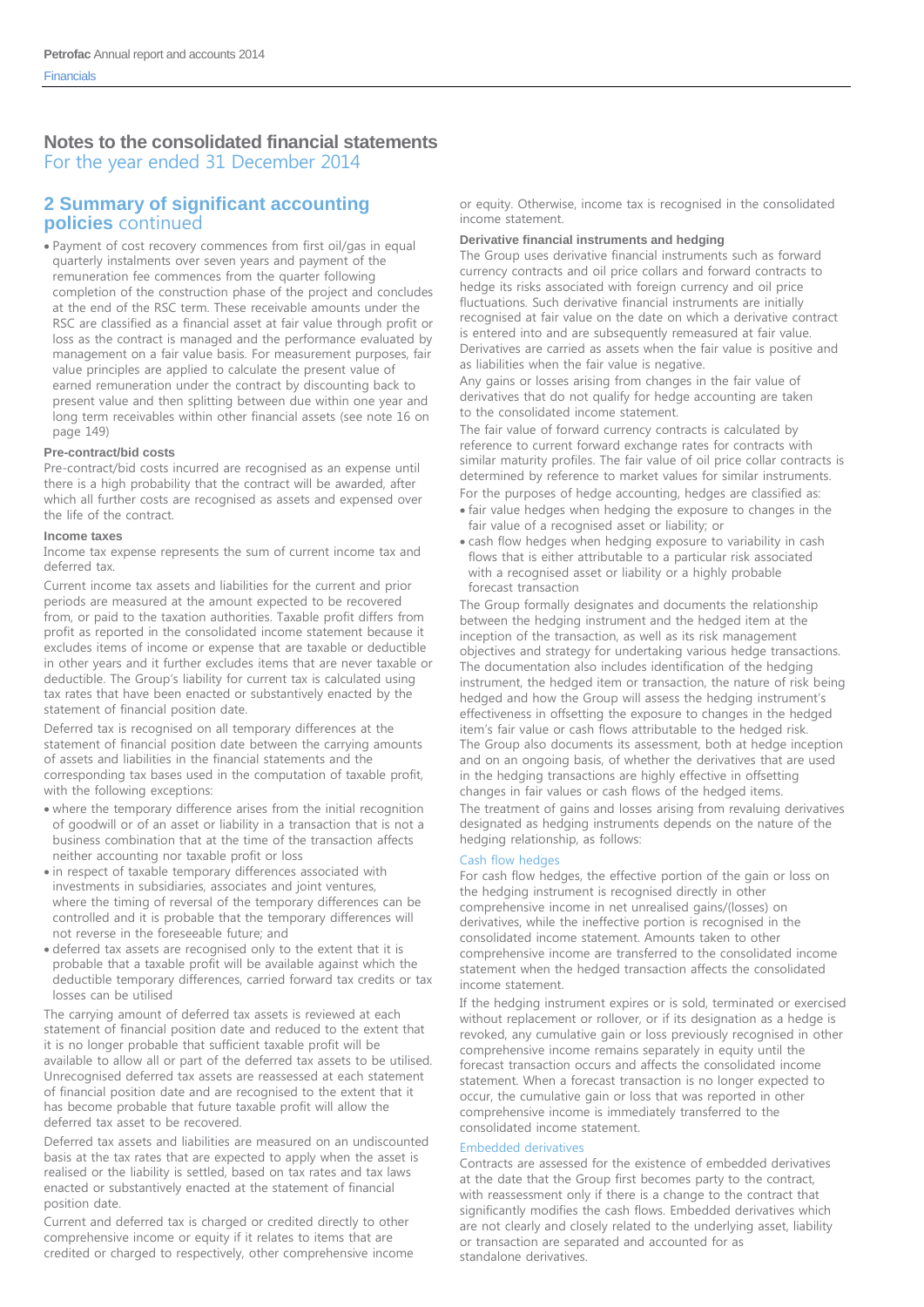# Notes to the consolidated financial statements

For the year ended 31 December 2014

## 2 Summary of significant accounting policies continued

- Payment of cost recovery commences from first oil/gas in equal quarterly instalments over seven years and payment of the remuneration fee commences from the quarter following completion of the construction phase of the project and concludes at the end of the RSC term. These receivable amounts under the RSC are classified as a financial asset at fair value through profit or loss as the contract is managed and the performance evaluated by management on a fair value basis. For measurement purposes, fair value principles are applied to calculate the present value of earned remuneration under the contract by discounting back to present value and then splitting between due within one year and long term receivables within other financial assets (see note 16 on page 149)

### Pre-contract/bid costs

Pre-contract/bid costs incurred are recognised as an expense until there is a high probability that the contract will be awarded, after which all further costs are recognised as assets and expensed over the life of the contract.

### Income taxes

Income tax expense represents the sum of current income tax and deferred tax.

Current income tax assets and liabilities for the current and prior periods are measured at the amount expected to be recovered from, or paid to the taxation authorities. Taxable profit differs from profit as reported in the consolidated income statement because it excludes items of income or expense that are taxable or deductible in other years and it further excludes items that are never taxable or deductible. The Group's liability for current tax is calculated using tax rates that have been enacted or substantively enacted by the statement of financial position date.

Deferred tax is recognised on all temporary differences at the statement of financial position date between the carrying amounts of assets and liabilities in the financial statements and the corresponding tax bases used in the computation of taxable profit, with the following exceptions:

- where the temporary difference arises from the initial recognition of goodwill or of an asset or liability in a transaction that is not a business combination that at the time of the transaction affects neither accounting nor taxable profit or loss
- in respect of taxable temporary differences associated with investments in subsidiaries, associates and joint ventures, where the timing of reversal of the temporary differences can be controlled and it is probable that the temporary differences will not reverse in the foreseeable future; and
- deferred tax assets are recognised only to the extent that it is probable that a taxable profit will be available against which the deductible temporary differences, carried forward tax credits or tax losses can be utilised

The carrying amount of deferred tax assets is reviewed at each statement of financial position date and reduced to the extent that it is no longer probable that sufficient taxable profit will be available to allow all or part of the deferred tax assets to be utilised. Unrecognised deferred tax assets are reassessed at each statement of financial position date and are recognised to the extent that it has become probable that future taxable profit will allow the deferred tax asset to be recovered.

Deferred tax assets and liabilities are measured on an undiscounted basis at the tax rates that are expected to apply when the asset is realised or the liability is settled, based on tax rates and tax laws enacted or substantively enacted at the statement of financial position date.

Current and deferred tax is charged or credited directly to other comprehensive income or equity if it relates to items that are credited or charged to respectively, other comprehensive income or equity. Otherwise, income tax is recognised in the consolidated income statement.

### Derivative financial instruments and hedging

The Group uses derivative financial instruments such as forward currency contracts and oil price collars and forward contracts to hedge its risks associated with foreign currency and oil price fluctuations. Such derivative financial instruments are initially recognised at fair value on the date on which a derivative contract is entered into and are subsequently remeasured at fair value. Derivatives are carried as assets when the fair value is positive and as liabilities when the fair value is negative.

Any gains or losses arising from changes in the fair value of derivatives that do not qualify for hedge accounting are taken to the consolidated income statement.

The fair value of forward currency contracts is calculated by reference to current forward exchange rates for contracts with similar maturity profiles. The fair value of oil price collar contracts is determined by reference to market values for similar instruments.

For the purposes of hedge accounting, hedges are classified as:

- fair value hedges when hedging the exposure to changes in the fair value of a recognised asset or liability; or
- cash flow hedges when hedging exposure to variability in cash flows that is either attributable to a particular risk associated with a recognised asset or liability or a highly probable forecast transaction

The Group formally designates and documents the relationship between the hedging instrument and the hedged item at the inception of the transaction, as well as its risk management objectives and strategy for undertaking various hedge transactions. The documentation also includes identification of the hedging instrument, the hedged item or transaction, the nature of risk being hedged and how the Group will assess the hedging instrument's effectiveness in offsetting the exposure to changes in the hedged item's fair value or cash flows attributable to the hedged risk. The Group also documents its assessment, both at hedge inception and on an ongoing basis, of whether the derivatives that are used in the hedging transactions are highly effective in offsetting changes in fair values or cash flows of the hedged items.

The treatment of gains and losses arising from revaluing derivatives designated as hedging instruments depends on the nature of the hedging relationship, as follows:

#### Cash flow hedges

For cash flow hedges, the effective portion of the gain or loss on the hedging instrument is recognised directly in other comprehensive income in net unrealised gains/(losses) on derivatives, while the ineffective portion is recognised in the consolidated income statement. Amounts taken to other comprehensive income are transferred to the consolidated income statement when the hedged transaction affects the consolidated income statement.

If the hedging instrument expires or is sold, terminated or exercised without replacement or rollover, or if its designation as a hedge is revoked, any cumulative gain or loss previously recognised in other comprehensive income remains separately in equity until the forecast transaction occurs and affects the consolidated income statement. When a forecast transaction is no longer expected to occur, the cumulative gain or loss that was reported in other comprehensive income is immediately transferred to the consolidated income statement.

#### Embedded derivatives

Contracts are assessed for the existence of embedded derivatives at the date that the Group first becomes party to the contract, with reassessment only if there is a change to the contract that significantly modifies the cash flows. Embedded derivatives which are not clearly and closely related to the underlying asset, liability or transaction are separated and accounted for as standalone derivatives.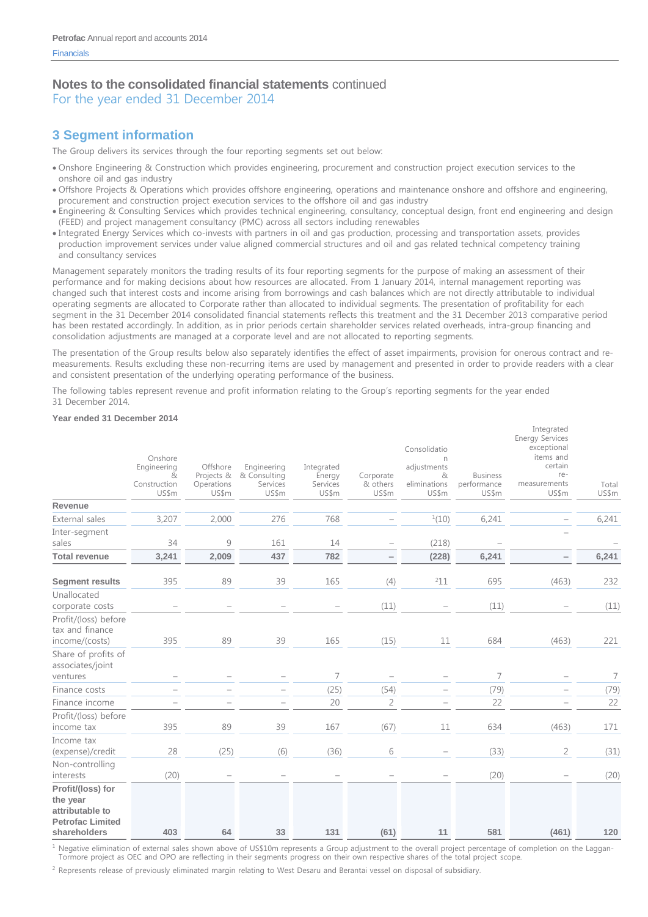# Notes to the consolidated financial statements continued
For the year ended 31 December 2014

## 3 Segment information

The Group delivers its services through the four reporting segments set out below:

- Onshore Engineering & Construction which provides engineering, procurement and construction project execution services to the onshore oil and gas industry
- Offshore Projects & Operations which provides offshore engineering, operations and maintenance onshore and offshore and engineering, procurement and construction project execution services to the offshore oil and gas industry
- Engineering & Consulting Services which provides technical engineering, consultancy, conceptual design, front end engineering and design (FEED) and project management consultancy (PMC) across all sectors including renewables
- Integrated Energy Services which co-invests with partners in oil and gas production, processing and transportation assets, provides production improvement services under value aligned commercial structures and oil and gas related technical competency training and consultancy services

Management separately monitors the trading results of its four reporting segments for the purpose of making an assessment of their performance and for making decisions about how resources are allocated. From 1 January 2014, internal management reporting was changed such that interest costs and income arising from borrowings and cash balances which are not directly attributable to individual operating segments are allocated to Corporate rather than allocated to individual segments. The presentation of profitability for each segment in the 31 December 2014 consolidated financial statements reflects this treatment and the 31 December 2013 comparative period has been restated accordingly. In addition, as in prior periods certain shareholder services related overheads, intra-group financing and consolidation adjustments are managed at a corporate level and are not allocated to reporting segments.

The presentation of the Group results below also separately identifies the effect of asset impairments, provision for onerous contract and re-measurements. Results excluding these non-recurring items are used by management and presented in order to provide readers with a clear and consistent presentation of the underlying operating performance of the business.

The following tables represent revenue and profit information relating to the Group's reporting segments for the year ended 31 December 2014.

**Year ended 31 December 2014**

| | Onshore Engineering & Construction US$m | Offshore Projects & Operations US$m | Engineering & Consulting Services US$m | Integrated Energy Services US$m | Corporate & others US$m | Consolidation adjustments & eliminations US$m | Business performance US$m | Integrated Energy Services exceptional items and certain re-measurements US$m | Total US$m |
|---|---|---|---|---|---|---|---|---|---|
| **Revenue** | | | | | | | | | |
| External sales | 3,207 | 2,000 | 276 | 768 | – | [1](10) | 6,241 | – | 6,241 |
| Inter-segment sales | 34 | 9 | 161 | 14 | – | (218) | – | – | – |
| **Total revenue** | **3,241** | **2,009** | **437** | **782** | **–** | **(228)** | **6,241** | **–** | **6,241** |
| **Segment results** | 395 | 89 | 39 | 165 | (4) | [2]11 | 695 | (463) | 232 |
| Unallocated corporate costs | – | – | – | – | (11) | – | (11) | – | (11) |
| Profit/(loss) before tax and finance income/(costs) | 395 | 89 | 39 | 165 | (15) | 11 | 684 | (463) | 221 |
| Share of profits of associates/joint ventures | – | – | – | 7 | – | – | 7 | – | 7 |
| Finance costs | – | – | – | (25) | (54) | – | (79) | – | (79) |
| Finance income | – | – | – | 20 | 2 | – | 22 | – | 22 |
| Profit/(loss) before income tax | 395 | 89 | 39 | 167 | (67) | 11 | 634 | (463) | 171 |
| Income tax (expense)/credit | 28 | (25) | (6) | (36) | 6 | – | (33) | 2 | (31) |
| Non-controlling interests | (20) | – | – | – | – | – | (20) | – | (20) |
| **Profit/(loss) for the year attributable to Petrofac Limited shareholders** | **403** | **64** | **33** | **131** | **(61)** | **11** | **581** | **(461)** | **120** |

[1] Negative elimination of external sales shown above of US$10m represents a Group adjustment to the overall project percentage of completion on the Laggan-Tormore project as OEC and OPO are reflecting in their segments progress on their own respective shares of the total project scope.

[2] Represents release of previously eliminated margin relating to West Desaru and Berantai vessel on disposal of subsidiary.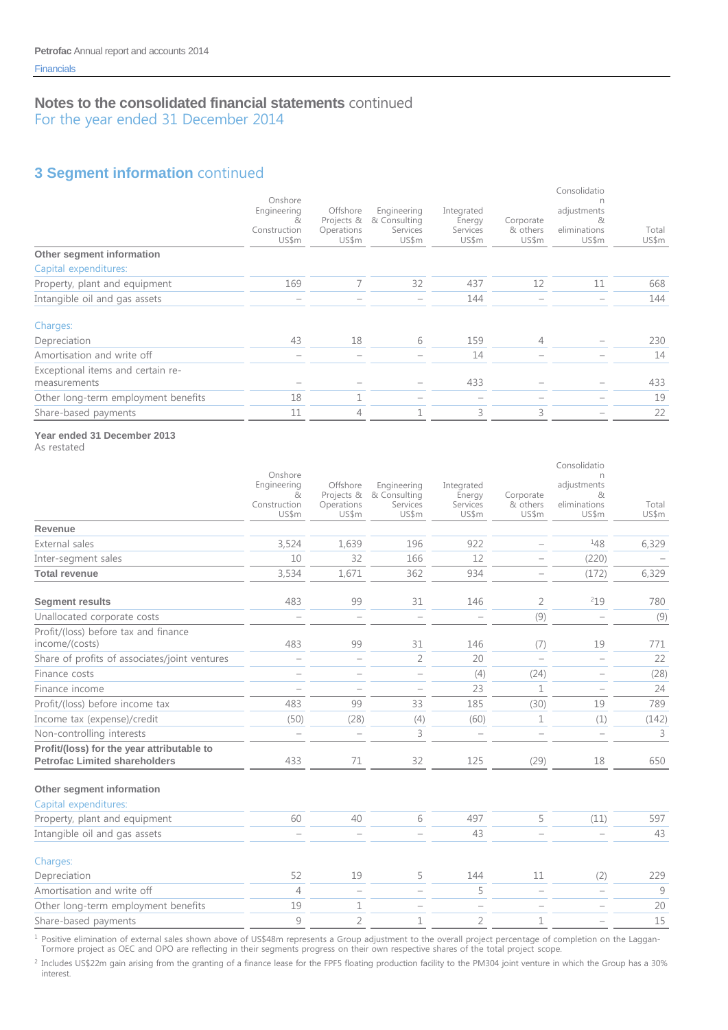## Notes to the consolidated financial statements continued
For the year ended 31 December 2014

### 3 Segment information continued

| | Onshore Engineering & Construction US$m | Offshore Projects & Operations US$m | Engineering & Consulting Services US$m | Integrated Energy Services US$m | Corporate & others US$m | Consolidation adjustments & eliminations US$m | Total US$m |
|---|---|---|---|---|---|---|---|
| **Other segment information** | | | | | | | |
| Capital expenditures: | | | | | | | |
| Property, plant and equipment | 169 | 7 | 32 | 437 | 12 | 11 | 668 |
| Intangible oil and gas assets | – | – | – | 144 | – | – | 144 |
| Charges: | | | | | | | |
| Depreciation | 43 | 18 | 6 | 159 | 4 | – | 230 |
| Amortisation and write off | – | – | – | 14 | – | – | 14 |
| Exceptional items and certain re-measurements | – | – | – | 433 | – | – | 433 |
| Other long-term employment benefits | 18 | 1 | – | – | – | – | 19 |
| Share-based payments | 11 | 4 | 1 | 3 | 3 | – | 22 |

**Year ended 31 December 2013**
As restated

| | Onshore Engineering & Construction US$m | Offshore Projects & Operations US$m | Engineering & Consulting Services US$m | Integrated Energy Services US$m | Corporate & others US$m | Consolidation adjustments & eliminations US$m | Total US$m |
|---|---|---|---|---|---|---|---|
| **Revenue** | | | | | | | |
| External sales | 3,524 | 1,639 | 196 | 922 | – | [1]48 | 6,329 |
| Inter-segment sales | 10 | 32 | 166 | 12 | – | (220) | – |
| **Total revenue** | 3,534 | 1,671 | 362 | 934 | – | (172) | 6,329 |
| **Segment results** | 483 | 99 | 31 | 146 | 2 | [2]19 | 780 |
| Unallocated corporate costs | – | – | – | – | (9) | – | (9) |
| Profit/(loss) before tax and finance income/(costs) | 483 | 99 | 31 | 146 | (7) | 19 | 771 |
| Share of profits of associates/joint ventures | – | – | 2 | 20 | – | – | 22 |
| Finance costs | – | – | – | (4) | (24) | – | (28) |
| Finance income | – | – | – | 23 | 1 | – | 24 |
| Profit/(loss) before income tax | 483 | 99 | 33 | 185 | (30) | 19 | 789 |
| Income tax (expense)/credit | (50) | (28) | (4) | (60) | 1 | (1) | (142) |
| Non-controlling interests | – | – | 3 | – | – | – | 3 |
| **Profit/(loss) for the year attributable to Petrofac Limited shareholders** | 433 | 71 | 32 | 125 | (29) | 18 | 650 |
| **Other segment information** | | | | | | | |
| Capital expenditures: | | | | | | | |
| Property, plant and equipment | 60 | 40 | 6 | 497 | 5 | (11) | 597 |
| Intangible oil and gas assets | – | – | – | 43 | – | – | 43 |
| Charges: | | | | | | | |
| Depreciation | 52 | 19 | 5 | 144 | 11 | (2) | 229 |
| Amortisation and write off | 4 | – | – | 5 | – | – | 9 |
| Other long-term employment benefits | 19 | 1 | – | – | – | – | 20 |
| Share-based payments | 9 | 2 | 1 | 2 | 1 | – | 15 |

[1] Positive elimination of external sales shown above of US$48m represents a Group adjustment to the overall project percentage of completion on the Laggan-Tormore project as OEC and OPO are reflecting in their segments progress on their own respective shares of the total project scope.

[2] Includes US$22m gain arising from the granting of a finance lease for the FPF5 floating production facility to the PM304 joint venture in which the Group has a 30% interest.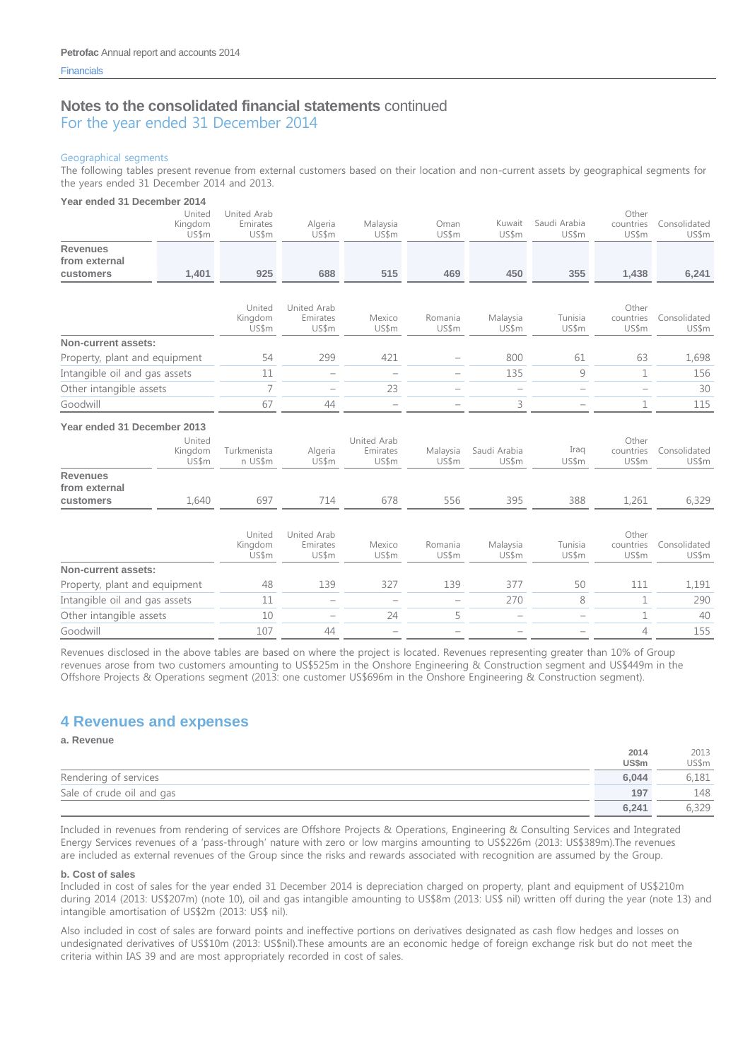# Notes to the consolidated financial statements continued
## For the year ended 31 December 2014

### Geographical segments

The following tables present revenue from external customers based on their location and non-current assets by geographical segments for the years ended 31 December 2014 and 2013.

**Year ended 31 December 2014**

| | United Kingdom US$m | United Arab Emirates US$m | Algeria US$m | Malaysia US$m | Oman US$m | Kuwait US$m | Saudi Arabia US$m | Other countries US$m | Consolidated US$m |
|---|---|---|---|---|---|---|---|---|---|
| **Revenues from external customers** | **1,401** | **925** | **688** | **515** | **469** | **450** | **355** | **1,438** | **6,241** |

| | United Kingdom US$m | United Arab Emirates US$m | Mexico US$m | Romania US$m | Malaysia US$m | Tunisia US$m | Other countries US$m | Consolidated US$m |
|---|---|---|---|---|---|---|---|---|
| **Non-current assets:** | | | | | | | | |
| Property, plant and equipment | 54 | 299 | 421 | – | 800 | 61 | 63 | 1,698 |
| Intangible oil and gas assets | 11 | – | – | – | 135 | 9 | 1 | 156 |
| Other intangible assets | 7 | – | 23 | – | – | – | – | 30 |
| Goodwill | 67 | 44 | – | – | 3 | – | 1 | 115 |

**Year ended 31 December 2013**

| | United Kingdom US$m | Turkmenistan US$m | Algeria US$m | United Arab Emirates US$m | Malaysia US$m | Saudi Arabia US$m | Iraq US$m | Other countries US$m | Consolidated US$m |
|---|---|---|---|---|---|---|---|---|---|
| **Revenues from external customers** | 1,640 | 697 | 714 | 678 | 556 | 395 | 388 | 1,261 | 6,329 |

| | United Kingdom US$m | United Arab Emirates US$m | Mexico US$m | Romania US$m | Malaysia US$m | Tunisia US$m | Other countries US$m | Consolidated US$m |
|---|---|---|---|---|---|---|---|---|
| **Non-current assets:** | | | | | | | | |
| Property, plant and equipment | 48 | 139 | 327 | 139 | 377 | 50 | 111 | 1,191 |
| Intangible oil and gas assets | 11 | – | – | – | 270 | 8 | 1 | 290 |
| Other intangible assets | 10 | – | 24 | 5 | – | – | 1 | 40 |
| Goodwill | 107 | 44 | – | – | – | – | 4 | 155 |

Revenues disclosed in the above tables are based on where the project is located. Revenues representing greater than 10% of Group revenues arose from two customers amounting to US$525m in the Onshore Engineering & Construction segment and US$449m in the Offshore Projects & Operations segment (2013: one customer US$696m in the Onshore Engineering & Construction segment).

## 4 Revenues and expenses

**a. Revenue**

| | 2014 US$m | 2013 US$m |
|---|---|---|
| Rendering of services | **6,044** | 6,181 |
| Sale of crude oil and gas | **197** | 148 |
| | **6,241** | 6,329 |

Included in revenues from rendering of services are Offshore Projects & Operations, Engineering & Consulting Services and Integrated Energy Services revenues of a 'pass-through' nature with zero or low margins amounting to US$226m (2013: US$389m).The revenues are included as external revenues of the Group since the risks and rewards associated with recognition are assumed by the Group.

**b. Cost of sales**

Included in cost of sales for the year ended 31 December 2014 is depreciation charged on property, plant and equipment of US$210m during 2014 (2013: US$207m) (note 10), oil and gas intangible amounting to US$8m (2013: US$ nil) written off during the year (note 13) and intangible amortisation of US$2m (2013: US$ nil).

Also included in cost of sales are forward points and ineffective portions on derivatives designated as cash flow hedges and losses on undesignated derivatives of US$10m (2013: US$nil).These amounts are an economic hedge of foreign exchange risk but do not meet the criteria within IAS 39 and are most appropriately recorded in cost of sales.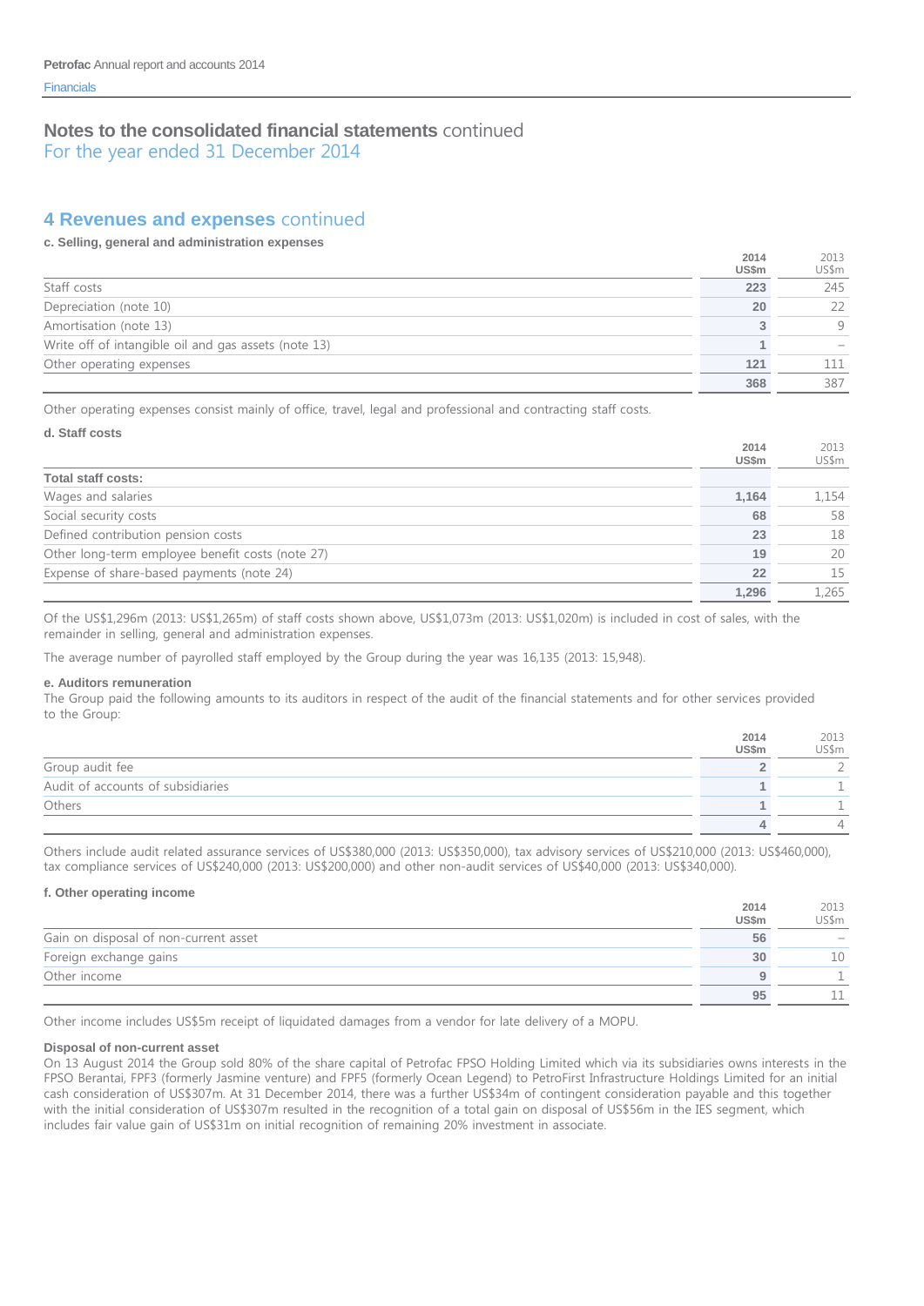## Notes to the consolidated financial statements continued
For the year ended 31 December 2014

## 4 Revenues and expenses continued

### c. Selling, general and administration expenses

| | 2014 US$m | 2013 US$m |
|---|---|---|
| Staff costs | **223** | 245 |
| Depreciation (note 10) | **20** | 22 |
| Amortisation (note 13) | **3** | 9 |
| Write off of intangible oil and gas assets (note 13) | **1** | – |
| Other operating expenses | **121** | 111 |
| | **368** | 387 |

Other operating expenses consist mainly of office, travel, legal and professional and contracting staff costs.

### d. Staff costs

| | 2014 US$m | 2013 US$m |
|---|---|---|
| **Total staff costs:** | | |
| Wages and salaries | **1,164** | 1,154 |
| Social security costs | **68** | 58 |
| Defined contribution pension costs | **23** | 18 |
| Other long-term employee benefit costs (note 27) | **19** | 20 |
| Expense of share-based payments (note 24) | **22** | 15 |
| | **1,296** | 1,265 |

Of the US$1,296m (2013: US$1,265m) of staff costs shown above, US$1,073m (2013: US$1,020m) is included in cost of sales, with the remainder in selling, general and administration expenses.

The average number of payrolled staff employed by the Group during the year was 16,135 (2013: 15,948).

### e. Auditors remuneration

The Group paid the following amounts to its auditors in respect of the audit of the financial statements and for other services provided to the Group:

| | 2014 US$m | 2013 US$m |
|---|---|---|
| Group audit fee | **2** | 2 |
| Audit of accounts of subsidiaries | **1** | 1 |
| Others | **1** | 1 |
| | **4** | 4 |

Others include audit related assurance services of US$380,000 (2013: US$350,000), tax advisory services of US$210,000 (2013: US$460,000), tax compliance services of US$240,000 (2013: US$200,000) and other non-audit services of US$40,000 (2013: US$340,000).

### f. Other operating income

| | 2014 US$m | 2013 US$m |
|---|---|---|
| Gain on disposal of non-current asset | **56** | – |
| Foreign exchange gains | **30** | 10 |
| Other income | **9** | 1 |
| | **95** | 11 |

Other income includes US$5m receipt of liquidated damages from a vendor for late delivery of a MOPU.

**Disposal of non-current asset**

On 13 August 2014 the Group sold 80% of the share capital of Petrofac FPSO Holding Limited which via its subsidiaries owns interests in the FPSO Berantai, FPF3 (formerly Jasmine venture) and FPF5 (formerly Ocean Legend) to PetroFirst Infrastructure Holdings Limited for an initial cash consideration of US$307m. At 31 December 2014, there was a further US$34m of contingent consideration payable and this together with the initial consideration of US$307m resulted in the recognition of a total gain on disposal of US$56m in the IES segment, which includes fair value gain of US$31m on initial recognition of remaining 20% investment in associate.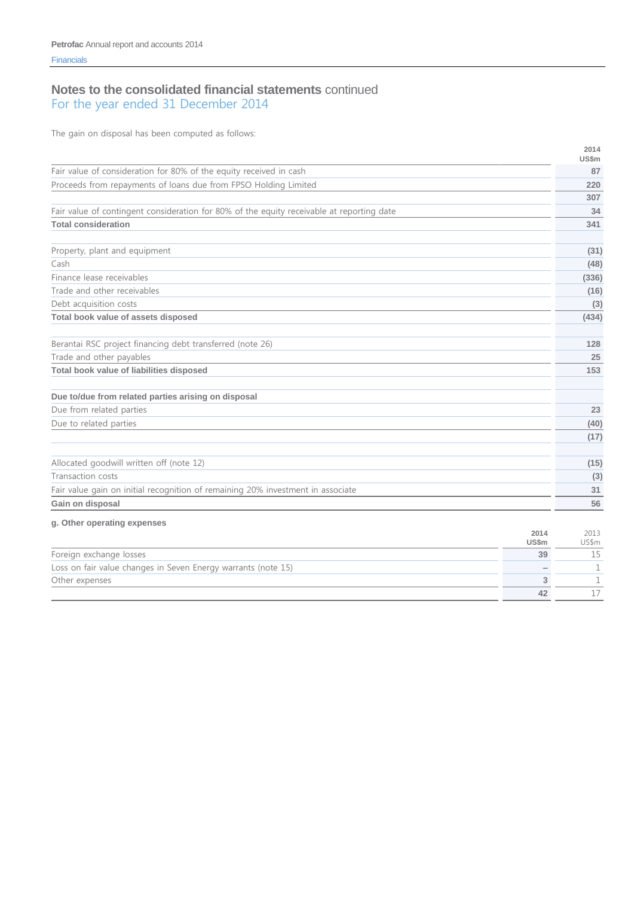## Notes to the consolidated financial statements continued
For the year ended 31 December 2014

The gain on disposal has been computed as follows:

| | 2014 US$m |
|---|---|
| Fair value of consideration for 80% of the equity received in cash | 87 |
| Proceeds from repayments of loans due from FPSO Holding Limited | 220 |
| | 307 |
| Fair value of contingent consideration for 80% of the equity receivable at reporting date | 34 |
| **Total consideration** | **341** |
| | |
| Property, plant and equipment | (31) |
| Cash | (48) |
| Finance lease receivables | (336) |
| Trade and other receivables | (16) |
| Debt acquisition costs | (3) |
| **Total book value of assets disposed** | **(434)** |
| | |
| Berantai RSC project financing debt transferred (note 26) | 128 |
| Trade and other payables | 25 |
| **Total book value of liabilities disposed** | **153** |
| | |
| **Due to/due from related parties arising on disposal** | |
| Due from related parties | 23 |
| Due to related parties | (40) |
| | (17) |
| | |
| Allocated goodwill written off (note 12) | (15) |
| Transaction costs | (3) |
| Fair value gain on initial recognition of remaining 20% investment in associate | 31 |
| **Gain on disposal** | **56** |

**g. Other operating expenses**

| | 2014 US$m | 2013 US$m |
|---|---|---|
| Foreign exchange losses | 39 | 15 |
| Loss on fair value changes in Seven Energy warrants (note 15) | – | 1 |
| Other expenses | 3 | 1 |
| | 42 | 17 |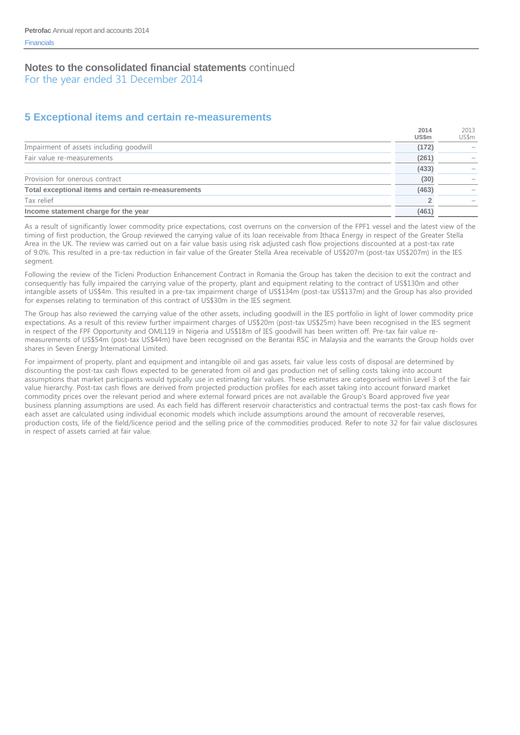## Notes to the consolidated financial statements continued

For the year ended 31 December 2014

### 5 Exceptional items and certain re-measurements

| | 2014 US$m | 2013 US$m |
|---|---|---|
| Impairment of assets including goodwill | (172) | – |
| Fair value re-measurements | (261) | – |
| | (433) | – |
| Provision for onerous contract | (30) | – |
| **Total exceptional items and certain re-measurements** | (463) | – |
| Tax relief | 2 | – |
| **Income statement charge for the year** | (461) | |

As a result of significantly lower commodity price expectations, cost overruns on the conversion of the FPF1 vessel and the latest view of the timing of first production, the Group reviewed the carrying value of its loan receivable from Ithaca Energy in respect of the Greater Stella Area in the UK. The review was carried out on a fair value basis using risk adjusted cash flow projections discounted at a post-tax rate of 9.0%. This resulted in a pre-tax reduction in fair value of the Greater Stella Area receivable of US$207m (post-tax US$207m) in the IES segment.

Following the review of the Ticleni Production Enhancement Contract in Romania the Group has taken the decision to exit the contract and consequently has fully impaired the carrying value of the property, plant and equipment relating to the contract of US$130m and other intangible assets of US$4m. This resulted in a pre-tax impairment charge of US$134m (post-tax US$137m) and the Group has also provided for expenses relating to termination of this contract of US$30m in the IES segment.

The Group has also reviewed the carrying value of the other assets, including goodwill in the IES portfolio in light of lower commodity price expectations. As a result of this review further impairment charges of US$20m (post-tax US$25m) have been recognised in the IES segment in respect of the FPF Opportunity and OML119 in Nigeria and US$18m of IES goodwill has been written off. Pre-tax fair value re-measurements of US$54m (post-tax US$44m) have been recognised on the Berantai RSC in Malaysia and the warrants the Group holds over shares in Seven Energy International Limited.

For impairment of property, plant and equipment and intangible oil and gas assets, fair value less costs of disposal are determined by discounting the post-tax cash flows expected to be generated from oil and gas production net of selling costs taking into account assumptions that market participants would typically use in estimating fair values. These estimates are categorised within Level 3 of the fair value hierarchy. Post-tax cash flows are derived from projected production profiles for each asset taking into account forward market commodity prices over the relevant period and where external forward prices are not available the Group's Board approved five year business planning assumptions are used. As each field has different reservoir characteristics and contractual terms the post-tax cash flows for each asset are calculated using individual economic models which include assumptions around the amount of recoverable reserves, production costs, life of the field/licence period and the selling price of the commodities produced. Refer to note 32 for fair value disclosures in respect of assets carried at fair value.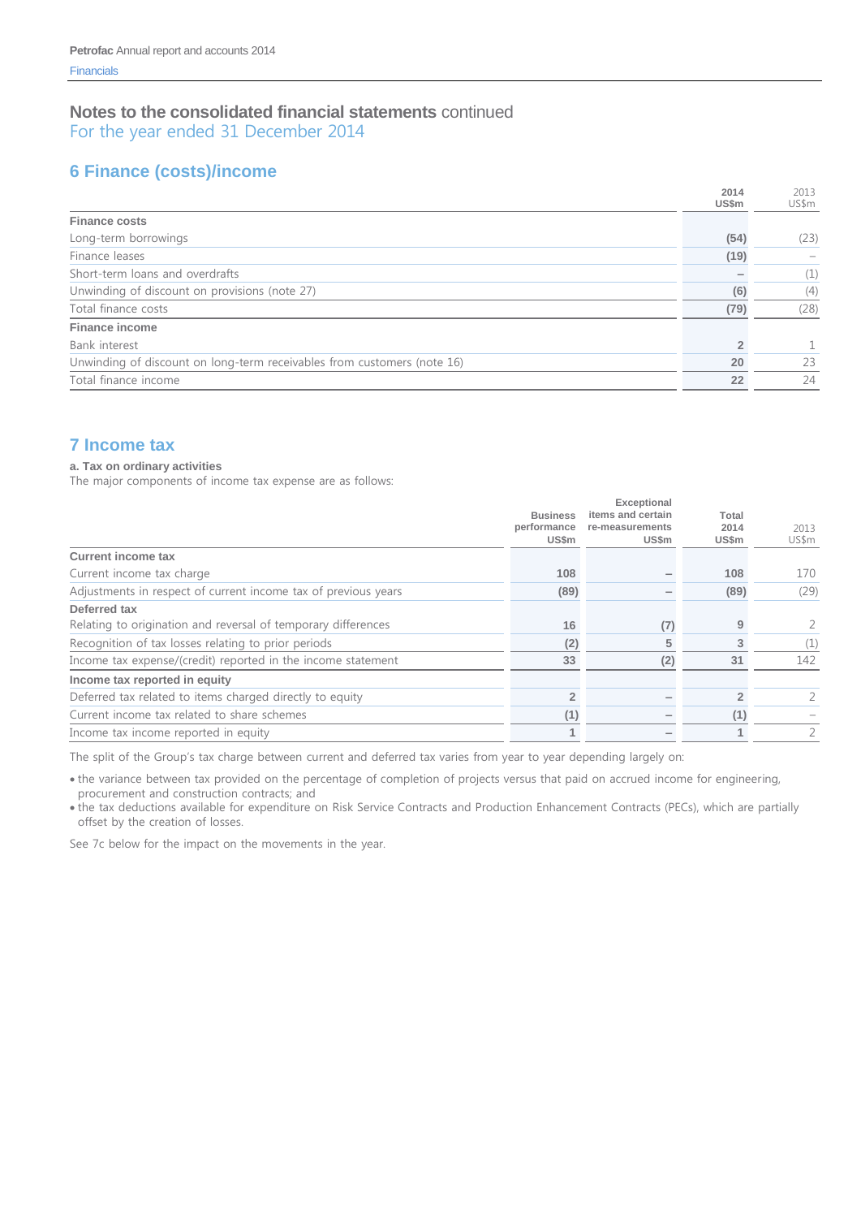## Notes to the consolidated financial statements continued
For the year ended 31 December 2014

## 6 Finance (costs)/income

| | 2014 US$m | 2013 US$m |
|---|---|---|
| **Finance costs** | | |
| Long-term borrowings | **(54)** | (23) |
| Finance leases | **(19)** | – |
| Short-term loans and overdrafts | **–** | (1) |
| Unwinding of discount on provisions (note 27) | **(6)** | (4) |
| Total finance costs | **(79)** | (28) |
| **Finance income** | | |
| Bank interest | **2** | 1 |
| Unwinding of discount on long-term receivables from customers (note 16) | **20** | 23 |
| Total finance income | **22** | 24 |

## 7 Income tax

**a. Tax on ordinary activities**

The major components of income tax expense are as follows:

| | Business performance US$m | Exceptional items and certain re-measurements US$m | Total 2014 US$m | 2013 US$m |
|---|---|---|---|---|
| **Current income tax** | | | | |
| Current income tax charge | **108** | **–** | **108** | 170 |
| Adjustments in respect of current income tax of previous years | **(89)** | **–** | **(89)** | (29) |
| **Deferred tax** | | | | |
| Relating to origination and reversal of temporary differences | **16** | **(7)** | **9** | 2 |
| Recognition of tax losses relating to prior periods | **(2)** | **5** | **3** | (1) |
| Income tax expense/(credit) reported in the income statement | **33** | **(2)** | **31** | 142 |
| **Income tax reported in equity** | | | | |
| Deferred tax related to items charged directly to equity | **2** | **–** | **2** | 2 |
| Current income tax related to share schemes | **(1)** | **–** | **(1)** | – |
| Income tax income reported in equity | **1** | **–** | **1** | 2 |

The split of the Group's tax charge between current and deferred tax varies from year to year depending largely on:

- the variance between tax provided on the percentage of completion of projects versus that paid on accrued income for engineering, procurement and construction contracts; and
- the tax deductions available for expenditure on Risk Service Contracts and Production Enhancement Contracts (PECs), which are partially offset by the creation of losses.

See 7c below for the impact on the movements in the year.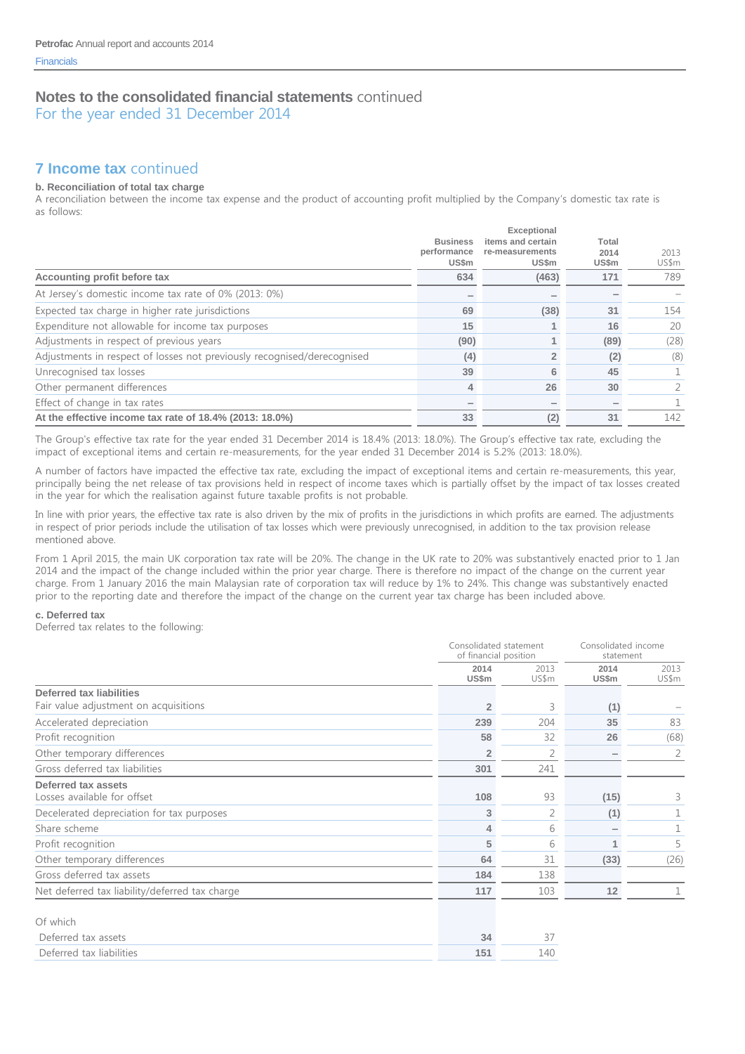# Notes to the consolidated financial statements continued
For the year ended 31 December 2014

## 7 Income tax continued

### b. Reconciliation of total tax charge

A reconciliation between the income tax expense and the product of accounting profit multiplied by the Company's domestic tax rate is as follows:

| | Business performance US$m | Exceptional items and certain re-measurements US$m | Total 2014 US$m | 2013 US$m |
|---|---|---|---|---|
| **Accounting profit before tax** | **634** | **(463)** | **171** | 789 |
| At Jersey's domestic income tax rate of 0% (2013: 0%) | – | – | – | – |
| Expected tax charge in higher rate jurisdictions | 69 | (38) | 31 | 154 |
| Expenditure not allowable for income tax purposes | 15 | 1 | 16 | 20 |
| Adjustments in respect of previous years | (90) | 1 | (89) | (28) |
| Adjustments in respect of losses not previously recognised/derecognised | (4) | 2 | (2) | (8) |
| Unrecognised tax losses | 39 | 6 | 45 | 1 |
| Other permanent differences | 4 | 26 | 30 | 2 |
| Effect of change in tax rates | – | – | – | 1 |
| **At the effective income tax rate of 18.4% (2013: 18.0%)** | **33** | **(2)** | **31** | 142 |

The Group's effective tax rate for the year ended 31 December 2014 is 18.4% (2013: 18.0%). The Group's effective tax rate, excluding the impact of exceptional items and certain re-measurements, for the year ended 31 December 2014 is 5.2% (2013: 18.0%).

A number of factors have impacted the effective tax rate, excluding the impact of exceptional items and certain re-measurements, this year, principally being the net release of tax provisions held in respect of income taxes which is partially offset by the impact of tax losses created in the year for which the realisation against future taxable profits is not probable.

In line with prior years, the effective tax rate is also driven by the mix of profits in the jurisdictions in which profits are earned. The adjustments in respect of prior periods include the utilisation of tax losses which were previously unrecognised, in addition to the tax provision release mentioned above.

From 1 April 2015, the main UK corporation tax rate will be 20%. The change in the UK rate to 20% was substantively enacted prior to 1 Jan 2014 and the impact of the change included within the prior year charge. There is therefore no impact of the change on the current year charge. From 1 January 2016 the main Malaysian rate of corporation tax will reduce by 1% to 24%. This change was substantively enacted prior to the reporting date and therefore the impact of the change on the current year tax charge has been included above.

### c. Deferred tax

Deferred tax relates to the following:

| | Consolidated statement of financial position | | Consolidated income statement | |
|---|---|---|---|---|
| | 2014 US$m | 2013 US$m | 2014 US$m | 2013 US$m |
| **Deferred tax liabilities** | | | | |
| Fair value adjustment on acquisitions | 2 | 3 | (1) | – |
| Accelerated depreciation | 239 | 204 | 35 | 83 |
| Profit recognition | 58 | 32 | 26 | (68) |
| Other temporary differences | 2 | 2 | – | 2 |
| Gross deferred tax liabilities | 301 | 241 | | |
| **Deferred tax assets** | | | | |
| Losses available for offset | 108 | 93 | (15) | 3 |
| Decelerated depreciation for tax purposes | 3 | 2 | (1) | 1 |
| Share scheme | 4 | 6 | – | 1 |
| Profit recognition | 5 | 6 | 1 | 5 |
| Other temporary differences | 64 | 31 | (33) | (26) |
| Gross deferred tax assets | 184 | 138 | | |
| Net deferred tax liability/deferred tax charge | 117 | 103 | 12 | 1 |
| Of which | | | | |
| Deferred tax assets | 34 | 37 | | |
| Deferred tax liabilities | 151 | 140 | | |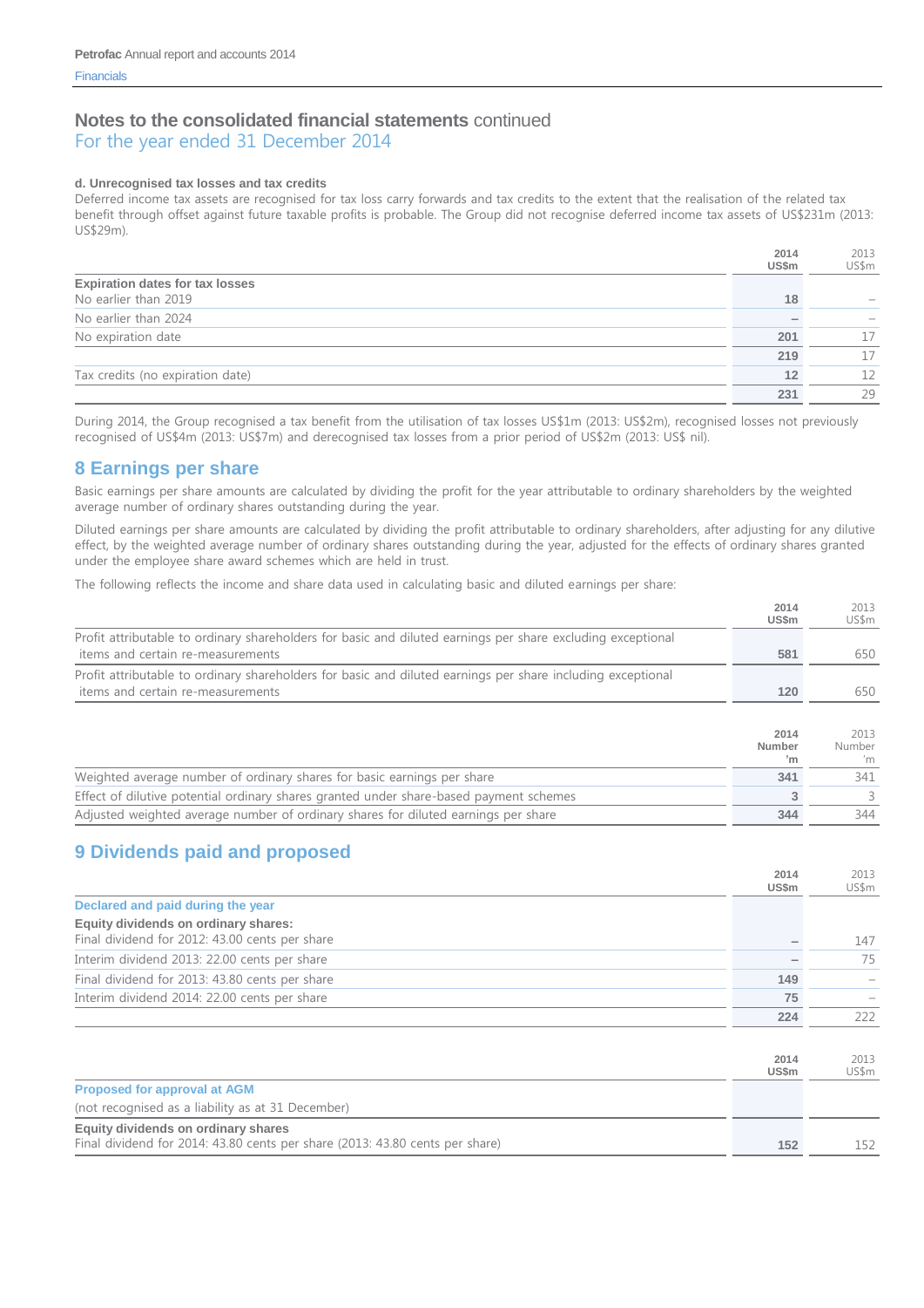# Notes to the consolidated financial statements continued
For the year ended 31 December 2014

#### d. Unrecognised tax losses and tax credits

Deferred income tax assets are recognised for tax loss carry forwards and tax credits to the extent that the realisation of the related tax benefit through offset against future taxable profits is probable. The Group did not recognise deferred income tax assets of US$231m (2013: US$29m).

| | 2014 US$m | 2013 US$m |
|---|---|---|
| **Expiration dates for tax losses** | | |
| No earlier than 2019 | **18** | – |
| No earlier than 2024 | – | – |
| No expiration date | **201** | 17 |
| | **219** | 17 |
| Tax credits (no expiration date) | **12** | 12 |
| | **231** | 29 |

During 2014, the Group recognised a tax benefit from the utilisation of tax losses US$1m (2013: US$2m), recognised losses not previously recognised of US$4m (2013: US$7m) and derecognised tax losses from a prior period of US$2m (2013: US$ nil).

## 8 Earnings per share

Basic earnings per share amounts are calculated by dividing the profit for the year attributable to ordinary shareholders by the weighted average number of ordinary shares outstanding during the year.

Diluted earnings per share amounts are calculated by dividing the profit attributable to ordinary shareholders, after adjusting for any dilutive effect, by the weighted average number of ordinary shares outstanding during the year, adjusted for the effects of ordinary shares granted under the employee share award schemes which are held in trust.

The following reflects the income and share data used in calculating basic and diluted earnings per share:

| | 2014 US$m | 2013 US$m |
|---|---|---|
| Profit attributable to ordinary shareholders for basic and diluted earnings per share excluding exceptional items and certain re-measurements | **581** | 650 |
| Profit attributable to ordinary shareholders for basic and diluted earnings per share including exceptional items and certain re-measurements | **120** | 650 |

| | 2014 Number 'm | 2013 Number 'm |
|---|---|---|
| Weighted average number of ordinary shares for basic earnings per share | **341** | 341 |
| Effect of dilutive potential ordinary shares granted under share-based payment schemes | **3** | 3 |
| Adjusted weighted average number of ordinary shares for diluted earnings per share | **344** | 344 |

## 9 Dividends paid and proposed

| | 2014 US$m | 2013 US$m |
|---|---|---|
| **Declared and paid during the year** | | |
| **Equity dividends on ordinary shares:** | | |
| Final dividend for 2012: 43.00 cents per share | – | 147 |
| Interim dividend 2013: 22.00 cents per share | – | 75 |
| Final dividend for 2013: 43.80 cents per share | **149** | – |
| Interim dividend 2014: 22.00 cents per share | **75** | – |
| | **224** | 222 |

| | 2014 US$m | 2013 US$m |
|---|---|---|
| **Proposed for approval at AGM** | | |
| (not recognised as a liability as at 31 December) | | |
| **Equity dividends on ordinary shares** | | |
| Final dividend for 2014: 43.80 cents per share (2013: 43.80 cents per share) | **152** | 152 |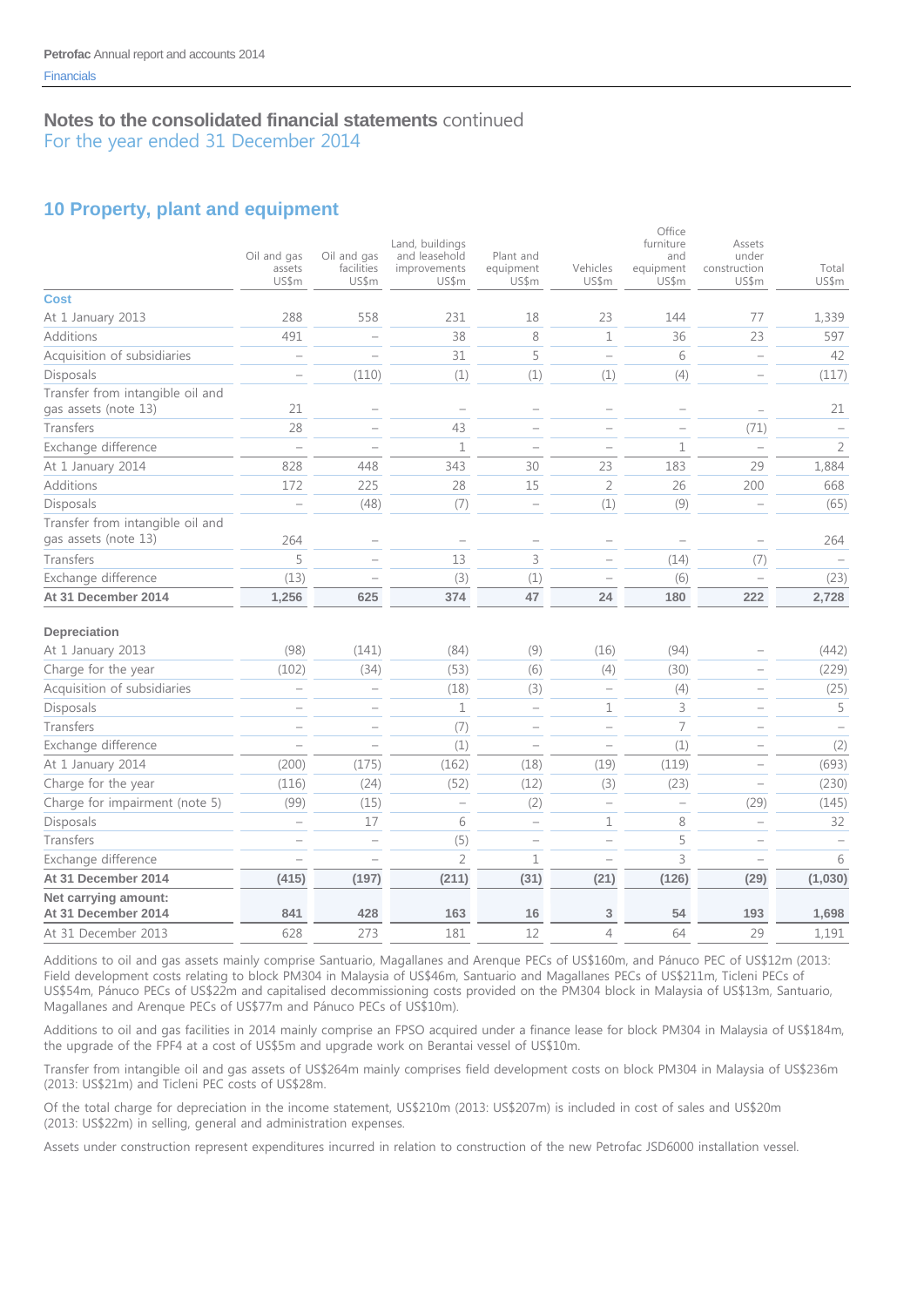## Notes to the consolidated financial statements continued
For the year ended 31 December 2014

## 10 Property, plant and equipment

| | Oil and gas assets US$m | Oil and gas facilities US$m | Land, buildings and leasehold improvements US$m | Plant and equipment US$m | Vehicles US$m | Office furniture and equipment US$m | Assets under construction US$m | Total US$m |
|---|---|---|---|---|---|---|---|---|
| **Cost** | | | | | | | | |
| At 1 January 2013 | 288 | 558 | 231 | 18 | 23 | 144 | 77 | 1,339 |
| Additions | 491 | – | 38 | 8 | 1 | 36 | 23 | 597 |
| Acquisition of subsidiaries | – | – | 31 | 5 | – | 6 | – | 42 |
| Disposals | – | (110) | (1) | (1) | (1) | (4) | – | (117) |
| Transfer from intangible oil and gas assets (note 13) | 21 | – | – | – | – | – | – | 21 |
| Transfers | 28 | – | 43 | – | – | – | (71) | – |
| Exchange difference | – | – | 1 | – | – | 1 | – | 2 |
| At 1 January 2014 | 828 | 448 | 343 | 30 | 23 | 183 | 29 | 1,884 |
| Additions | 172 | 225 | 28 | 15 | 2 | 26 | 200 | 668 |
| Disposals | – | (48) | (7) | – | (1) | (9) | – | (65) |
| Transfer from intangible oil and gas assets (note 13) | 264 | – | – | – | – | – | – | 264 |
| Transfers | 5 | – | 13 | 3 | – | (14) | (7) | – |
| Exchange difference | (13) | – | (3) | (1) | – | (6) | – | (23) |
| **At 31 December 2014** | **1,256** | **625** | **374** | **47** | **24** | **180** | **222** | **2,728** |
| **Depreciation** | | | | | | | | |
| At 1 January 2013 | (98) | (141) | (84) | (9) | (16) | (94) | – | (442) |
| Charge for the year | (102) | (34) | (53) | (6) | (4) | (30) | – | (229) |
| Acquisition of subsidiaries | – | – | (18) | (3) | – | (4) | – | (25) |
| Disposals | – | – | 1 | – | 1 | 3 | – | 5 |
| Transfers | – | – | (7) | – | – | 7 | – | – |
| Exchange difference | – | – | (1) | – | – | (1) | – | (2) |
| At 1 January 2014 | (200) | (175) | (162) | (18) | (19) | (119) | – | (693) |
| Charge for the year | (116) | (24) | (52) | (12) | (3) | (23) | – | (230) |
| Charge for impairment (note 5) | (99) | (15) | – | (2) | – | – | (29) | (145) |
| Disposals | – | 17 | 6 | – | 1 | 8 | – | 32 |
| Transfers | – | – | (5) | – | – | 5 | – | – |
| Exchange difference | – | – | 2 | 1 | – | 3 | – | 6 |
| **At 31 December 2014** | **(415)** | **(197)** | **(211)** | **(31)** | **(21)** | **(126)** | **(29)** | **(1,030)** |
| **Net carrying amount: At 31 December 2014** | **841** | **428** | **163** | **16** | **3** | **54** | **193** | **1,698** |
| At 31 December 2013 | 628 | 273 | 181 | 12 | 4 | 64 | 29 | 1,191 |

Additions to oil and gas assets mainly comprise Santuario, Magallanes and Arenque PECs of US$160m, and Pánuco PEC of US$12m (2013: Field development costs relating to block PM304 in Malaysia of US$46m, Santuario and Magallanes PECs of US$211m, Ticleni PECs of US$54m, Pánuco PECs of US$22m and capitalised decommissioning costs provided on the PM304 block in Malaysia of US$13m, Santuario, Magallanes and Arenque PECs of US$77m and Pánuco PECs of US$10m).

Additions to oil and gas facilities in 2014 mainly comprise an FPSO acquired under a finance lease for block PM304 in Malaysia of US$184m, the upgrade of the FPF4 at a cost of US$5m and upgrade work on Berantai vessel of US$10m.

Transfer from intangible oil and gas assets of US$264m mainly comprises field development costs on block PM304 in Malaysia of US$236m (2013: US$21m) and Ticleni PEC costs of US$28m.

Of the total charge for depreciation in the income statement, US$210m (2013: US$207m) is included in cost of sales and US$20m (2013: US$22m) in selling, general and administration expenses.

Assets under construction represent expenditures incurred in relation to construction of the new Petrofac JSD6000 installation vessel.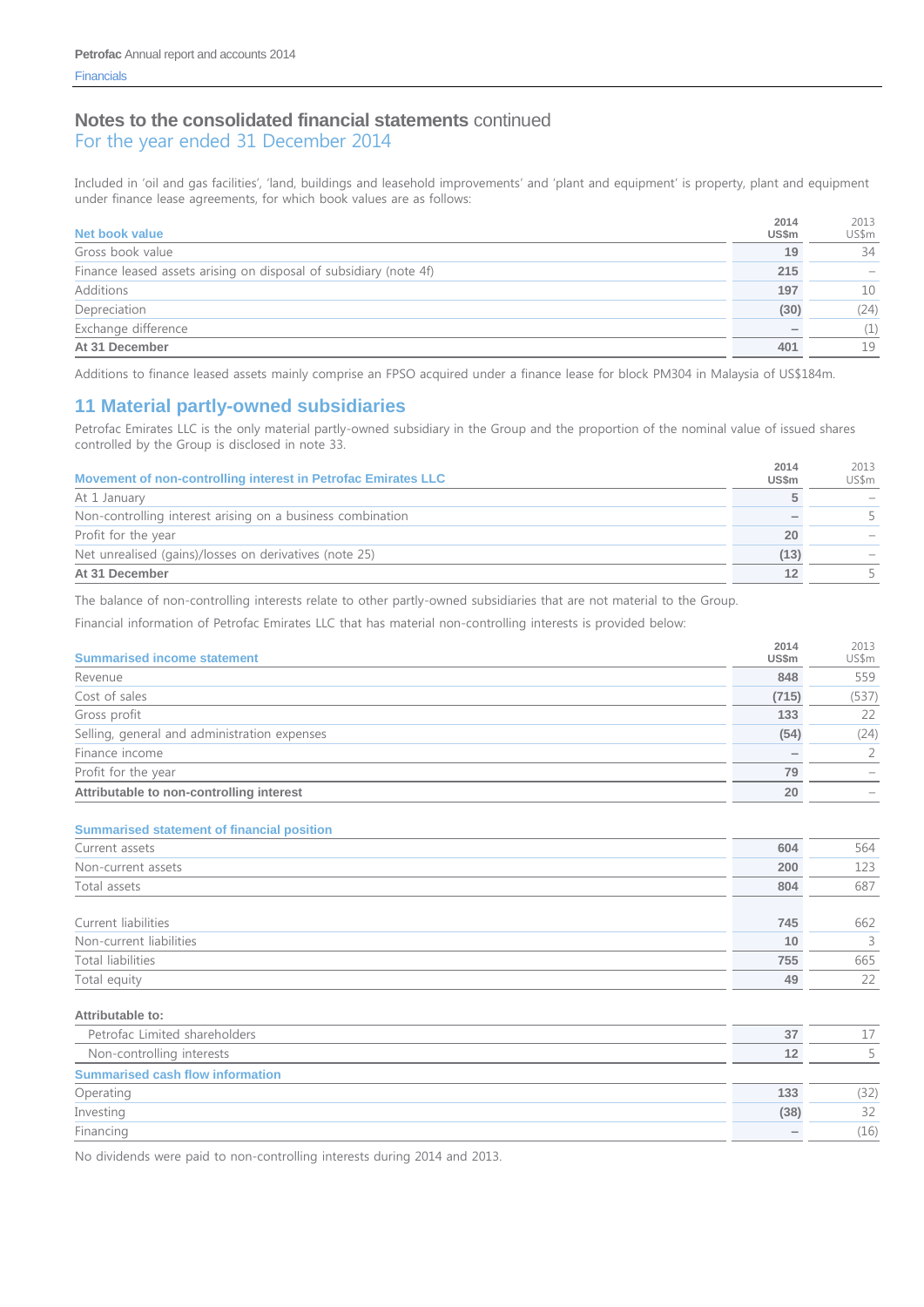## Notes to the consolidated financial statements continued
For the year ended 31 December 2014

Included in 'oil and gas facilities', 'land, buildings and leasehold improvements' and 'plant and equipment' is property, plant and equipment under finance lease agreements, for which book values are as follows:

| Net book value | 2014 US$m | 2013 US$m |
|---|---|---|
| Gross book value | 19 | 34 |
| Finance leased assets arising on disposal of subsidiary (note 4f) | 215 | – |
| Additions | 197 | 10 |
| Depreciation | (30) | (24) |
| Exchange difference | – | (1) |
| **At 31 December** | **401** | **19** |

Additions to finance leased assets mainly comprise an FPSO acquired under a finance lease for block PM304 in Malaysia of US$184m.

## 11 Material partly-owned subsidiaries

Petrofac Emirates LLC is the only material partly-owned subsidiary in the Group and the proportion of the nominal value of issued shares controlled by the Group is disclosed in note 33.

| Movement of non-controlling interest in Petrofac Emirates LLC | 2014 US$m | 2013 US$m |
|---|---|---|
| At 1 January | 5 | – |
| Non-controlling interest arising on a business combination | – | 5 |
| Profit for the year | 20 | – |
| Net unrealised (gains)/losses on derivatives (note 25) | (13) | – |
| **At 31 December** | **12** | **5** |

The balance of non-controlling interests relate to other partly-owned subsidiaries that are not material to the Group.

Financial information of Petrofac Emirates LLC that has material non-controlling interests is provided below:

| Summarised income statement | 2014 US$m | 2013 US$m |
|---|---|---|
| Revenue | 848 | 559 |
| Cost of sales | (715) | (537) |
| Gross profit | 133 | 22 |
| Selling, general and administration expenses | (54) | (24) |
| Finance income | – | 2 |
| Profit for the year | 79 | – |
| **Attributable to non-controlling interest** | **20** | **–** |

| Summarised statement of financial position | 2014 US$m | 2013 US$m |
|---|---|---|
| Current assets | 604 | 564 |
| Non-current assets | 200 | 123 |
| Total assets | 804 | 687 |
| | | |
| Current liabilities | 745 | 662 |
| Non-current liabilities | 10 | 3 |
| Total liabilities | 755 | 665 |
| Total equity | 49 | 22 |
| **Attributable to:** | | |
| Petrofac Limited shareholders | 37 | 17 |
| Non-controlling interests | 12 | 5 |

| Summarised cash flow information | 2014 US$m | 2013 US$m |
|---|---|---|
| Operating | 133 | (32) |
| Investing | (38) | 32 |
| Financing | – | (16) |

No dividends were paid to non-controlling interests during 2014 and 2013.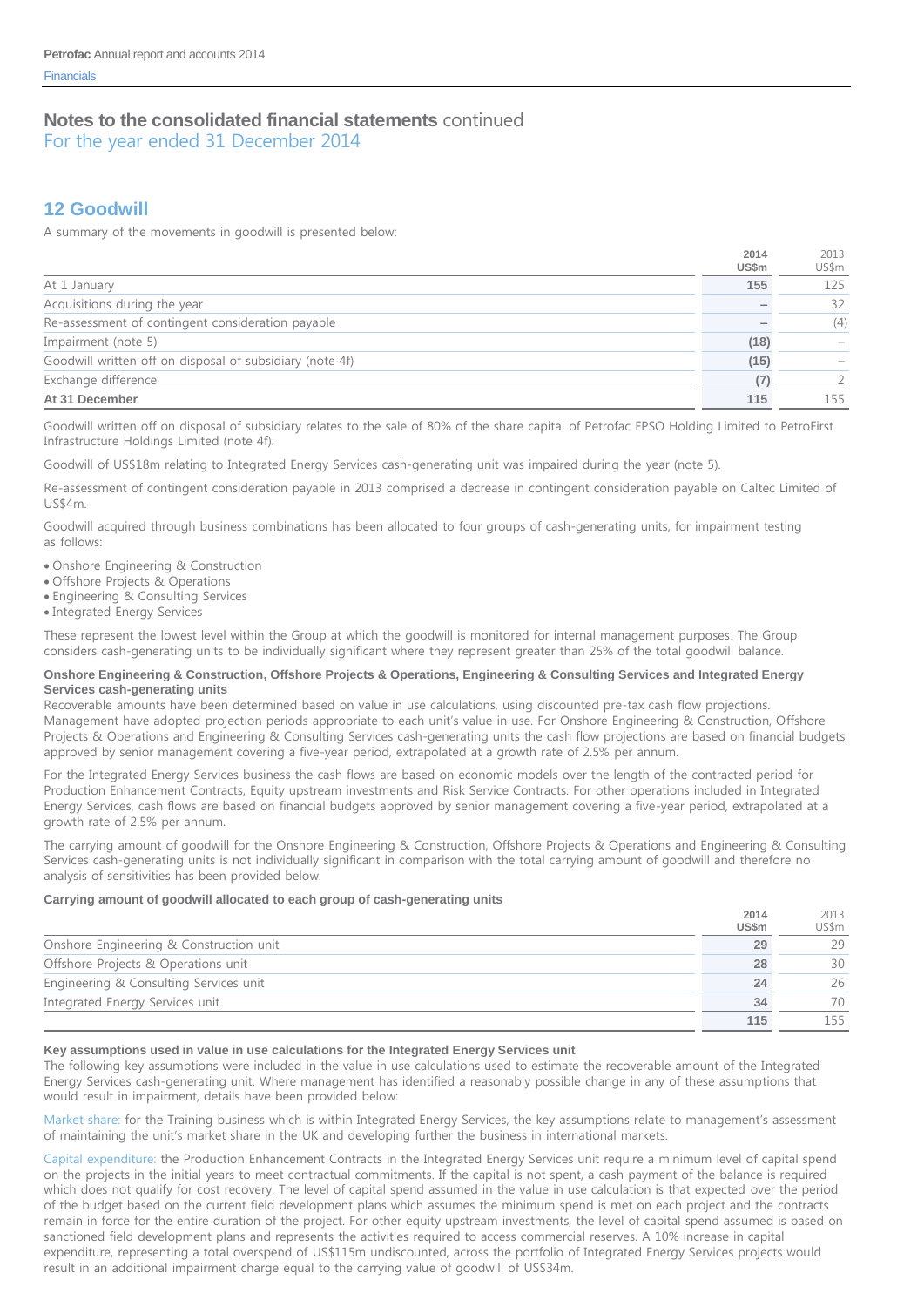# Notes to the consolidated financial statements continued
For the year ended 31 December 2014

## 12 Goodwill

A summary of the movements in goodwill is presented below:

| | 2014 US$m | 2013 US$m |
|---|---|---|
| At 1 January | 155 | 125 |
| Acquisitions during the year | – | 32 |
| Re-assessment of contingent consideration payable | – | (4) |
| Impairment (note 5) | (18) | – |
| Goodwill written off on disposal of subsidiary (note 4f) | (15) | – |
| Exchange difference | (7) | 2 |
| **At 31 December** | **115** | 155 |

Goodwill written off on disposal of subsidiary relates to the sale of 80% of the share capital of Petrofac FPSO Holding Limited to PetroFirst Infrastructure Holdings Limited (note 4f).

Goodwill of US$18m relating to Integrated Energy Services cash-generating unit was impaired during the year (note 5).

Re-assessment of contingent consideration payable in 2013 comprised a decrease in contingent consideration payable on Caltec Limited of US$4m.

Goodwill acquired through business combinations has been allocated to four groups of cash-generating units, for impairment testing as follows:

- Onshore Engineering & Construction
- Offshore Projects & Operations
- Engineering & Consulting Services
- Integrated Energy Services

These represent the lowest level within the Group at which the goodwill is monitored for internal management purposes. The Group considers cash-generating units to be individually significant where they represent greater than 25% of the total goodwill balance.

**Onshore Engineering & Construction, Offshore Projects & Operations, Engineering & Consulting Services and Integrated Energy Services cash-generating units**

Recoverable amounts have been determined based on value in use calculations, using discounted pre-tax cash flow projections. Management have adopted projection periods appropriate to each unit's value in use. For Onshore Engineering & Construction, Offshore Projects & Operations and Engineering & Consulting Services cash-generating units the cash flow projections are based on financial budgets approved by senior management covering a five-year period, extrapolated at a growth rate of 2.5% per annum.

For the Integrated Energy Services business the cash flows are based on economic models over the length of the contracted period for Production Enhancement Contracts, Equity upstream investments and Risk Service Contracts. For other operations included in Integrated Energy Services, cash flows are based on financial budgets approved by senior management covering a five-year period, extrapolated at a growth rate of 2.5% per annum.

The carrying amount of goodwill for the Onshore Engineering & Construction, Offshore Projects & Operations and Engineering & Consulting Services cash-generating units is not individually significant in comparison with the total carrying amount of goodwill and therefore no analysis of sensitivities has been provided below.

**Carrying amount of goodwill allocated to each group of cash-generating units**

| | 2014 US$m | 2013 US$m |
|---|---|---|
| Onshore Engineering & Construction unit | 29 | 29 |
| Offshore Projects & Operations unit | 28 | 30 |
| Engineering & Consulting Services unit | 24 | 26 |
| Integrated Energy Services unit | 34 | 70 |
| | **115** | 155 |

**Key assumptions used in value in use calculations for the Integrated Energy Services unit**

The following key assumptions were included in the value in use calculations used to estimate the recoverable amount of the Integrated Energy Services cash-generating unit. Where management has identified a reasonably possible change in any of these assumptions that would result in impairment, details have been provided below:

Market share: for the Training business which is within Integrated Energy Services, the key assumptions relate to management's assessment of maintaining the unit's market share in the UK and developing further the business in international markets.

Capital expenditure: the Production Enhancement Contracts in the Integrated Energy Services unit require a minimum level of capital spend on the projects in the initial years to meet contractual commitments. If the capital is not spent, a cash payment of the balance is required which does not qualify for cost recovery. The level of capital spend assumed in the value in use calculation is that expected over the period of the budget based on the current field development plans which assumes the minimum spend is met on each project and the contracts remain in force for the entire duration of the project. For other equity upstream investments, the level of capital spend assumed is based on sanctioned field development plans and represents the activities required to access commercial reserves. A 10% increase in capital expenditure, representing a total overspend of US$115m undiscounted, across the portfolio of Integrated Energy Services projects would result in an additional impairment charge equal to the carrying value of goodwill of US$34m.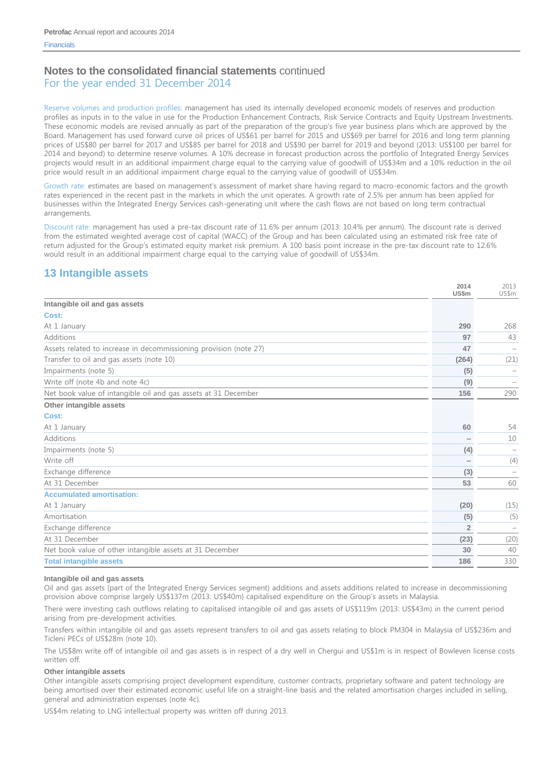## Notes to the consolidated financial statements continued

### For the year ended 31 December 2014

Reserve volumes and production profiles: management has used its internally developed economic models of reserves and production profiles as inputs in to the value in use for the Production Enhancement Contracts, Risk Service Contracts and Equity Upstream Investments. These economic models are revised annually as part of the preparation of the group's five year business plans which are approved by the Board. Management has used forward curve oil prices of US$61 per barrel for 2015 and US$69 per barrel for 2016 and long term planning prices of US$80 per barrel for 2017 and US$85 per barrel for 2018 and US$90 per barrel for 2019 and beyond (2013: US$100 per barrel for 2014 and beyond) to determine reserve volumes. A 10% decrease in forecast production across the portfolio of Integrated Energy Services projects would result in an additional impairment charge equal to the carrying value of goodwill of US$34m and a 10% reduction in the oil price would result in an additional impairment charge equal to the carrying value of goodwill of US$34m.

Growth rate: estimates are based on management's assessment of market share having regard to macro-economic factors and the growth rates experienced in the recent past in the markets in which the unit operates. A growth rate of 2.5% per annum has been applied for businesses within the Integrated Energy Services cash-generating unit where the cash flows are not based on long term contractual arrangements.

Discount rate: management has used a pre-tax discount rate of 11.6% per annum (2013: 10.4% per annum). The discount rate is derived from the estimated weighted average cost of capital (WACC) of the Group and has been calculated using an estimated risk free rate of return adjusted for the Group's estimated equity market risk premium. A 100 basis point increase in the pre-tax discount rate to 12.6% would result in an additional impairment charge equal to the carrying value of goodwill of US$34m.

## 13 Intangible assets

| | 2014 US$m | 2013 US$m |
|---|---|---|
| **Intangible oil and gas assets** | | |
| **Cost:** | | |
| At 1 January | **290** | 268 |
| Additions | **97** | 43 |
| Assets related to increase in decommissioning provision (note 27) | **47** | – |
| Transfer to oil and gas assets (note 10) | **(264)** | (21) |
| Impairments (note 5) | **(5)** | – |
| Write off (note 4b and note 4c) | **(9)** | – |
| Net book value of intangible oil and gas assets at 31 December | **156** | 290 |
| **Other intangible assets** | | |
| **Cost:** | | |
| At 1 January | **60** | 54 |
| Additions | **–** | 10 |
| Impairments (note 5) | **(4)** | – |
| Write off | **–** | (4) |
| Exchange difference | **(3)** | – |
| At 31 December | **53** | 60 |
| **Accumulated amortisation:** | | |
| At 1 January | **(20)** | (15) |
| Amortisation | **(5)** | (5) |
| Exchange difference | **2** | – |
| At 31 December | **(23)** | (20) |
| Net book value of other intangible assets at 31 December | **30** | 40 |
| **Total intangible assets** | **186** | 330 |

**Intangible oil and gas assets**

Oil and gas assets (part of the Integrated Energy Services segment) additions and assets additions related to increase in decommissioning provision above comprise largely US$137m (2013: US$40m) capitalised expenditure on the Group's assets in Malaysia.

There were investing cash outflows relating to capitalised intangible oil and gas assets of US$119m (2013: US$43m) in the current period arising from pre-development activities.

Transfers within intangible oil and gas assets represent transfers to oil and gas assets relating to block PM304 in Malaysia of US$236m and Ticleni PECs of US$28m (note 10).

The US$8m write off of intangible oil and gas assets is in respect of a dry well in Chergui and US$1m is in respect of Bowleven license costs written off.

**Other intangible assets**

Other intangible assets comprising project development expenditure, customer contracts, proprietary software and patent technology are being amortised over their estimated economic useful life on a straight-line basis and the related amortisation charges included in selling, general and administration expenses (note 4c).

US$4m relating to LNG intellectual property was written off during 2013.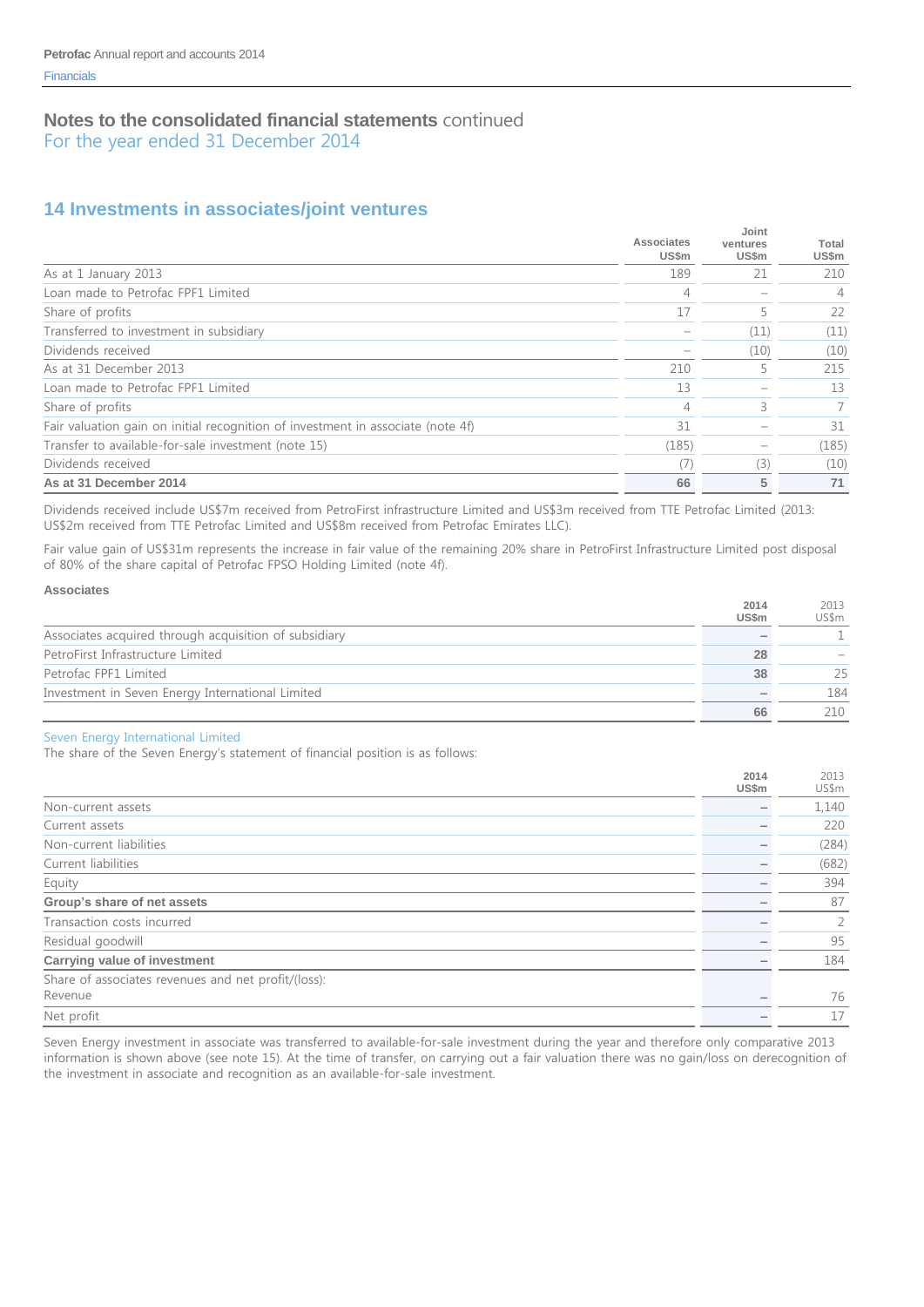## Notes to the consolidated financial statements continued

For the year ended 31 December 2014

## 14 Investments in associates/joint ventures

| | Associates US$m | Joint ventures US$m | Total US$m |
|---|---|---|---|
| As at 1 January 2013 | 189 | 21 | 210 |
| Loan made to Petrofac FPF1 Limited | 4 | – | 4 |
| Share of profits | 17 | 5 | 22 |
| Transferred to investment in subsidiary | – | (11) | (11) |
| Dividends received | – | (10) | (10) |
| As at 31 December 2013 | 210 | 5 | 215 |
| Loan made to Petrofac FPF1 Limited | 13 | – | 13 |
| Share of profits | 4 | 3 | 7 |
| Fair valuation gain on initial recognition of investment in associate (note 4f) | 31 | – | 31 |
| Transfer to available-for-sale investment (note 15) | (185) | – | (185) |
| Dividends received | (7) | (3) | (10) |
| **As at 31 December 2014** | **66** | **5** | **71** |

Dividends received include US$7m received from PetroFirst infrastructure Limited and US$3m received from TTE Petrofac Limited (2013: US$2m received from TTE Petrofac Limited and US$8m received from Petrofac Emirates LLC).

Fair value gain of US$31m represents the increase in fair value of the remaining 20% share in PetroFirst Infrastructure Limited post disposal of 80% of the share capital of Petrofac FPSO Holding Limited (note 4f).

### Associates

| | 2014 US$m | 2013 US$m |
|---|---|---|
| Associates acquired through acquisition of subsidiary | – | 1 |
| PetroFirst Infrastructure Limited | **28** | – |
| Petrofac FPF1 Limited | **38** | 25 |
| Investment in Seven Energy International Limited | – | 184 |
| | **66** | 210 |

#### Seven Energy International Limited

The share of the Seven Energy's statement of financial position is as follows:

| | 2014 US$m | 2013 US$m |
|---|---|---|
| Non-current assets | – | 1,140 |
| Current assets | – | 220 |
| Non-current liabilities | – | (284) |
| Current liabilities | – | (682) |
| Equity | – | 394 |
| **Group's share of net assets** | – | 87 |
| Transaction costs incurred | – | 2 |
| Residual goodwill | – | 95 |
| **Carrying value of investment** | – | 184 |
| Share of associates revenues and net profit/(loss): | | |
| Revenue | – | 76 |
| Net profit | – | 17 |

Seven Energy investment in associate was transferred to available-for-sale investment during the year and therefore only comparative 2013 information is shown above (see note 15). At the time of transfer, on carrying out a fair valuation there was no gain/loss on derecognition of the investment in associate and recognition as an available-for-sale investment.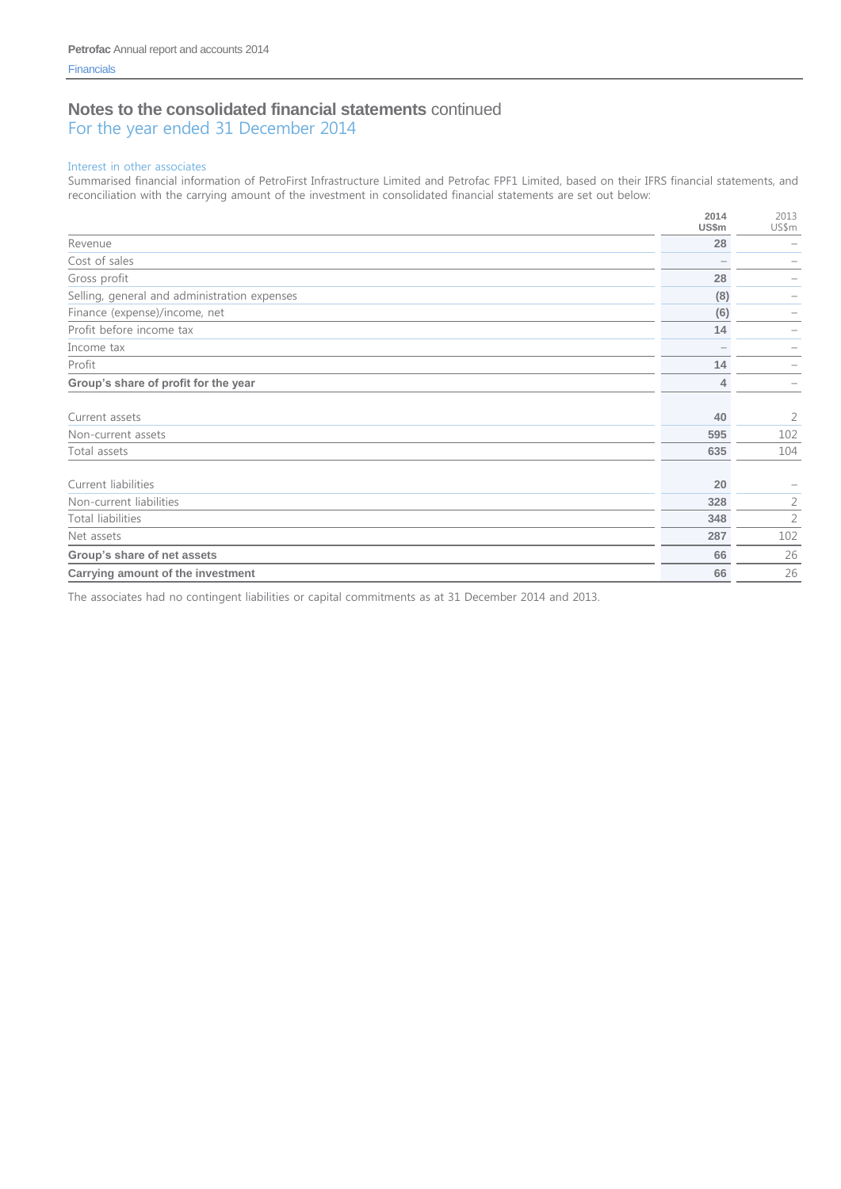## Notes to the consolidated financial statements continued
For the year ended 31 December 2014

### Interest in other associates

Summarised financial information of PetroFirst Infrastructure Limited and Petrofac FPF1 Limited, based on their IFRS financial statements, and reconciliation with the carrying amount of the investment in consolidated financial statements are set out below:

| | 2014 US$m | 2013 US$m |
|---|---|---|
| Revenue | 28 | – |
| Cost of sales | – | – |
| Gross profit | 28 | – |
| Selling, general and administration expenses | (8) | – |
| Finance (expense)/income, net | (6) | – |
| Profit before income tax | 14 | – |
| Income tax | – | – |
| Profit | 14 | – |
| **Group's share of profit for the year** | 4 | – |
| | | |
| Current assets | 40 | 2 |
| Non-current assets | 595 | 102 |
| Total assets | 635 | 104 |
| | | |
| Current liabilities | 20 | – |
| Non-current liabilities | 328 | 2 |
| Total liabilities | 348 | 2 |
| Net assets | 287 | 102 |
| **Group's share of net assets** | 66 | 26 |
| **Carrying amount of the investment** | 66 | 26 |

The associates had no contingent liabilities or capital commitments as at 31 December 2014 and 2013.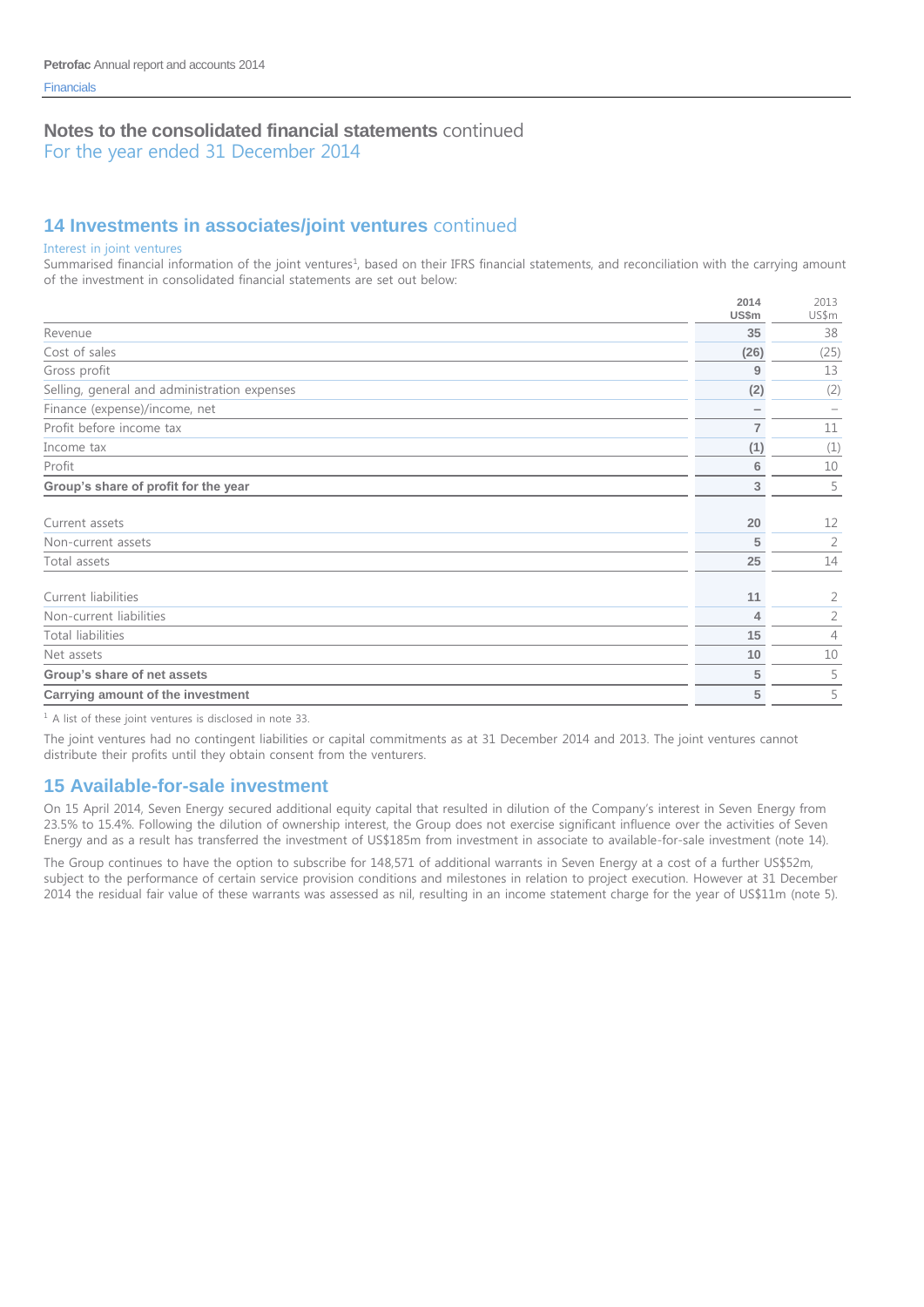## Notes to the consolidated financial statements continued
For the year ended 31 December 2014

## 14 Investments in associates/joint ventures continued

### Interest in joint ventures

Summarised financial information of the joint ventures[1], based on their IFRS financial statements, and reconciliation with the carrying amount of the investment in consolidated financial statements are set out below:

| | 2014 US$m | 2013 US$m |
|---|---|---|
| Revenue | 35 | 38 |
| Cost of sales | (26) | (25) |
| Gross profit | 9 | 13 |
| Selling, general and administration expenses | (2) | (2) |
| Finance (expense)/income, net | – | – |
| Profit before income tax | 7 | 11 |
| Income tax | (1) | (1) |
| Profit | 6 | 10 |
| **Group's share of profit for the year** | 3 | 5 |
| Current assets | 20 | 12 |
| Non-current assets | 5 | 2 |
| Total assets | 25 | 14 |
| Current liabilities | 11 | 2 |
| Non-current liabilities | 4 | 2 |
| Total liabilities | 15 | 4 |
| Net assets | 10 | 10 |
| **Group's share of net assets** | 5 | 5 |
| **Carrying amount of the investment** | 5 | 5 |

[1] A list of these joint ventures is disclosed in note 33.

The joint ventures had no contingent liabilities or capital commitments as at 31 December 2014 and 2013. The joint ventures cannot distribute their profits until they obtain consent from the venturers.

## 15 Available-for-sale investment

On 15 April 2014, Seven Energy secured additional equity capital that resulted in dilution of the Company's interest in Seven Energy from 23.5% to 15.4%. Following the dilution of ownership interest, the Group does not exercise significant influence over the activities of Seven Energy and as a result has transferred the investment of US$185m from investment in associate to available-for-sale investment (note 14).

The Group continues to have the option to subscribe for 148,571 of additional warrants in Seven Energy at a cost of a further US$52m, subject to the performance of certain service provision conditions and milestones in relation to project execution. However at 31 December 2014 the residual fair value of these warrants was assessed as nil, resulting in an income statement charge for the year of US$11m (note 5).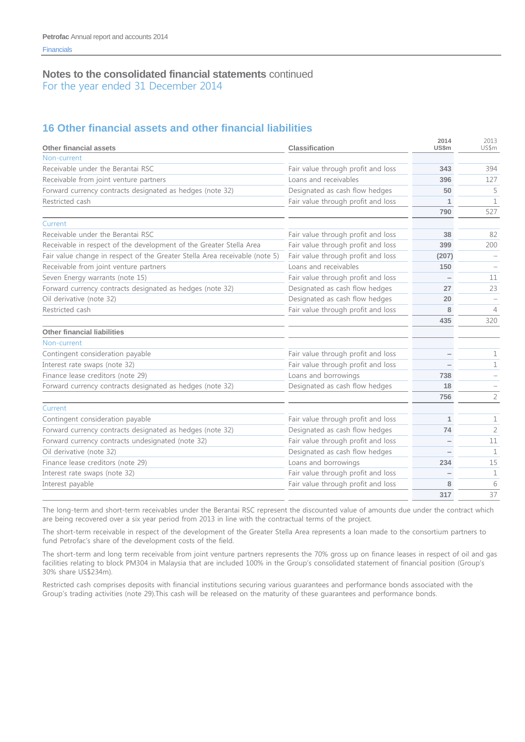## Notes to the consolidated financial statements continued
For the year ended 31 December 2014

## 16 Other financial assets and other financial liabilities

| Other financial assets | Classification | 2014 US$m | 2013 US$m |
|---|---|---|---|
| Non-current | | | |
| Receivable under the Berantai RSC | Fair value through profit and loss | **343** | 394 |
| Receivable from joint venture partners | Loans and receivables | **396** | 127 |
| Forward currency contracts designated as hedges (note 32) | Designated as cash flow hedges | **50** | 5 |
| Restricted cash | Fair value through profit and loss | **1** | 1 |
| | | **790** | 527 |
| Current | | | |
| Receivable under the Berantai RSC | Fair value through profit and loss | **38** | 82 |
| Receivable in respect of the development of the Greater Stella Area | Fair value through profit and loss | **399** | 200 |
| Fair value change in respect of the Greater Stella Area receivable (note 5) | Fair value through profit and loss | **(207)** | – |
| Receivable from joint venture partners | Loans and receivables | **150** | – |
| Seven Energy warrants (note 15) | Fair value through profit and loss | **–** | 11 |
| Forward currency contracts designated as hedges (note 32) | Designated as cash flow hedges | **27** | 23 |
| Oil derivative (note 32) | Designated as cash flow hedges | **20** | – |
| Restricted cash | Fair value through profit and loss | **8** | 4 |
| | | **435** | 320 |
| **Other financial liabilities** | | | |
| Non-current | | | |
| Contingent consideration payable | Fair value through profit and loss | **–** | 1 |
| Interest rate swaps (note 32) | Fair value through profit and loss | **–** | 1 |
| Finance lease creditors (note 29) | Loans and borrowings | **738** | – |
| Forward currency contracts designated as hedges (note 32) | Designated as cash flow hedges | **18** | – |
| | | **756** | 2 |
| Current | | | |
| Contingent consideration payable | Fair value through profit and loss | **1** | 1 |
| Forward currency contracts designated as hedges (note 32) | Designated as cash flow hedges | **74** | 2 |
| Forward currency contracts undesignated (note 32) | Fair value through profit and loss | **–** | 11 |
| Oil derivative (note 32) | Designated as cash flow hedges | **–** | 1 |
| Finance lease creditors (note 29) | Loans and borrowings | **234** | 15 |
| Interest rate swaps (note 32) | Fair value through profit and loss | **–** | 1 |
| Interest payable | Fair value through profit and loss | **8** | 6 |
| | | **317** | 37 |

The long-term and short-term receivables under the Berantai RSC represent the discounted value of amounts due under the contract which are being recovered over a six year period from 2013 in line with the contractual terms of the project.

The short-term receivable in respect of the development of the Greater Stella Area represents a loan made to the consortium partners to fund Petrofac's share of the development costs of the field.

The short-term and long term receivable from joint venture partners represents the 70% gross up on finance leases in respect of oil and gas facilities relating to block PM304 in Malaysia that are included 100% in the Group's consolidated statement of financial position (Group's 30% share US$234m).

Restricted cash comprises deposits with financial institutions securing various guarantees and performance bonds associated with the Group's trading activities (note 29).This cash will be released on the maturity of these guarantees and performance bonds.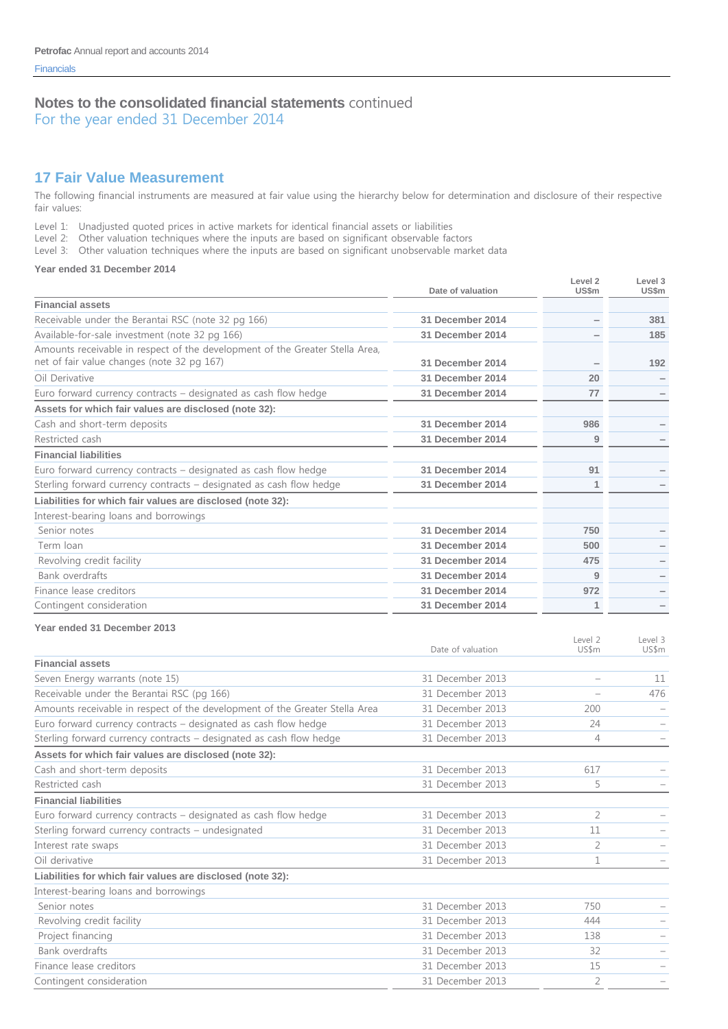## Notes to the consolidated financial statements continued

For the year ended 31 December 2014

## 17 Fair Value Measurement

The following financial instruments are measured at fair value using the hierarchy below for determination and disclosure of their respective fair values:

Level 1: Unadjusted quoted prices in active markets for identical financial assets or liabilities
Level 2: Other valuation techniques where the inputs are based on significant observable factors
Level 3: Other valuation techniques where the inputs are based on significant unobservable market data

**Year ended 31 December 2014**

| | Date of valuation | Level 2 US$m | Level 3 US$m |
|---|---|---|---|
| **Financial assets** | | | |
| Receivable under the Berantai RSC (note 32 pg 166) | 31 December 2014 | – | 381 |
| Available-for-sale investment (note 32 pg 166) | 31 December 2014 | – | 185 |
| Amounts receivable in respect of the development of the Greater Stella Area, net of fair value changes (note 32 pg 167) | 31 December 2014 | – | 192 |
| Oil Derivative | 31 December 2014 | 20 | – |
| Euro forward currency contracts – designated as cash flow hedge | 31 December 2014 | 77 | – |
| **Assets for which fair values are disclosed (note 32):** | | | |
| Cash and short-term deposits | 31 December 2014 | 986 | – |
| Restricted cash | 31 December 2014 | 9 | – |
| **Financial liabilities** | | | |
| Euro forward currency contracts – designated as cash flow hedge | 31 December 2014 | 91 | – |
| Sterling forward currency contracts – designated as cash flow hedge | 31 December 2014 | 1 | – |
| **Liabilities for which fair values are disclosed (note 32):** | | | |
| Interest-bearing loans and borrowings | | | |
| Senior notes | 31 December 2014 | 750 | – |
| Term loan | 31 December 2014 | 500 | – |
| Revolving credit facility | 31 December 2014 | 475 | – |
| Bank overdrafts | 31 December 2014 | 9 | – |
| Finance lease creditors | 31 December 2014 | 972 | – |
| Contingent consideration | 31 December 2014 | 1 | – |

**Year ended 31 December 2013**

| | Date of valuation | Level 2 US$m | Level 3 US$m |
|---|---|---|---|
| **Financial assets** | | | |
| Seven Energy warrants (note 15) | 31 December 2013 | – | 11 |
| Receivable under the Berantai RSC (pg 166) | 31 December 2013 | – | 476 |
| Amounts receivable in respect of the development of the Greater Stella Area | 31 December 2013 | 200 | – |
| Euro forward currency contracts – designated as cash flow hedge | 31 December 2013 | 24 | – |
| Sterling forward currency contracts – designated as cash flow hedge | 31 December 2013 | 4 | – |
| **Assets for which fair values are disclosed (note 32):** | | | |
| Cash and short-term deposits | 31 December 2013 | 617 | – |
| Restricted cash | 31 December 2013 | 5 | – |
| **Financial liabilities** | | | |
| Euro forward currency contracts – designated as cash flow hedge | 31 December 2013 | 2 | – |
| Sterling forward currency contracts – undesignated | 31 December 2013 | 11 | – |
| Interest rate swaps | 31 December 2013 | 2 | – |
| Oil derivative | 31 December 2013 | 1 | – |
| **Liabilities for which fair values are disclosed (note 32):** | | | |
| Interest-bearing loans and borrowings | | | |
| Senior notes | 31 December 2013 | 750 | – |
| Revolving credit facility | 31 December 2013 | 444 | – |
| Project financing | 31 December 2013 | 138 | – |
| Bank overdrafts | 31 December 2013 | 32 | – |
| Finance lease creditors | 31 December 2013 | 15 | – |
| Contingent consideration | 31 December 2013 | 2 | – |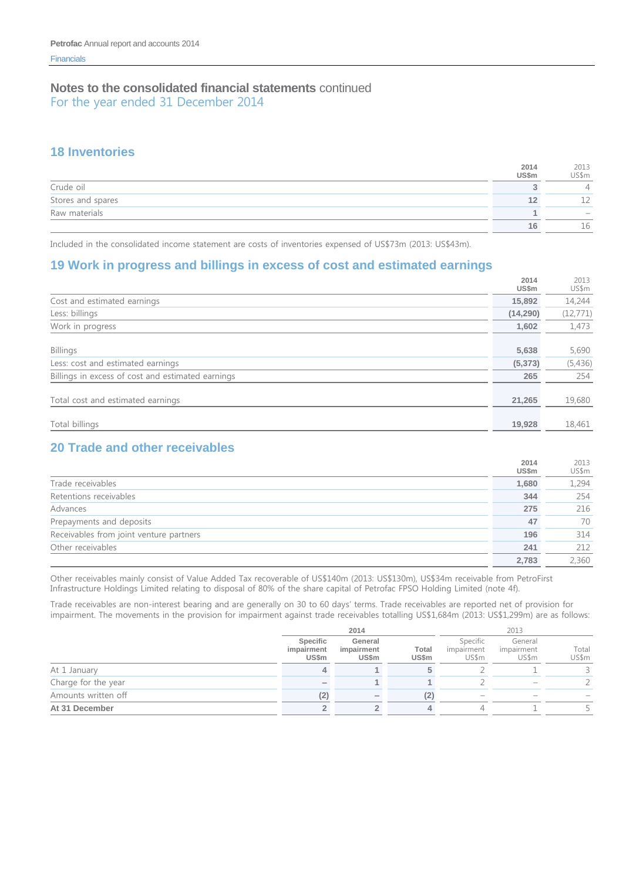# Notes to the consolidated financial statements continued

For the year ended 31 December 2014

## 18 Inventories

| | 2014 US$m | 2013 US$m |
|---|---|---|
| Crude oil | 3 | 4 |
| Stores and spares | 12 | 12 |
| Raw materials | 1 | – |
| | 16 | 16 |

Included in the consolidated income statement are costs of inventories expensed of US$73m (2013: US$43m).

## 19 Work in progress and billings in excess of cost and estimated earnings

| | 2014 US$m | 2013 US$m |
|---|---|---|
| Cost and estimated earnings | 15,892 | 14,244 |
| Less: billings | (14,290) | (12,771) |
| Work in progress | 1,602 | 1,473 |
| | | |
| Billings | 5,638 | 5,690 |
| Less: cost and estimated earnings | (5,373) | (5,436) |
| Billings in excess of cost and estimated earnings | 265 | 254 |
| | | |
| Total cost and estimated earnings | 21,265 | 19,680 |
| | | |
| Total billings | 19,928 | 18,461 |

## 20 Trade and other receivables

| | 2014 US$m | 2013 US$m |
|---|---|---|
| Trade receivables | 1,680 | 1,294 |
| Retentions receivables | 344 | 254 |
| Advances | 275 | 216 |
| Prepayments and deposits | 47 | 70 |
| Receivables from joint venture partners | 196 | 314 |
| Other receivables | 241 | 212 |
| | 2,783 | 2,360 |

Other receivables mainly consist of Value Added Tax recoverable of US$140m (2013: US$130m), US$34m receivable from PetroFirst Infrastructure Holdings Limited relating to disposal of 80% of the share capital of Petrofac FPSO Holding Limited (note 4f).

Trade receivables are non-interest bearing and are generally on 30 to 60 days' terms. Trade receivables are reported net of provision for impairment. The movements in the provision for impairment against trade receivables totalling US$1,684m (2013: US$1,299m) are as follows:

| | 2014 | | | 2013 | | |
|---|---|---|---|---|---|---|
| | Specific impairment US$m | General impairment US$m | Total US$m | Specific impairment US$m | General impairment US$m | Total US$m |
| At 1 January | 4 | 1 | 5 | 2 | 1 | 3 |
| Charge for the year | – | 1 | 1 | 2 | – | 2 |
| Amounts written off | (2) | – | (2) | – | – | – |
| **At 31 December** | 2 | 2 | 4 | 4 | 1 | 5 |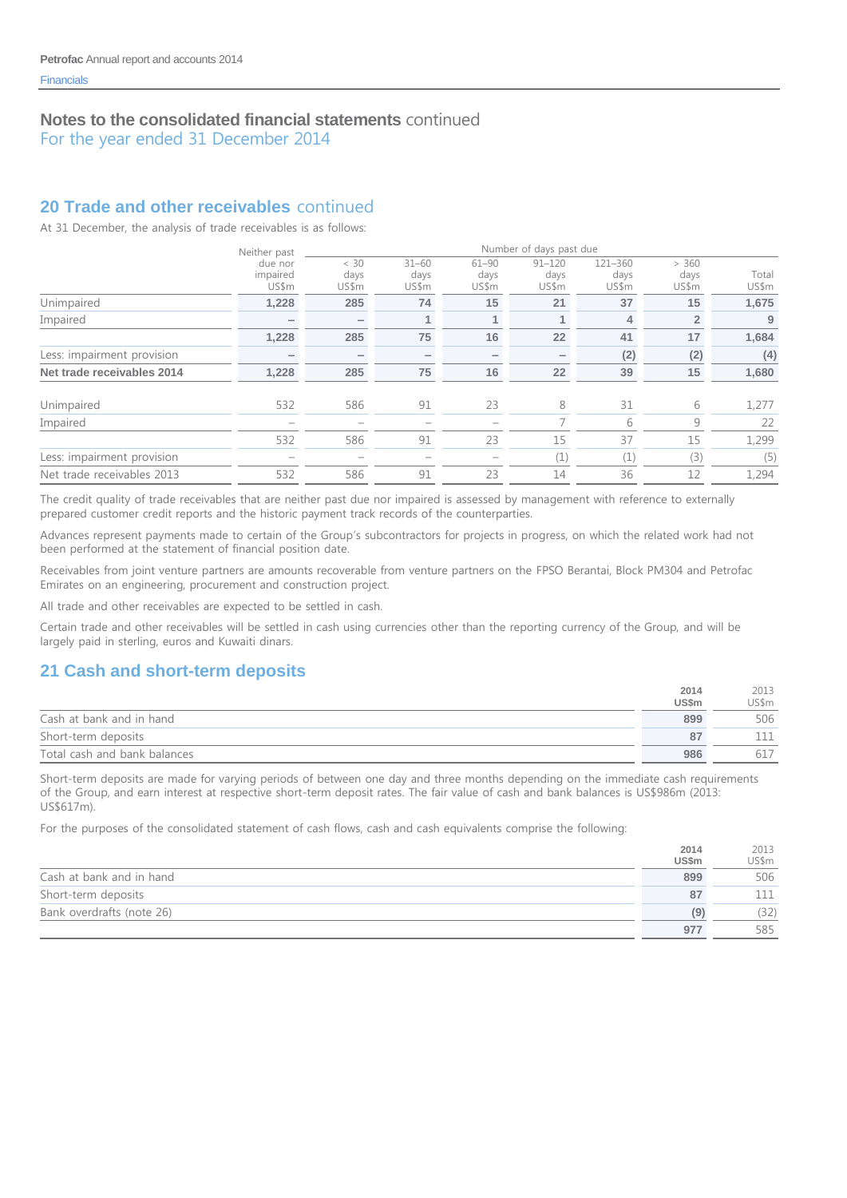## 20 Trade and other receivables continued

At 31 December, the analysis of trade receivables is as follows:

| | Neither past due nor impaired US$m | Number of days past due | | | | | | Total US$m |
|---|---|---|---|---|---|---|---|---|
| | | < 30 days US$m | 31–60 days US$m | 61–90 days US$m | 91–120 days US$m | 121–360 days US$m | > 360 days US$m | |
| Unimpaired | **1,228** | **285** | **74** | **15** | **21** | **37** | **15** | **1,675** |
| Impaired | – | – | **1** | **1** | **1** | **4** | **2** | **9** |
| | **1,228** | **285** | **75** | **16** | **22** | **41** | **17** | **1,684** |
| Less: impairment provision | – | – | – | – | – | **(2)** | **(2)** | **(4)** |
| **Net trade receivables 2014** | **1,228** | **285** | **75** | **16** | **22** | **39** | **15** | **1,680** |
| Unimpaired | 532 | 586 | 91 | 23 | 8 | 31 | 6 | 1,277 |
| Impaired | – | – | – | – | 7 | 6 | 9 | 22 |
| | 532 | 586 | 91 | 23 | 15 | 37 | 15 | 1,299 |
| Less: impairment provision | – | – | – | – | (1) | (1) | (3) | (5) |
| Net trade receivables 2013 | 532 | 586 | 91 | 23 | 14 | 36 | 12 | 1,294 |

The credit quality of trade receivables that are neither past due nor impaired is assessed by management with reference to externally prepared customer credit reports and the historic payment track records of the counterparties.

Advances represent payments made to certain of the Group's subcontractors for projects in progress, on which the related work had not been performed at the statement of financial position date.

Receivables from joint venture partners are amounts recoverable from venture partners on the FPSO Berantai, Block PM304 and Petrofac Emirates on an engineering, procurement and construction project.

All trade and other receivables are expected to be settled in cash.

Certain trade and other receivables will be settled in cash using currencies other than the reporting currency of the Group, and will be largely paid in sterling, euros and Kuwaiti dinars.

## 21 Cash and short-term deposits

| | 2014 US$m | 2013 US$m |
|---|---|---|
| Cash at bank and in hand | **899** | 506 |
| Short-term deposits | **87** | 111 |
| Total cash and bank balances | **986** | 617 |

Short-term deposits are made for varying periods of between one day and three months depending on the immediate cash requirements of the Group, and earn interest at respective short-term deposit rates. The fair value of cash and bank balances is US$986m (2013: US$617m).

For the purposes of the consolidated statement of cash flows, cash and cash equivalents comprise the following:

| | 2014 US$m | 2013 US$m |
|---|---|---|
| Cash at bank and in hand | **899** | 506 |
| Short-term deposits | **87** | 111 |
| Bank overdrafts (note 26) | **(9)** | (32) |
| | **977** | 585 |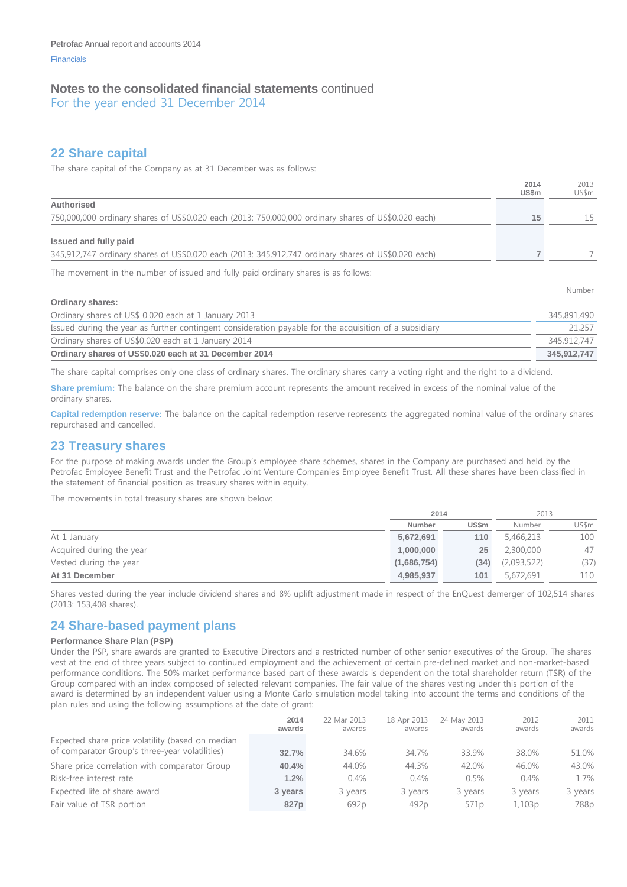# Notes to the consolidated financial statements continued

For the year ended 31 December 2014

## 22 Share capital

The share capital of the Company as at 31 December was as follows:

| | 2014 US$m | 2013 US$m |
|---|---|---|
| **Authorised** | | |
| 750,000,000 ordinary shares of US$0.020 each (2013: 750,000,000 ordinary shares of US$0.020 each) | 15 | 15 |
| **Issued and fully paid** | | |
| 345,912,747 ordinary shares of US$0.020 each (2013: 345,912,747 ordinary shares of US$0.020 each) | 7 | 7 |

The movement in the number of issued and fully paid ordinary shares is as follows:

| | Number |
|---|---|
| **Ordinary shares:** | |
| Ordinary shares of US$ 0.020 each at 1 January 2013 | 345,891,490 |
| Issued during the year as further contingent consideration payable for the acquisition of a subsidiary | 21,257 |
| Ordinary shares of US$0.020 each at 1 January 2014 | 345,912,747 |
| **Ordinary shares of US$0.020 each at 31 December 2014** | **345,912,747** |

The share capital comprises only one class of ordinary shares. The ordinary shares carry a voting right and the right to a dividend.

**Share premium:** The balance on the share premium account represents the amount received in excess of the nominal value of the ordinary shares.

**Capital redemption reserve:** The balance on the capital redemption reserve represents the aggregated nominal value of the ordinary shares repurchased and cancelled.

## 23 Treasury shares

For the purpose of making awards under the Group's employee share schemes, shares in the Company are purchased and held by the Petrofac Employee Benefit Trust and the Petrofac Joint Venture Companies Employee Benefit Trust. All these shares have been classified in the statement of financial position as treasury shares within equity.

The movements in total treasury shares are shown below:

| | 2014 | | 2013 | |
|---|---|---|---|---|
| | Number | US$m | Number | US$m |
| At 1 January | 5,672,691 | 110 | 5,466,213 | 100 |
| Acquired during the year | 1,000,000 | 25 | 2,300,000 | 47 |
| Vested during the year | (1,686,754) | (34) | (2,093,522) | (37) |
| **At 31 December** | **4,985,937** | **101** | **5,672,691** | **110** |

Shares vested during the year include dividend shares and 8% uplift adjustment made in respect of the EnQuest demerger of 102,514 shares (2013: 153,408 shares).

## 24 Share-based payment plans

### Performance Share Plan (PSP)

Under the PSP, share awards are granted to Executive Directors and a restricted number of other senior executives of the Group. The shares vest at the end of three years subject to continued employment and the achievement of certain pre-defined market and non-market-based performance conditions. The 50% market performance based part of these awards is dependent on the total shareholder return (TSR) of the Group compared with an index composed of selected relevant companies. The fair value of the shares vesting under this portion of the award is determined by an independent valuer using a Monte Carlo simulation model taking into account the terms and conditions of the plan rules and using the following assumptions at the date of grant:

| | 2014 awards | 22 Mar 2013 awards | 18 Apr 2013 awards | 24 May 2013 awards | 2012 awards | 2011 awards |
|---|---|---|---|---|---|---|
| Expected share price volatility (based on median of comparator Group's three-year volatilities) | 32.7% | 34.6% | 34.7% | 33.9% | 38.0% | 51.0% |
| Share price correlation with comparator Group | 40.4% | 44.0% | 44.3% | 42.0% | 46.0% | 43.0% |
| Risk-free interest rate | 1.2% | 0.4% | 0.4% | 0.5% | 0.4% | 1.7% |
| Expected life of share award | 3 years | 3 years | 3 years | 3 years | 3 years | 3 years |
| Fair value of TSR portion | 827p | 692p | 492p | 571p | 1,103p | 788p |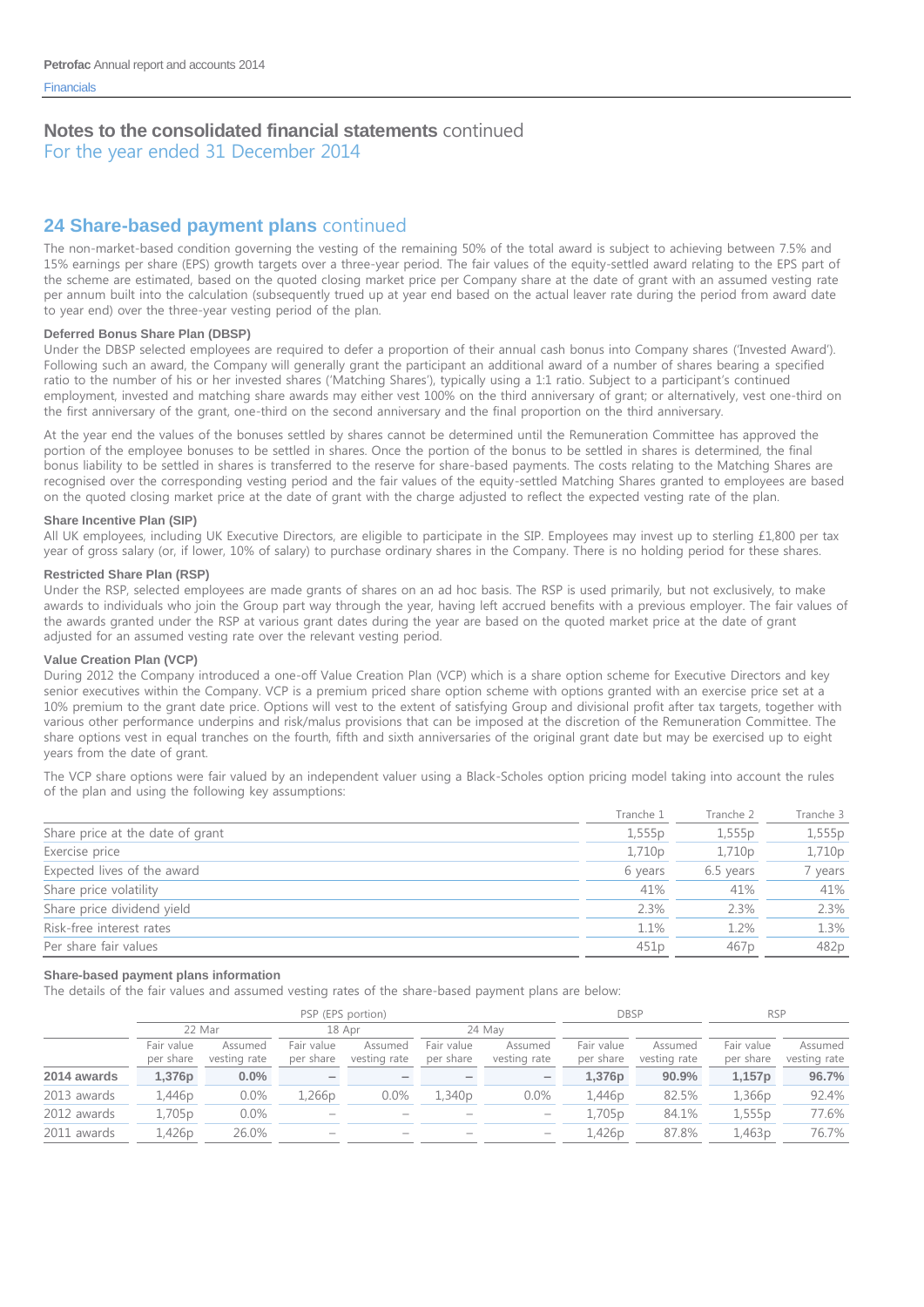## Notes to the consolidated financial statements continued

For the year ended 31 December 2014

## 24 Share-based payment plans continued

The non-market-based condition governing the vesting of the remaining 50% of the total award is subject to achieving between 7.5% and 15% earnings per share (EPS) growth targets over a three-year period. The fair values of the equity-settled award relating to the EPS part of the scheme are estimated, based on the quoted closing market price per Company share at the date of grant with an assumed vesting rate per annum built into the calculation (subsequently trued up at year end based on the actual leaver rate during the period from award date to year end) over the three-year vesting period of the plan.

### Deferred Bonus Share Plan (DBSP)

Under the DBSP selected employees are required to defer a proportion of their annual cash bonus into Company shares ('Invested Award'). Following such an award, the Company will generally grant the participant an additional award of a number of shares bearing a specified ratio to the number of his or her invested shares ('Matching Shares'), typically using a 1:1 ratio. Subject to a participant's continued employment, invested and matching share awards may either vest 100% on the third anniversary of grant; or alternatively, vest one-third on the first anniversary of the grant, one-third on the second anniversary and the final proportion on the third anniversary.

At the year end the values of the bonuses settled by shares cannot be determined until the Remuneration Committee has approved the portion of the employee bonuses to be settled in shares. Once the portion of the bonus to be settled in shares is determined, the final bonus liability to be settled in shares is transferred to the reserve for share-based payments. The costs relating to the Matching Shares are recognised over the corresponding vesting period and the fair values of the equity-settled Matching Shares granted to employees are based on the quoted closing market price at the date of grant with the charge adjusted to reflect the expected vesting rate of the plan.

### Share Incentive Plan (SIP)

All UK employees, including UK Executive Directors, are eligible to participate in the SIP. Employees may invest up to sterling £1,800 per tax year of gross salary (or, if lower, 10% of salary) to purchase ordinary shares in the Company. There is no holding period for these shares.

### Restricted Share Plan (RSP)

Under the RSP, selected employees are made grants of shares on an ad hoc basis. The RSP is used primarily, but not exclusively, to make awards to individuals who join the Group part way through the year, having left accrued benefits with a previous employer. The fair values of the awards granted under the RSP at various grant dates during the year are based on the quoted market price at the date of grant adjusted for an assumed vesting rate over the relevant vesting period.

### Value Creation Plan (VCP)

During 2012 the Company introduced a one-off Value Creation Plan (VCP) which is a share option scheme for Executive Directors and key senior executives within the Company. VCP is a premium priced share option scheme with options granted with an exercise price set at a 10% premium to the grant date price. Options will vest to the extent of satisfying Group and divisional profit after tax targets, together with various other performance underpins and risk/malus provisions that can be imposed at the discretion of the Remuneration Committee. The share options vest in equal tranches on the fourth, fifth and sixth anniversaries of the original grant date but may be exercised up to eight years from the date of grant.

The VCP share options were fair valued by an independent valuer using a Black-Scholes option pricing model taking into account the rules of the plan and using the following key assumptions:

| | Tranche 1 | Tranche 2 | Tranche 3 |
|---|---|---|---|
| Share price at the date of grant | 1,555p | 1,555p | 1,555p |
| Exercise price | 1,710p | 1,710p | 1,710p |
| Expected lives of the award | 6 years | 6.5 years | 7 years |
| Share price volatility | 41% | 41% | 41% |
| Share price dividend yield | 2.3% | 2.3% | 2.3% |
| Risk-free interest rates | 1.1% | 1.2% | 1.3% |
| Per share fair values | 451p | 467p | 482p |

### Share-based payment plans information

The details of the fair values and assumed vesting rates of the share-based payment plans are below:

| | PSP (EPS portion) | | | | | | DBSP | | RSP | |
|---|---|---|---|---|---|---|---|---|---|---|
| | 22 Mar | | 18 Apr | | 24 May | | | | | |
| | Fair value per share | Assumed vesting rate | Fair value per share | Assumed vesting rate | Fair value per share | Assumed vesting rate | Fair value per share | Assumed vesting rate | Fair value per share | Assumed vesting rate |
| **2014 awards** | **1,376p** | **0.0%** | **–** | **–** | **–** | **–** | **1,376p** | **90.9%** | **1,157p** | **96.7%** |
| 2013 awards | 1,446p | 0.0% | 1,266p | 0.0% | 1,340p | 0.0% | 1,446p | 82.5% | 1,366p | 92.4% |
| 2012 awards | 1,705p | 0.0% | – | – | – | – | 1,705p | 84.1% | 1,555p | 77.6% |
| 2011 awards | 1,426p | 26.0% | – | – | – | – | 1,426p | 87.8% | 1,463p | 76.7% |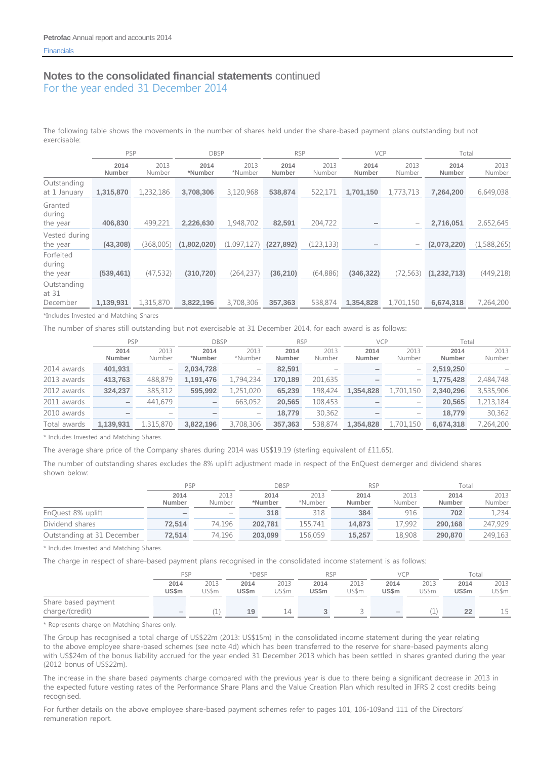## Notes to the consolidated financial statements continued
For the year ended 31 December 2014

The following table shows the movements in the number of shares held under the share-based payment plans outstanding but not exercisable:

| | PSP | | DBSP | | RSP | | VCP | | Total | |
|---|---|---|---|---|---|---|---|---|---|---|
| | **2014 Number** | 2013 Number | **2014 *Number** | 2013 *Number | **2014 Number** | 2013 Number | **2014 Number** | 2013 Number | **2014 Number** | 2013 Number |
| Outstanding at 1 January | **1,315,870** | 1,232,186 | **3,708,306** | 3,120,968 | **538,874** | 522,171 | **1,701,150** | 1,773,713 | **7,264,200** | 6,649,038 |
| Granted during the year | **406,830** | 499,221 | **2,226,630** | 1,948,702 | **82,591** | 204,722 | **–** | – | **2,716,051** | 2,652,645 |
| Vested during the year | **(43,308)** | (368,005) | **(1,802,020)** | (1,097,127) | **(227,892)** | (123,133) | **–** | – | **(2,073,220)** | (1,588,265) |
| Forfeited during the year | **(539,461)** | (47,532) | **(310,720)** | (264,237) | **(36,210)** | (64,886) | **(346,322)** | (72,563) | **(1,232,713)** | (449,218) |
| Outstanding at 31 December | **1,139,931** | 1,315,870 | **3,822,196** | 3,708,306 | **357,363** | 538,874 | **1,354,828** | 1,701,150 | **6,674,318** | 7,264,200 |

*Includes Invested and Matching Shares

The number of shares still outstanding but not exercisable at 31 December 2014, for each award is as follows:

| | PSP | | DBSP | | RSP | | VCP | | Total | |
|---|---|---|---|---|---|---|---|---|---|---|
| | **2014 Number** | 2013 Number | **2014 *Number** | 2013 *Number | **2014 Number** | 2013 Number | **2014 Number** | 2013 Number | **2014 Number** | 2013 Number |
| 2014 awards | **401,931** | – | **2,034,728** | – | **82,591** | – | **–** | – | **2,519,250** | – |
| 2013 awards | **413,763** | 488,879 | **1,191,476** | 1,794,234 | **170,189** | 201,635 | **–** | – | **1,775,428** | 2,484,748 |
| 2012 awards | **324,237** | 385,312 | **595,992** | 1,251,020 | **65,239** | 198,424 | **1,354,828** | 1,701,150 | **2,340,296** | 3,535,906 |
| 2011 awards | **–** | 441,679 | **–** | 663,052 | **20,565** | 108,453 | **–** | – | **20,565** | 1,213,184 |
| 2010 awards | **–** | – | **–** | – | **18,779** | 30,362 | **–** | – | **18,779** | 30,362 |
| Total awards | **1,139,931** | 1,315,870 | **3,822,196** | 3,708,306 | **357,363** | 538,874 | **1,354,828** | 1,701,150 | **6,674,318** | 7,264,200 |

* Includes Invested and Matching Shares.

The average share price of the Company shares during 2014 was US$19.19 (sterling equivalent of £11.65).

The number of outstanding shares excludes the 8% uplift adjustment made in respect of the EnQuest demerger and dividend shares shown below:

| | PSP | | DBSP | | RSP | | Total | |
|---|---|---|---|---|---|---|---|---|
| | **2014 Number** | 2013 Number | **2014 *Number** | 2013 *Number | **2014 Number** | 2013 Number | **2014 Number** | 2013 Number |
| EnQuest 8% uplift | **–** | – | **318** | 318 | **384** | 916 | **702** | 1,234 |
| Dividend shares | **72,514** | 74,196 | **202,781** | 155,741 | **14,873** | 17,992 | **290,168** | 247,929 |
| Outstanding at 31 December | **72,514** | 74,196 | **203,099** | 156,059 | **15,257** | 18,908 | **290,870** | 249,163 |

* Includes Invested and Matching Shares.

The charge in respect of share-based payment plans recognised in the consolidated income statement is as follows:

| | PSP | | *DBSP | | RSP | | VCP | | Total | |
|---|---|---|---|---|---|---|---|---|---|---|
| | **2014 US$m** | 2013 US$m | **2014 US$m** | 2013 US$m | **2014 US$m** | 2013 US$m | **2014 US$m** | 2013 US$m | **2014 US$m** | 2013 US$m |
| Share based payment charge/(credit) | **–** | (1) | **19** | 14 | **3** | 3 | **–** | (1) | **22** | 15 |

* Represents charge on Matching Shares only.

The Group has recognised a total charge of US$22m (2013: US$15m) in the consolidated income statement during the year relating to the above employee share-based schemes (see note 4d) which has been transferred to the reserve for share-based payments along with US$24m of the bonus liability accrued for the year ended 31 December 2013 which has been settled in shares granted during the year (2012 bonus of US$22m).

The increase in the share based payments charge compared with the previous year is due to there being a significant decrease in 2013 in the expected future vesting rates of the Performance Share Plans and the Value Creation Plan which resulted in IFRS 2 cost credits being recognised.

For further details on the above employee share-based payment schemes refer to pages 101, 106-109and 111 of the Directors' remuneration report.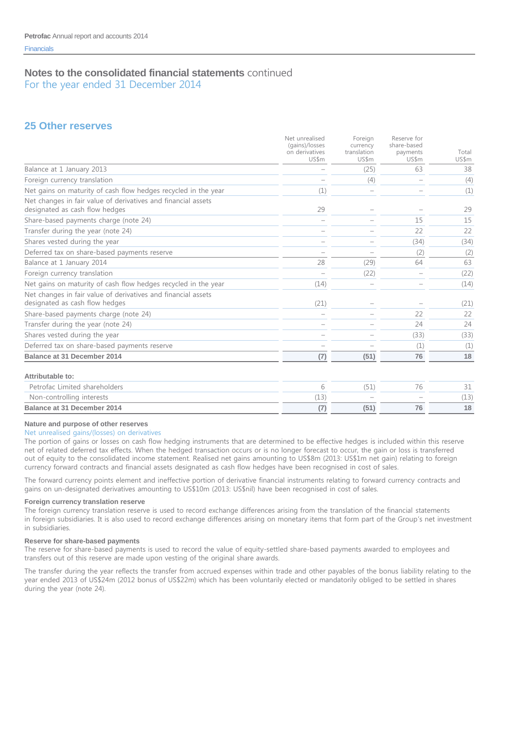## Notes to the consolidated financial statements continued
For the year ended 31 December 2014

## 25 Other reserves

| | Net unrealised (gains)/losses on derivatives US$m | Foreign currency translation US$m | Reserve for share-based payments US$m | Total US$m |
|---|---|---|---|---|
| Balance at 1 January 2013 | – | (25) | 63 | 38 |
| Foreign currency translation | – | (4) | – | (4) |
| Net gains on maturity of cash flow hedges recycled in the year | (1) | – | – | (1) |
| Net changes in fair value of derivatives and financial assets designated as cash flow hedges | 29 | – | – | 29 |
| Share-based payments charge (note 24) | – | – | 15 | 15 |
| Transfer during the year (note 24) | – | – | 22 | 22 |
| Shares vested during the year | – | – | (34) | (34) |
| Deferred tax on share-based payments reserve | – | – | (2) | (2) |
| Balance at 1 January 2014 | 28 | (29) | 64 | 63 |
| Foreign currency translation | – | (22) | – | (22) |
| Net gains on maturity of cash flow hedges recycled in the year | (14) | – | – | (14) |
| Net changes in fair value of derivatives and financial assets designated as cash flow hedges | (21) | – | – | (21) |
| Share-based payments charge (note 24) | – | – | 22 | 22 |
| Transfer during the year (note 24) | – | – | 24 | 24 |
| Shares vested during the year | – | – | (33) | (33) |
| Deferred tax on share-based payments reserve | – | – | (1) | (1) |
| **Balance at 31 December 2014** | **(7)** | **(51)** | **76** | **18** |
| **Attributable to:** | | | | |
| Petrofac Limited shareholders | 6 | (51) | 76 | 31 |
| Non-controlling interests | (13) | – | – | (13) |
| **Balance at 31 December 2014** | **(7)** | **(51)** | **76** | **18** |

### Nature and purpose of other reserves

Net unrealised gains/(losses) on derivatives

The portion of gains or losses on cash flow hedging instruments that are determined to be effective hedges is included within this reserve net of related deferred tax effects. When the hedged transaction occurs or is no longer forecast to occur, the gain or loss is transferred out of equity to the consolidated income statement. Realised net gains amounting to US$8m (2013: US$1m net gain) relating to foreign currency forward contracts and financial assets designated as cash flow hedges have been recognised in cost of sales.

The forward currency points element and ineffective portion of derivative financial instruments relating to forward currency contracts and gains on un-designated derivatives amounting to US$10m (2013: US$nil) have been recognised in cost of sales.

### Foreign currency translation reserve

The foreign currency translation reserve is used to record exchange differences arising from the translation of the financial statements in foreign subsidiaries. It is also used to record exchange differences arising on monetary items that form part of the Group's net investment in subsidiaries.

### Reserve for share-based payments

The reserve for share-based payments is used to record the value of equity-settled share-based payments awarded to employees and transfers out of this reserve are made upon vesting of the original share awards.

The transfer during the year reflects the transfer from accrued expenses within trade and other payables of the bonus liability relating to the year ended 2013 of US$24m (2012 bonus of US$22m) which has been voluntarily elected or mandatorily obliged to be settled in shares during the year (note 24).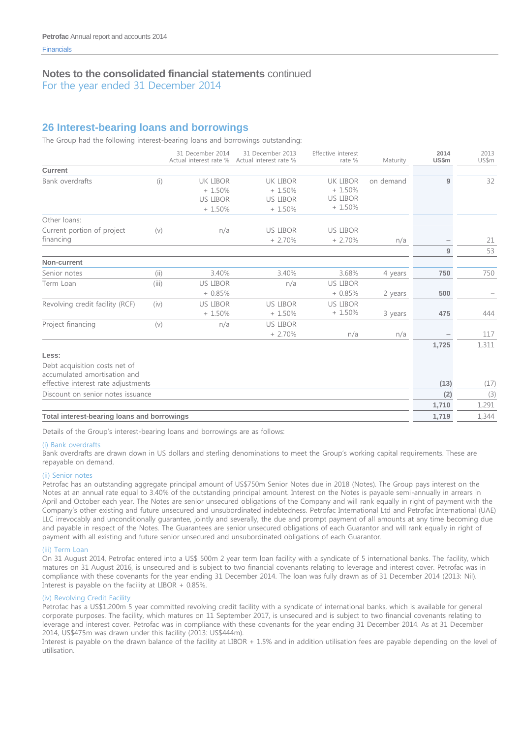## Notes to the consolidated financial statements continued
For the year ended 31 December 2014

## 26 Interest-bearing loans and borrowings

The Group had the following interest-bearing loans and borrowings outstanding:

| | | 31 December 2014 Actual interest rate % | 31 December 2013 Actual interest rate % | Effective interest rate % | Maturity | **2014 US$m** | 2013 US$m |
|---|---|---|---|---|---|---|---|
| **Current** | | | | | | | |
| Bank overdrafts | (i) | UK LIBOR + 1.50% US LIBOR + 1.50% | UK LIBOR + 1.50% US LIBOR + 1.50% | UK LIBOR + 1.50% US LIBOR + 1.50% | on demand | **9** | 32 |
| Other loans: | | | | | | | |
| Current portion of project financing | (v) | n/a | US LIBOR + 2.70% | US LIBOR + 2.70% | n/a | **–** | 21 |
| | | | | | | **9** | 53 |
| **Non-current** | | | | | | | |
| Senior notes | (ii) | 3.40% | 3.40% | 3.68% | 4 years | **750** | 750 |
| Term Loan | (iii) | US LIBOR + 0.85% | n/a | US LIBOR + 0.85% | 2 years | **500** | – |
| Revolving credit facility (RCF) | (iv) | US LIBOR + 1.50% | US LIBOR + 1.50% | US LIBOR + 1.50% | 3 years | **475** | 444 |
| Project financing | (v) | n/a | US LIBOR + 2.70% | n/a | n/a | **–** | 117 |
| | | | | | | **1,725** | 1,311 |
| **Less:** | | | | | | | |
| Debt acquisition costs net of accumulated amortisation and effective interest rate adjustments | | | | | | **(13)** | (17) |
| Discount on senior notes issuance | | | | | | **(2)** | (3) |
| | | | | | | **1,710** | 1,291 |
| **Total interest-bearing loans and borrowings** | | | | | | **1,719** | 1,344 |

Details of the Group's interest-bearing loans and borrowings are as follows:

(i) Bank overdrafts

Bank overdrafts are drawn down in US dollars and sterling denominations to meet the Group's working capital requirements. These are repayable on demand.

(ii) Senior notes

Petrofac has an outstanding aggregate principal amount of US$750m Senior Notes due in 2018 (Notes). The Group pays interest on the Notes at an annual rate equal to 3.40% of the outstanding principal amount. Interest on the Notes is payable semi-annually in arrears in April and October each year. The Notes are senior unsecured obligations of the Company and will rank equally in right of payment with the Company's other existing and future unsecured and unsubordinated indebtedness. Petrofac International Ltd and Petrofac International (UAE) LLC irrevocably and unconditionally guarantee, jointly and severally, the due and prompt payment of all amounts at any time becoming due and payable in respect of the Notes. The Guarantees are senior unsecured obligations of each Guarantor and will rank equally in right of payment with all existing and future senior unsecured and unsubordinated obligations of each Guarantor.

(iii) Term Loan

On 31 August 2014, Petrofac entered into a US$ 500m 2 year term loan facility with a syndicate of 5 international banks. The facility, which matures on 31 August 2016, is unsecured and is subject to two financial covenants relating to leverage and interest cover. Petrofac was in compliance with these covenants for the year ending 31 December 2014. The loan was fully drawn as of 31 December 2014 (2013: Nil). Interest is payable on the facility at LIBOR + 0.85%.

(iv) Revolving Credit Facility

Petrofac has a US$1,200m 5 year committed revolving credit facility with a syndicate of international banks, which is available for general corporate purposes. The facility, which matures on 11 September 2017, is unsecured and is subject to two financial covenants relating to leverage and interest cover. Petrofac was in compliance with these covenants for the year ending 31 December 2014. As at 31 December 2014, US$475m was drawn under this facility (2013: US$444m).
Interest is payable on the drawn balance of the facility at LIBOR + 1.5% and in addition utilisation fees are payable depending on the level of utilisation.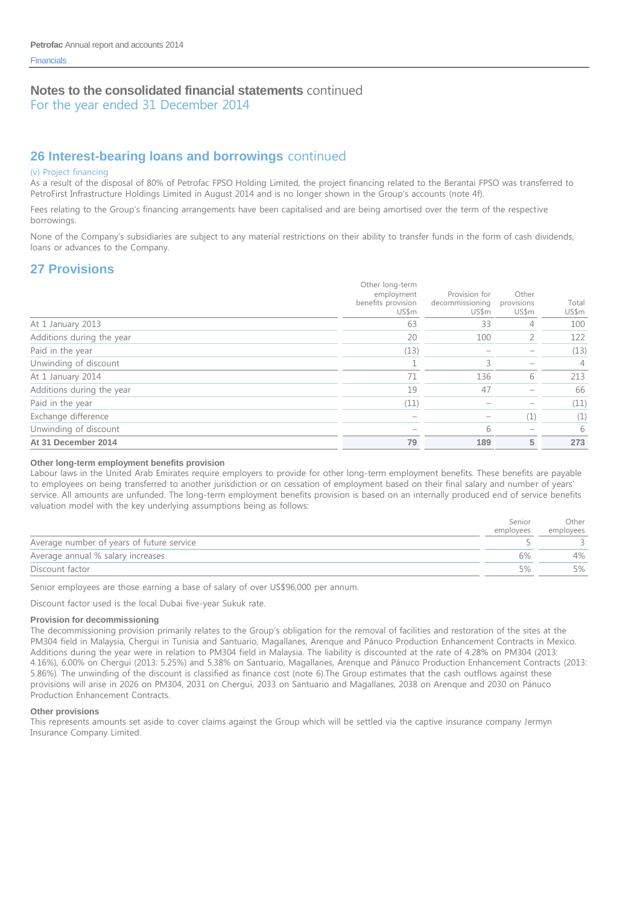## Notes to the consolidated financial statements continued
For the year ended 31 December 2014

## 26 Interest-bearing loans and borrowings continued

(v) Project financing

As a result of the disposal of 80% of Petrofac FPSO Holding Limited, the project financing related to the Berantai FPSO was transferred to PetroFirst Infrastructure Holdings Limited in August 2014 and is no longer shown in the Group's accounts (note 4f).

Fees relating to the Group's financing arrangements have been capitalised and are being amortised over the term of the respective borrowings.

None of the Company's subsidiaries are subject to any material restrictions on their ability to transfer funds in the form of cash dividends, loans or advances to the Company.

## 27 Provisions

| | Other long-term employment benefits provision US$m | Provision for decommissioning US$m | Other provisions US$m | Total US$m |
|---|---|---|---|---|
| At 1 January 2013 | 63 | 33 | 4 | 100 |
| Additions during the year | 20 | 100 | 2 | 122 |
| Paid in the year | (13) | – | – | (13) |
| Unwinding of discount | 1 | 3 | – | 4 |
| At 1 January 2014 | 71 | 136 | 6 | 213 |
| Additions during the year | 19 | 47 | – | 66 |
| Paid in the year | (11) | – | – | (11) |
| Exchange difference | – | – | (1) | (1) |
| Unwinding of discount | – | 6 | – | 6 |
| **At 31 December 2014** | **79** | **189** | **5** | **273** |

**Other long-term employment benefits provision**

Labour laws in the United Arab Emirates require employers to provide for other long-term employment benefits. These benefits are payable to employees on being transferred to another jurisdiction or on cessation of employment based on their final salary and number of years' service. All amounts are unfunded. The long-term employment benefits provision is based on an internally produced end of service benefits valuation model with the key underlying assumptions being as follows:

| | Senior employees | Other employees |
|---|---|---|
| Average number of years of future service | 5 | 3 |
| Average annual % salary increases | 6% | 4% |
| Discount factor | 5% | 5% |

Senior employees are those earning a base of salary of over US$96,000 per annum.

Discount factor used is the local Dubai five-year Sukuk rate.

**Provision for decommissioning**

The decommissioning provision primarily relates to the Group's obligation for the removal of facilities and restoration of the sites at the PM304 field in Malaysia, Chergui in Tunisia and Santuario, Magallanes, Arenque and Pánuco Production Enhancement Contracts in Mexico. Additions during the year were in relation to PM304 field in Malaysia. The liability is discounted at the rate of 4.28% on PM304 (2013: 4.16%), 6.00% on Chergui (2013: 5.25%) and 5.38% on Santuario, Magallanes, Arenque and Pánuco Production Enhancement Contracts (2013: 5.86%). The unwinding of the discount is classified as finance cost (note 6).The Group estimates that the cash outflows against these provisions will arise in 2026 on PM304, 2031 on Chergui, 2033 on Santuario and Magallanes, 2038 on Arenque and 2030 on Pánuco Production Enhancement Contracts.

**Other provisions**

This represents amounts set aside to cover claims against the Group which will be settled via the captive insurance company Jermyn Insurance Company Limited.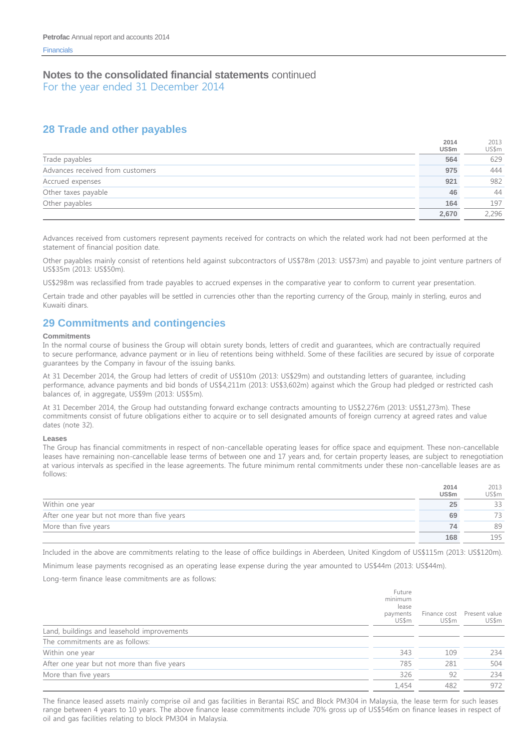## Notes to the consolidated financial statements continued
For the year ended 31 December 2014

## 28 Trade and other payables

| | 2014 US$m | 2013 US$m |
|---|---|---|
| Trade payables | **564** | 629 |
| Advances received from customers | **975** | 444 |
| Accrued expenses | **921** | 982 |
| Other taxes payable | **46** | 44 |
| Other payables | **164** | 197 |
| | **2,670** | 2,296 |

Advances received from customers represent payments received for contracts on which the related work had not been performed at the statement of financial position date.

Other payables mainly consist of retentions held against subcontractors of US$78m (2013: US$73m) and payable to joint venture partners of US$35m (2013: US$50m).

US$298m was reclassified from trade payables to accrued expenses in the comparative year to conform to current year presentation.

Certain trade and other payables will be settled in currencies other than the reporting currency of the Group, mainly in sterling, euros and Kuwaiti dinars.

## 29 Commitments and contingencies

### Commitments

In the normal course of business the Group will obtain surety bonds, letters of credit and guarantees, which are contractually required to secure performance, advance payment or in lieu of retentions being withheld. Some of these facilities are secured by issue of corporate guarantees by the Company in favour of the issuing banks.

At 31 December 2014, the Group had letters of credit of US$10m (2013: US$29m) and outstanding letters of guarantee, including performance, advance payments and bid bonds of US$4,211m (2013: US$3,602m) against which the Group had pledged or restricted cash balances of, in aggregate, US$9m (2013: US$5m).

At 31 December 2014, the Group had outstanding forward exchange contracts amounting to US$2,276m (2013: US$1,273m). These commitments consist of future obligations either to acquire or to sell designated amounts of foreign currency at agreed rates and value dates (note 32).

### Leases

The Group has financial commitments in respect of non-cancellable operating leases for office space and equipment. These non-cancellable leases have remaining non-cancellable lease terms of between one and 17 years and, for certain property leases, are subject to renegotiation at various intervals as specified in the lease agreements. The future minimum rental commitments under these non-cancellable leases are as follows:

| | 2014 US$m | 2013 US$m |
|---|---|---|
| Within one year | **25** | 33 |
| After one year but not more than five years | **69** | 73 |
| More than five years | **74** | 89 |
| | **168** | 195 |

Included in the above are commitments relating to the lease of office buildings in Aberdeen, United Kingdom of US$115m (2013: US$120m).

Minimum lease payments recognised as an operating lease expense during the year amounted to US$44m (2013: US$44m).

Long-term finance lease commitments are as follows:

| | Future minimum lease payments US$m | Finance cost US$m | Present value US$m |
|---|---|---|---|
| Land, buildings and leasehold improvements | | | |
| The commitments are as follows: | | | |
| Within one year | 343 | 109 | 234 |
| After one year but not more than five years | 785 | 281 | 504 |
| More than five years | 326 | 92 | 234 |
| | 1,454 | 482 | 972 |

The finance leased assets mainly comprise oil and gas facilities in Berantai RSC and Block PM304 in Malaysia, the lease term for such leases range between 4 years to 10 years. The above finance lease commitments include 70% gross up of US$546m on finance leases in respect of oil and gas facilities relating to block PM304 in Malaysia.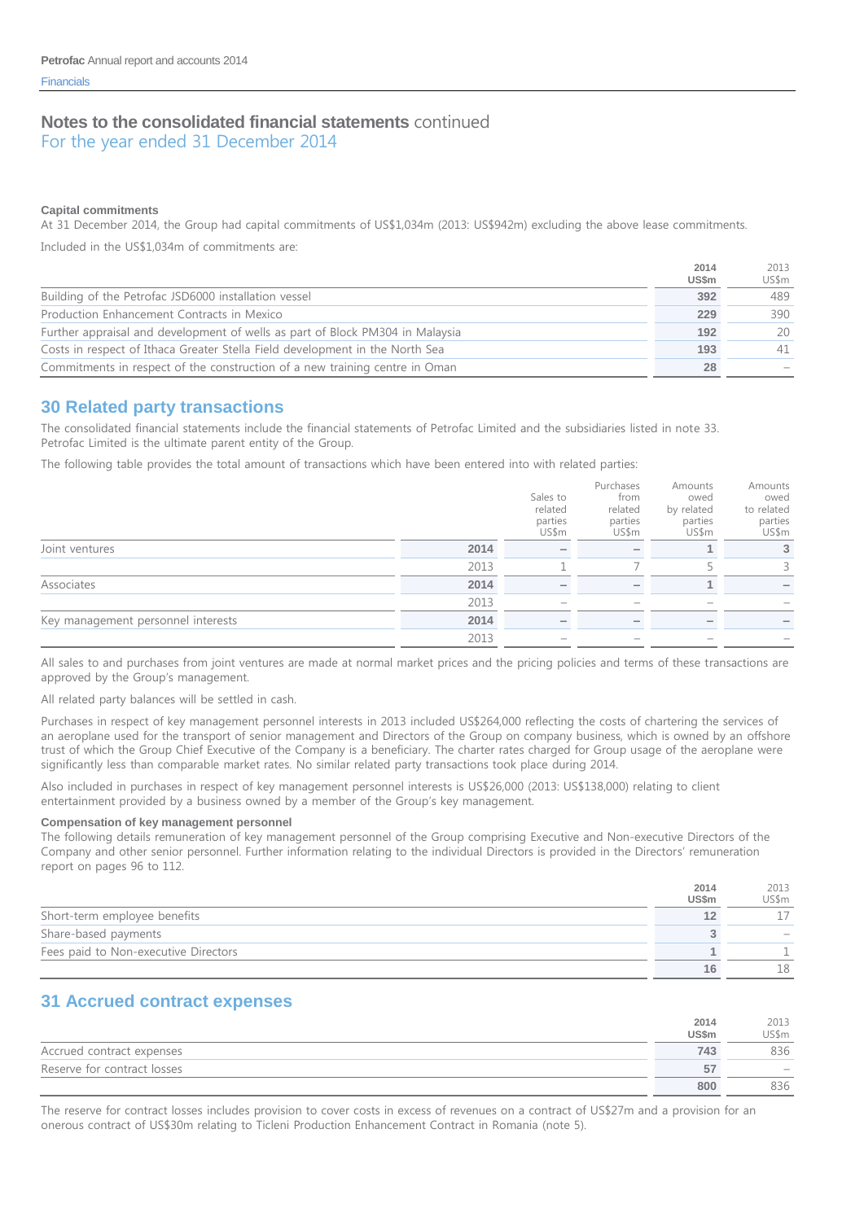## Notes to the consolidated financial statements continued
For the year ended 31 December 2014

**Capital commitments**
At 31 December 2014, the Group had capital commitments of US$1,034m (2013: US$942m) excluding the above lease commitments.

Included in the US$1,034m of commitments are:

| | 2014 US$m | 2013 US$m |
|---|---|---|
| Building of the Petrofac JSD6000 installation vessel | **392** | 489 |
| Production Enhancement Contracts in Mexico | **229** | 390 |
| Further appraisal and development of wells as part of Block PM304 in Malaysia | **192** | 20 |
| Costs in respect of Ithaca Greater Stella Field development in the North Sea | **193** | 41 |
| Commitments in respect of the construction of a new training centre in Oman | **28** | – |

## 30 Related party transactions

The consolidated financial statements include the financial statements of Petrofac Limited and the subsidiaries listed in note 33. Petrofac Limited is the ultimate parent entity of the Group.

The following table provides the total amount of transactions which have been entered into with related parties:

| | | Sales to related parties US$m | Purchases from related parties US$m | Amounts owed by related parties US$m | Amounts owed to related parties US$m |
|---|---|---|---|---|---|
| Joint ventures | **2014** | **–** | **–** | **1** | **3** |
| | 2013 | 1 | 7 | 5 | 3 |
| Associates | **2014** | **–** | **–** | **1** | **–** |
| | 2013 | – | – | – | – |
| Key management personnel interests | **2014** | **–** | **–** | **–** | **–** |
| | 2013 | – | – | – | – |

All sales to and purchases from joint ventures are made at normal market prices and the pricing policies and terms of these transactions are approved by the Group's management.

All related party balances will be settled in cash.

Purchases in respect of key management personnel interests in 2013 included US$264,000 reflecting the costs of chartering the services of an aeroplane used for the transport of senior management and Directors of the Group on company business, which is owned by an offshore trust of which the Group Chief Executive of the Company is a beneficiary. The charter rates charged for Group usage of the aeroplane were significantly less than comparable market rates. No similar related party transactions took place during 2014.

Also included in purchases in respect of key management personnel interests is US$26,000 (2013: US$138,000) relating to client entertainment provided by a business owned by a member of the Group's key management.

**Compensation of key management personnel**
The following details remuneration of key management personnel of the Group comprising Executive and Non-executive Directors of the Company and other senior personnel. Further information relating to the individual Directors is provided in the Directors' remuneration report on pages 96 to 112.

| | 2014 US$m | 2013 US$m |
|---|---|---|
| Short-term employee benefits | **12** | 17 |
| Share-based payments | **3** | – |
| Fees paid to Non-executive Directors | **1** | 1 |
| | **16** | 18 |

## 31 Accrued contract expenses

| | 2014 US$m | 2013 US$m |
|---|---|---|
| Accrued contract expenses | **743** | 836 |
| Reserve for contract losses | **57** | – |
| | **800** | 836 |

The reserve for contract losses includes provision to cover costs in excess of revenues on a contract of US$27m and a provision for an onerous contract of US$30m relating to Ticleni Production Enhancement Contract in Romania (note 5).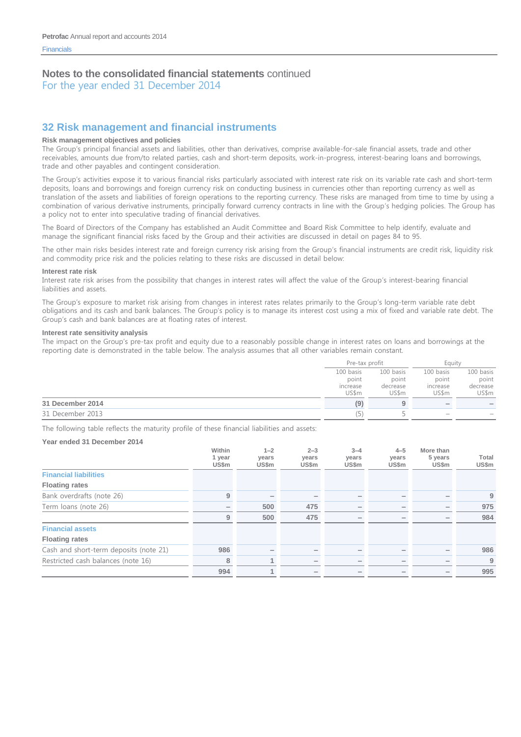## Notes to the consolidated financial statements continued
For the year ended 31 December 2014

## 32 Risk management and financial instruments

### Risk management objectives and policies

The Group's principal financial assets and liabilities, other than derivatives, comprise available-for-sale financial assets, trade and other receivables, amounts due from/to related parties, cash and short-term deposits, work-in-progress, interest-bearing loans and borrowings, trade and other payables and contingent consideration.

The Group's activities expose it to various financial risks particularly associated with interest rate risk on its variable rate cash and short-term deposits, loans and borrowings and foreign currency risk on conducting business in currencies other than reporting currency as well as translation of the assets and liabilities of foreign operations to the reporting currency. These risks are managed from time to time by using a combination of various derivative instruments, principally forward currency contracts in line with the Group's hedging policies. The Group has a policy not to enter into speculative trading of financial derivatives.

The Board of Directors of the Company has established an Audit Committee and Board Risk Committee to help identify, evaluate and manage the significant financial risks faced by the Group and their activities are discussed in detail on pages 84 to 95.

The other main risks besides interest rate and foreign currency risk arising from the Group's financial instruments are credit risk, liquidity risk and commodity price risk and the policies relating to these risks are discussed in detail below:

### Interest rate risk

Interest rate risk arises from the possibility that changes in interest rates will affect the value of the Group's interest-bearing financial liabilities and assets.

The Group's exposure to market risk arising from changes in interest rates relates primarily to the Group's long-term variable rate debt obligations and its cash and bank balances. The Group's policy is to manage its interest cost using a mix of fixed and variable rate debt. The Group's cash and bank balances are at floating rates of interest.

### Interest rate sensitivity analysis

The impact on the Group's pre-tax profit and equity due to a reasonably possible change in interest rates on loans and borrowings at the reporting date is demonstrated in the table below. The analysis assumes that all other variables remain constant.

| | Pre-tax profit | | Equity | |
|---|---|---|---|---|
| | 100 basis point increase US$m | 100 basis point decrease US$m | 100 basis point increase US$m | 100 basis point decrease US$m |
| **31 December 2014** | **(9)** | **9** | **–** | **–** |
| 31 December 2013 | (5) | 5 | – | – |

The following table reflects the maturity profile of these financial liabilities and assets:

**Year ended 31 December 2014**

| | Within 1 year US$m | 1–2 years US$m | 2–3 years US$m | 3–4 years US$m | 4–5 years US$m | More than 5 years US$m | Total US$m |
|---|---|---|---|---|---|---|---|
| **Financial liabilities** | | | | | | | |
| **Floating rates** | | | | | | | |
| Bank overdrafts (note 26) | 9 | – | – | – | – | – | 9 |
| Term loans (note 26) | – | 500 | 475 | – | – | – | 975 |
| | 9 | 500 | 475 | – | – | – | 984 |
| **Financial assets** | | | | | | | |
| **Floating rates** | | | | | | | |
| Cash and short-term deposits (note 21) | 986 | – | – | – | – | – | 986 |
| Restricted cash balances (note 16) | 8 | 1 | – | – | – | – | 9 |
| | 994 | 1 | – | – | – | – | 995 |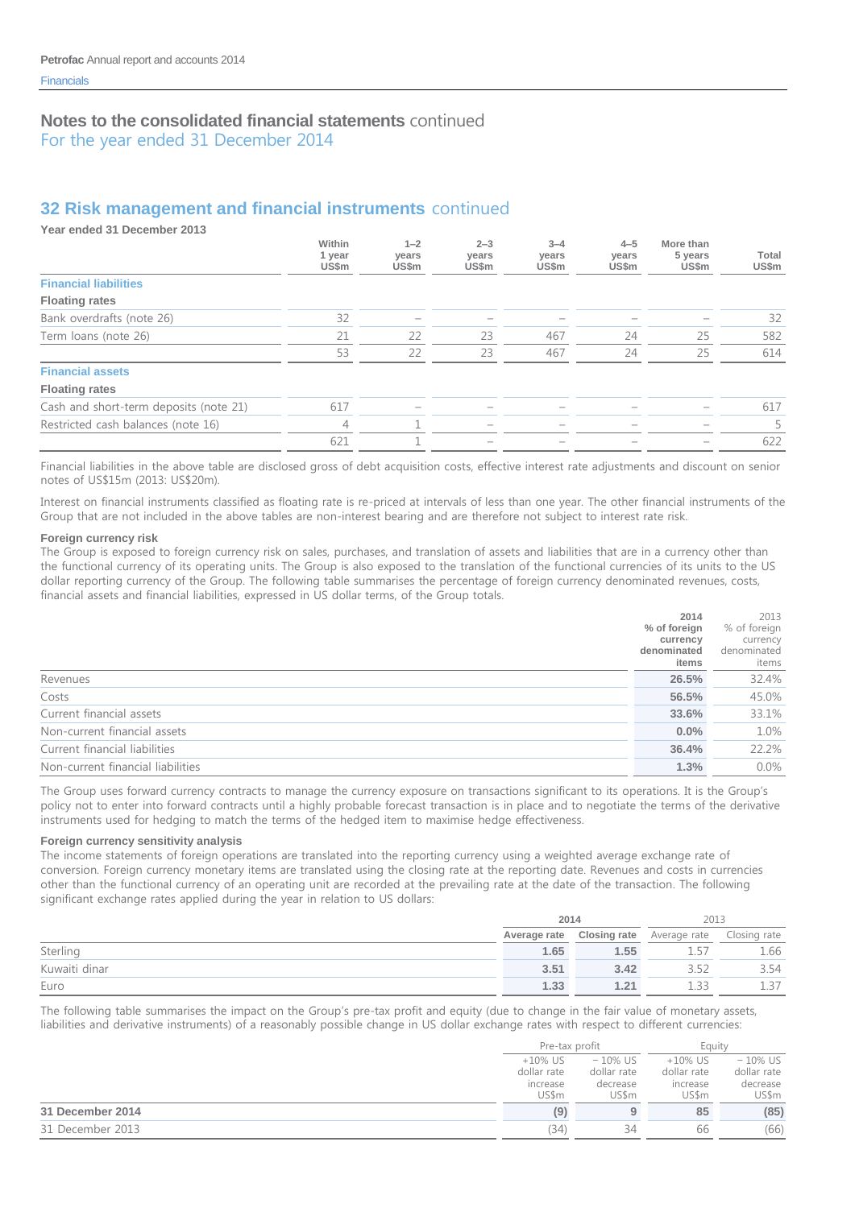## Notes to the consolidated financial statements continued
For the year ended 31 December 2014

## 32 Risk management and financial instruments continued

**Year ended 31 December 2013**

| | Within 1 year US$m | 1–2 years US$m | 2–3 years US$m | 3–4 years US$m | 4–5 years US$m | More than 5 years US$m | Total US$m |
|---|---|---|---|---|---|---|---|
| **Financial liabilities** | | | | | | | |
| **Floating rates** | | | | | | | |
| Bank overdrafts (note 26) | 32 | – | – | – | – | – | 32 |
| Term loans (note 26) | 21 | 22 | 23 | 467 | 24 | 25 | 582 |
| | 53 | 22 | 23 | 467 | 24 | 25 | 614 |
| **Financial assets** | | | | | | | |
| **Floating rates** | | | | | | | |
| Cash and short-term deposits (note 21) | 617 | – | – | – | – | – | 617 |
| Restricted cash balances (note 16) | 4 | 1 | – | – | – | – | 5 |
| | 621 | 1 | – | – | – | – | 622 |

Financial liabilities in the above table are disclosed gross of debt acquisition costs, effective interest rate adjustments and discount on senior notes of US$15m (2013: US$20m).

Interest on financial instruments classified as floating rate is re-priced at intervals of less than one year. The other financial instruments of the Group that are not included in the above tables are non-interest bearing and are therefore not subject to interest rate risk.

#### Foreign currency risk

The Group is exposed to foreign currency risk on sales, purchases, and translation of assets and liabilities that are in a currency other than the functional currency of its operating units. The Group is also exposed to the translation of the functional currencies of its units to the US dollar reporting currency of the Group. The following table summarises the percentage of foreign currency denominated revenues, costs, financial assets and financial liabilities, expressed in US dollar terms, of the Group totals.

| | 2014 % of foreign currency denominated items | 2013 % of foreign currency denominated items |
|---|---|---|
| Revenues | **26.5%** | 32.4% |
| Costs | **56.5%** | 45.0% |
| Current financial assets | **33.6%** | 33.1% |
| Non-current financial assets | **0.0%** | 1.0% |
| Current financial liabilities | **36.4%** | 22.2% |
| Non-current financial liabilities | **1.3%** | 0.0% |

The Group uses forward currency contracts to manage the currency exposure on transactions significant to its operations. It is the Group's policy not to enter into forward contracts until a highly probable forecast transaction is in place and to negotiate the terms of the derivative instruments used for hedging to match the terms of the hedged item to maximise hedge effectiveness.

#### Foreign currency sensitivity analysis

The income statements of foreign operations are translated into the reporting currency using a weighted average exchange rate of conversion. Foreign currency monetary items are translated using the closing rate at the reporting date. Revenues and costs in currencies other than the functional currency of an operating unit are recorded at the prevailing rate at the date of the transaction. The following significant exchange rates applied during the year in relation to US dollars:

| | 2014 | | 2013 | |
|---|---|---|---|---|
| | Average rate | Closing rate | Average rate | Closing rate |
| Sterling | **1.65** | **1.55** | 1.57 | 1.66 |
| Kuwaiti dinar | **3.51** | **3.42** | 3.52 | 3.54 |
| Euro | **1.33** | **1.21** | 1.33 | 1.37 |

The following table summarises the impact on the Group's pre-tax profit and equity (due to change in the fair value of monetary assets, liabilities and derivative instruments) of a reasonably possible change in US dollar exchange rates with respect to different currencies:

| | Pre-tax profit | | Equity | |
|---|---|---|---|---|
| | +10% US dollar rate increase US$m | − 10% US dollar rate decrease US$m | +10% US dollar rate increase US$m | − 10% US dollar rate decrease US$m |
| **31 December 2014** | **(9)** | **9** | **85** | **(85)** |
| 31 December 2013 | (34) | 34 | 66 | (66) |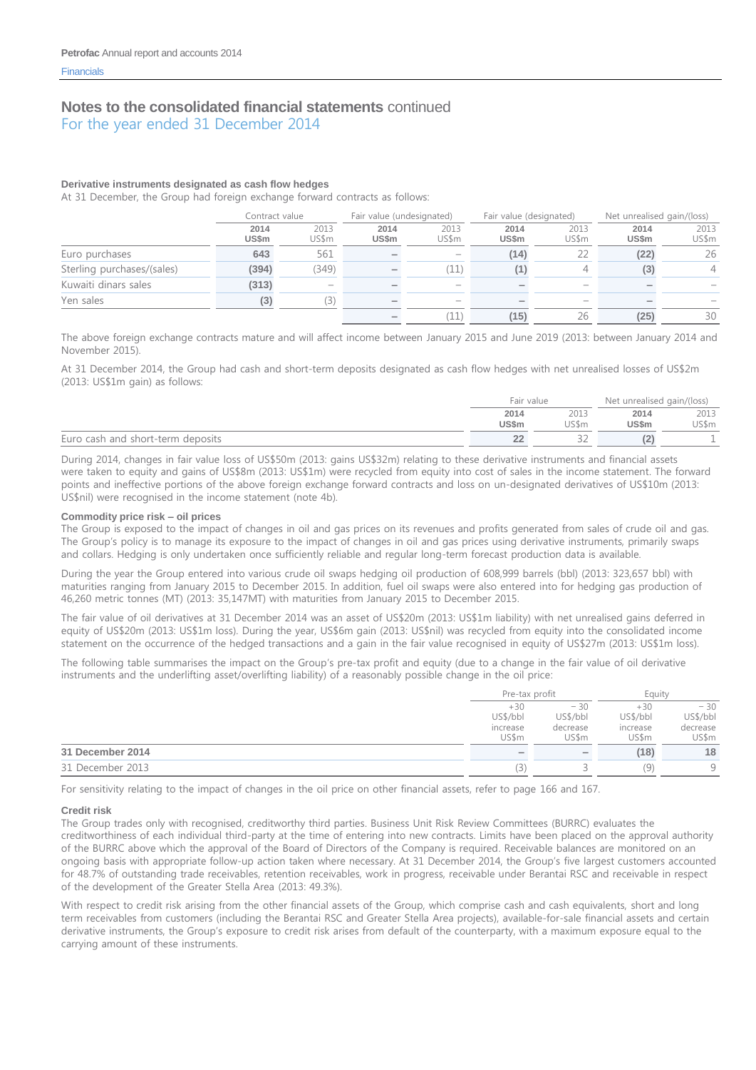## Notes to the consolidated financial statements continued

For the year ended 31 December 2014

#### Derivative instruments designated as cash flow hedges

At 31 December, the Group had foreign exchange forward contracts as follows:

| | Contract value | | Fair value (undesignated) | | Fair value (designated) | | Net unrealised gain/(loss) | |
|---|---|---|---|---|---|---|---|---|
| | **2014 US$m** | 2013 US$m | **2014 US$m** | 2013 US$m | **2014 US$m** | 2013 US$m | **2014 US$m** | 2013 US$m |
| Euro purchases | **643** | 561 | **–** | – | **(14)** | 22 | **(22)** | 26 |
| Sterling purchases/(sales) | **(394)** | (349) | **–** | (11) | **(1)** | 4 | **(3)** | 4 |
| Kuwaiti dinars sales | **(313)** | – | **–** | – | **–** | – | **–** | – |
| Yen sales | **(3)** | (3) | **–** | – | **–** | – | **–** | – |
| | | | **–** | (11) | **(15)** | 26 | **(25)** | 30 |

The above foreign exchange contracts mature and will affect income between January 2015 and June 2019 (2013: between January 2014 and November 2015).

At 31 December 2014, the Group had cash and short-term deposits designated as cash flow hedges with net unrealised losses of US$2m (2013: US$1m gain) as follows:

| | Fair value | | Net unrealised gain/(loss) | |
|---|---|---|---|---|
| | **2014 US$m** | 2013 US$m | **2014 US$m** | 2013 US$m |
| Euro cash and short-term deposits | **22** | 32 | **(2)** | 1 |

During 2014, changes in fair value loss of US$50m (2013: gains US$32m) relating to these derivative instruments and financial assets were taken to equity and gains of US$8m (2013: US$1m) were recycled from equity into cost of sales in the income statement. The forward points and ineffective portions of the above foreign exchange forward contracts and loss on un-designated derivatives of US$10m (2013: US$nil) were recognised in the income statement (note 4b).

#### Commodity price risk – oil prices

The Group is exposed to the impact of changes in oil and gas prices on its revenues and profits generated from sales of crude oil and gas. The Group's policy is to manage its exposure to the impact of changes in oil and gas prices using derivative instruments, primarily swaps and collars. Hedging is only undertaken once sufficiently reliable and regular long-term forecast production data is available.

During the year the Group entered into various crude oil swaps hedging oil production of 608,999 barrels (bbl) (2013: 323,657 bbl) with maturities ranging from January 2015 to December 2015. In addition, fuel oil swaps were also entered into for hedging gas production of 46,260 metric tonnes (MT) (2013: 35,147MT) with maturities from January 2015 to December 2015.

The fair value of oil derivatives at 31 December 2014 was an asset of US$20m (2013: US$1m liability) with net unrealised gains deferred in equity of US$20m (2013: US$1m loss). During the year, US$6m gain (2013: US$nil) was recycled from equity into the consolidated income statement on the occurrence of the hedged transactions and a gain in the fair value recognised in equity of US$27m (2013: US$1m loss).

The following table summarises the impact on the Group's pre-tax profit and equity (due to a change in the fair value of oil derivative instruments and the underlifting asset/overlifting liability) of a reasonably possible change in the oil price:

| | Pre-tax profit | | Equity | |
|---|---|---|---|---|
| | +30 US$/bbl increase US$m | – 30 US$/bbl decrease US$m | +30 US$/bbl increase US$m | – 30 US$/bbl decrease US$m |
| **31 December 2014** | **–** | **–** | **(18)** | **18** |
| 31 December 2013 | (3) | 3 | (9) | 9 |

For sensitivity relating to the impact of changes in the oil price on other financial assets, refer to page 166 and 167.

#### Credit risk

The Group trades only with recognised, creditworthy third parties. Business Unit Risk Review Committees (BURRC) evaluates the creditworthiness of each individual third-party at the time of entering into new contracts. Limits have been placed on the approval authority of the BURRC above which the approval of the Board of Directors of the Company is required. Receivable balances are monitored on an ongoing basis with appropriate follow-up action taken where necessary. At 31 December 2014, the Group's five largest customers accounted for 48.7% of outstanding trade receivables, retention receivables, work in progress, receivable under Berantai RSC and receivable in respect of the development of the Greater Stella Area (2013: 49.3%).

With respect to credit risk arising from the other financial assets of the Group, which comprise cash and cash equivalents, short and long term receivables from customers (including the Berantai RSC and Greater Stella Area projects), available-for-sale financial assets and certain derivative instruments, the Group's exposure to credit risk arises from default of the counterparty, with a maximum exposure equal to the carrying amount of these instruments.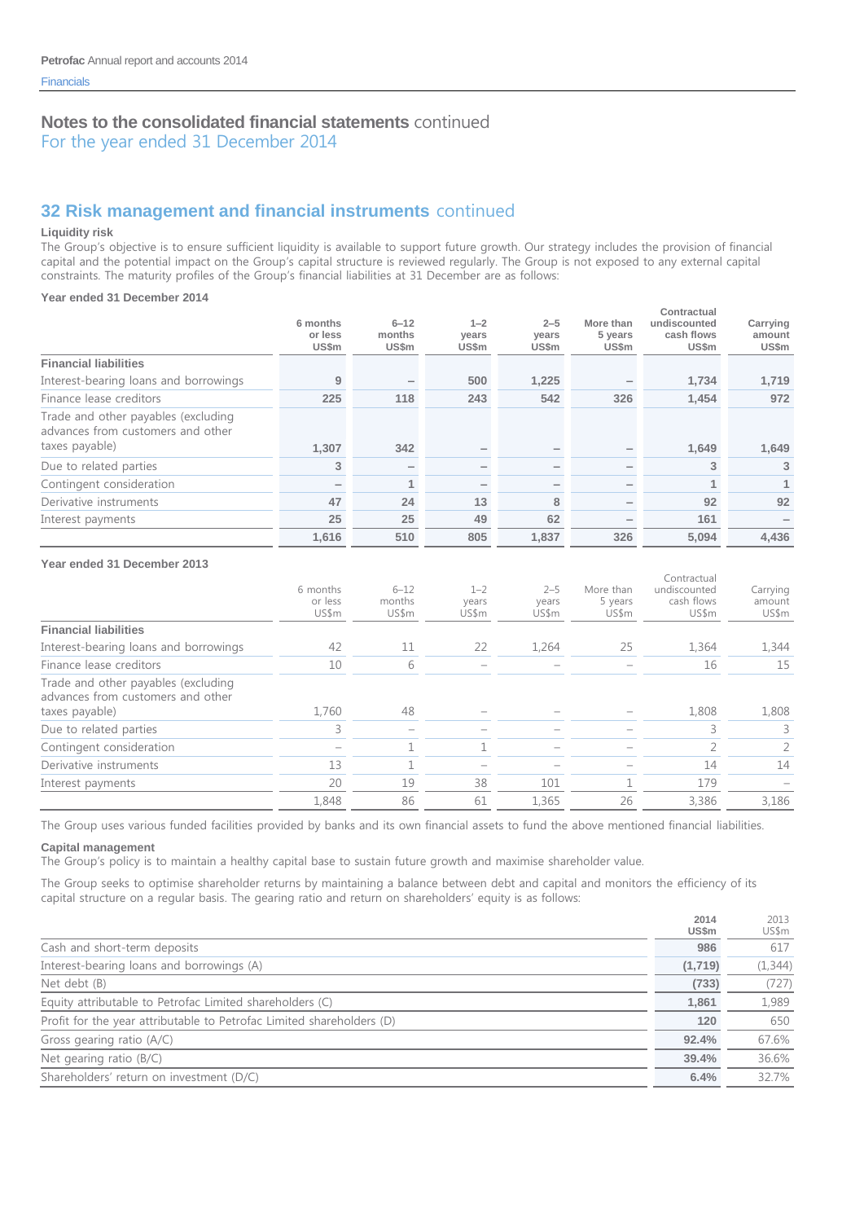## Notes to the consolidated financial statements continued
For the year ended 31 December 2014

## 32 Risk management and financial instruments continued

### Liquidity risk

The Group's objective is to ensure sufficient liquidity is available to support future growth. Our strategy includes the provision of financial capital and the potential impact on the Group's capital structure is reviewed regularly. The Group is not exposed to any external capital constraints. The maturity profiles of the Group's financial liabilities at 31 December are as follows:

**Year ended 31 December 2014**

| | 6 months or less US$m | 6–12 months US$m | 1–2 years US$m | 2–5 years US$m | More than 5 years US$m | Contractual undiscounted cash flows US$m | Carrying amount US$m |
|---|---|---|---|---|---|---|---|
| **Financial liabilities** | | | | | | | |
| Interest-bearing loans and borrowings | 9 | – | 500 | 1,225 | – | 1,734 | 1,719 |
| Finance lease creditors | 225 | 118 | 243 | 542 | 326 | 1,454 | 972 |
| Trade and other payables (excluding advances from customers and other taxes payable) | 1,307 | 342 | – | – | – | 1,649 | 1,649 |
| Due to related parties | 3 | – | – | – | – | 3 | 3 |
| Contingent consideration | – | 1 | – | – | – | 1 | 1 |
| Derivative instruments | 47 | 24 | 13 | 8 | – | 92 | 92 |
| Interest payments | 25 | 25 | 49 | 62 | – | 161 | – |
| | 1,616 | 510 | 805 | 1,837 | 326 | 5,094 | 4,436 |

**Year ended 31 December 2013**

| | 6 months or less US$m | 6–12 months US$m | 1–2 years US$m | 2–5 years US$m | More than 5 years US$m | Contractual undiscounted cash flows US$m | Carrying amount US$m |
|---|---|---|---|---|---|---|---|
| **Financial liabilities** | | | | | | | |
| Interest-bearing loans and borrowings | 42 | 11 | 22 | 1,264 | 25 | 1,364 | 1,344 |
| Finance lease creditors | 10 | 6 | – | – | – | 16 | 15 |
| Trade and other payables (excluding advances from customers and other taxes payable) | 1,760 | 48 | – | – | – | 1,808 | 1,808 |
| Due to related parties | 3 | – | – | – | – | 3 | 3 |
| Contingent consideration | – | 1 | 1 | – | – | 2 | 2 |
| Derivative instruments | 13 | 1 | – | – | – | 14 | 14 |
| Interest payments | 20 | 19 | 38 | 101 | 1 | 179 | – |
| | 1,848 | 86 | 61 | 1,365 | 26 | 3,386 | 3,186 |

The Group uses various funded facilities provided by banks and its own financial assets to fund the above mentioned financial liabilities.

### Capital management

The Group's policy is to maintain a healthy capital base to sustain future growth and maximise shareholder value.

The Group seeks to optimise shareholder returns by maintaining a balance between debt and capital and monitors the efficiency of its capital structure on a regular basis. The gearing ratio and return on shareholders' equity is as follows:

| | 2014 US$m | 2013 US$m |
|---|---|---|
| Cash and short-term deposits | 986 | 617 |
| Interest-bearing loans and borrowings (A) | (1,719) | (1,344) |
| Net debt (B) | (733) | (727) |
| Equity attributable to Petrofac Limited shareholders (C) | 1,861 | 1,989 |
| Profit for the year attributable to Petrofac Limited shareholders (D) | 120 | 650 |
| Gross gearing ratio (A/C) | 92.4% | 67.6% |
| Net gearing ratio (B/C) | 39.4% | 36.6% |
| Shareholders' return on investment (D/C) | 6.4% | 32.7% |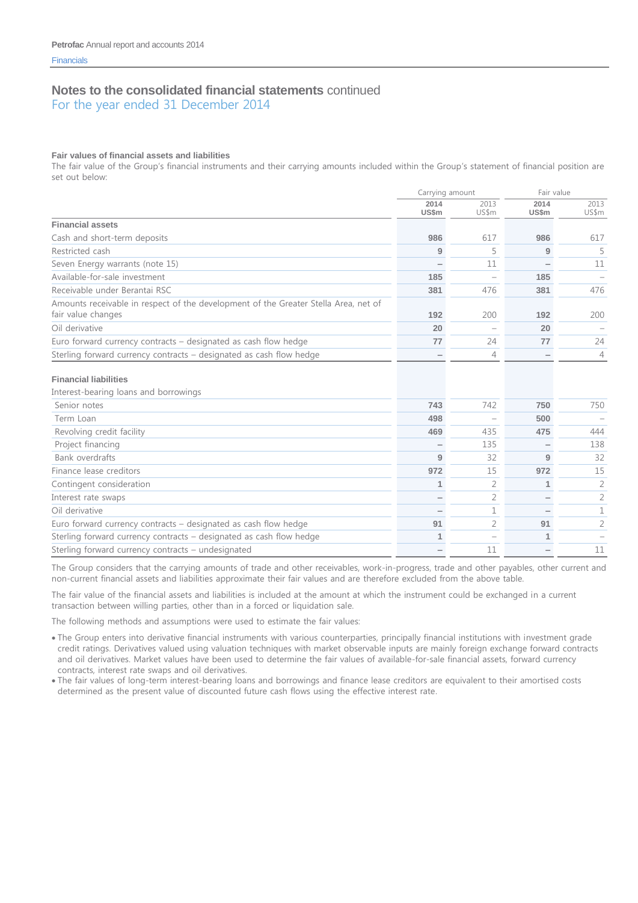# Notes to the consolidated financial statements continued
For the year ended 31 December 2014

### Fair values of financial assets and liabilities

The fair value of the Group's financial instruments and their carrying amounts included within the Group's statement of financial position are set out below:

| | Carrying amount | | Fair value | |
|---|---|---|---|---|
| | **2014 US$m** | 2013 US$m | **2014 US$m** | 2013 US$m |
| **Financial assets** | | | | |
| Cash and short-term deposits | **986** | 617 | **986** | 617 |
| Restricted cash | **9** | 5 | **9** | 5 |
| Seven Energy warrants (note 15) | **–** | 11 | **–** | 11 |
| Available-for-sale investment | **185** | – | **185** | – |
| Receivable under Berantai RSC | **381** | 476 | **381** | 476 |
| Amounts receivable in respect of the development of the Greater Stella Area, net of fair value changes | **192** | 200 | **192** | 200 |
| Oil derivative | **20** | – | **20** | – |
| Euro forward currency contracts – designated as cash flow hedge | **77** | 24 | **77** | 24 |
| Sterling forward currency contracts – designated as cash flow hedge | **–** | 4 | **–** | 4 |
| **Financial liabilities** | | | | |
| Interest-bearing loans and borrowings | | | | |
| Senior notes | **743** | 742 | **750** | 750 |
| Term Loan | **498** | – | **500** | – |
| Revolving credit facility | **469** | 435 | **475** | 444 |
| Project financing | **–** | 135 | **–** | 138 |
| Bank overdrafts | **9** | 32 | **9** | 32 |
| Finance lease creditors | **972** | 15 | **972** | 15 |
| Contingent consideration | **1** | 2 | **1** | 2 |
| Interest rate swaps | **–** | 2 | **–** | 2 |
| Oil derivative | **–** | 1 | **–** | 1 |
| Euro forward currency contracts – designated as cash flow hedge | **91** | 2 | **91** | 2 |
| Sterling forward currency contracts – designated as cash flow hedge | **1** | – | **1** | – |
| Sterling forward currency contracts – undesignated | **–** | 11 | **–** | 11 |

The Group considers that the carrying amounts of trade and other receivables, work-in-progress, trade and other payables, other current and non-current financial assets and liabilities approximate their fair values and are therefore excluded from the above table.

The fair value of the financial assets and liabilities is included at the amount at which the instrument could be exchanged in a current transaction between willing parties, other than in a forced or liquidation sale.

The following methods and assumptions were used to estimate the fair values:

- The Group enters into derivative financial instruments with various counterparties, principally financial institutions with investment grade credit ratings. Derivatives valued using valuation techniques with market observable inputs are mainly foreign exchange forward contracts and oil derivatives. Market values have been used to determine the fair values of available-for-sale financial assets, forward currency contracts, interest rate swaps and oil derivatives.
- The fair values of long-term interest-bearing loans and borrowings and finance lease creditors are equivalent to their amortised costs determined as the present value of discounted future cash flows using the effective interest rate.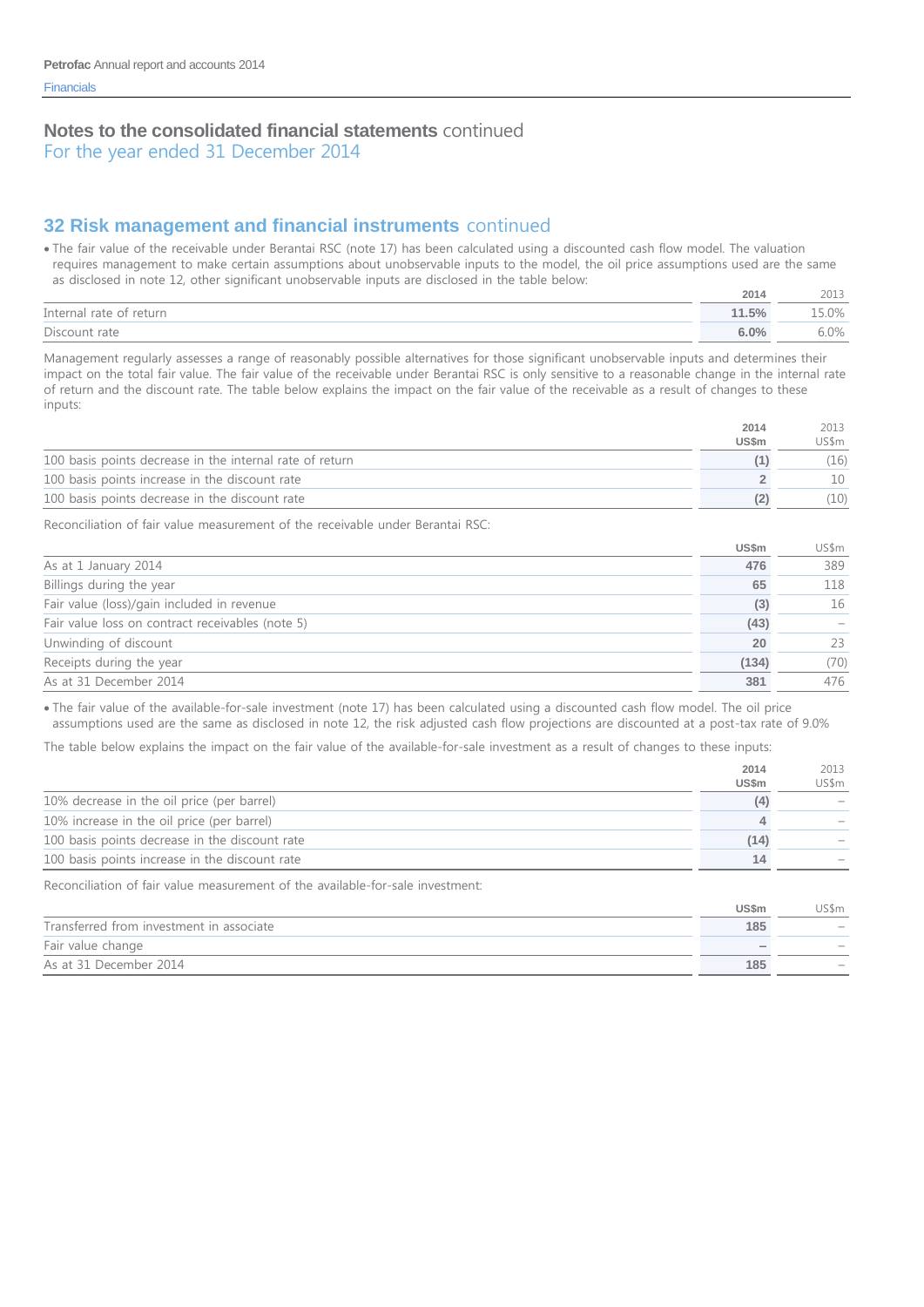# Notes to the consolidated financial statements continued

For the year ended 31 December 2014

## 32 Risk management and financial instruments continued

- The fair value of the receivable under Berantai RSC (note 17) has been calculated using a discounted cash flow model. The valuation requires management to make certain assumptions about unobservable inputs to the model, the oil price assumptions used are the same as disclosed in note 12, other significant unobservable inputs are disclosed in the table below:

| | 2014 | 2013 |
|---|---|---|
| Internal rate of return | **11.5%** | 15.0% |
| Discount rate | **6.0%** | 6.0% |

Management regularly assesses a range of reasonably possible alternatives for those significant unobservable inputs and determines their impact on the total fair value. The fair value of the receivable under Berantai RSC is only sensitive to a reasonable change in the internal rate of return and the discount rate. The table below explains the impact on the fair value of the receivable as a result of changes to these inputs:

| | 2014 US$m | 2013 US$m |
|---|---|---|
| 100 basis points decrease in the internal rate of return | **(1)** | (16) |
| 100 basis points increase in the discount rate | **2** | 10 |
| 100 basis points decrease in the discount rate | **(2)** | (10) |

Reconciliation of fair value measurement of the receivable under Berantai RSC:

| | US$m | US$m |
|---|---|---|
| As at 1 January 2014 | **476** | 389 |
| Billings during the year | **65** | 118 |
| Fair value (loss)/gain included in revenue | **(3)** | 16 |
| Fair value loss on contract receivables (note 5) | **(43)** | – |
| Unwinding of discount | **20** | 23 |
| Receipts during the year | **(134)** | (70) |
| As at 31 December 2014 | **381** | 476 |

- The fair value of the available-for-sale investment (note 17) has been calculated using a discounted cash flow model. The oil price assumptions used are the same as disclosed in note 12, the risk adjusted cash flow projections are discounted at a post-tax rate of 9.0%

The table below explains the impact on the fair value of the available-for-sale investment as a result of changes to these inputs:

| | 2014 US$m | 2013 US$m |
|---|---|---|
| 10% decrease in the oil price (per barrel) | **(4)** | – |
| 10% increase in the oil price (per barrel) | **4** | – |
| 100 basis points decrease in the discount rate | **(14)** | – |
| 100 basis points increase in the discount rate | **14** | – |

Reconciliation of fair value measurement of the available-for-sale investment:

| | US$m | US$m |
|---|---|---|
| Transferred from investment in associate | **185** | – |
| Fair value change | **–** | – |
| As at 31 December 2014 | **185** | – |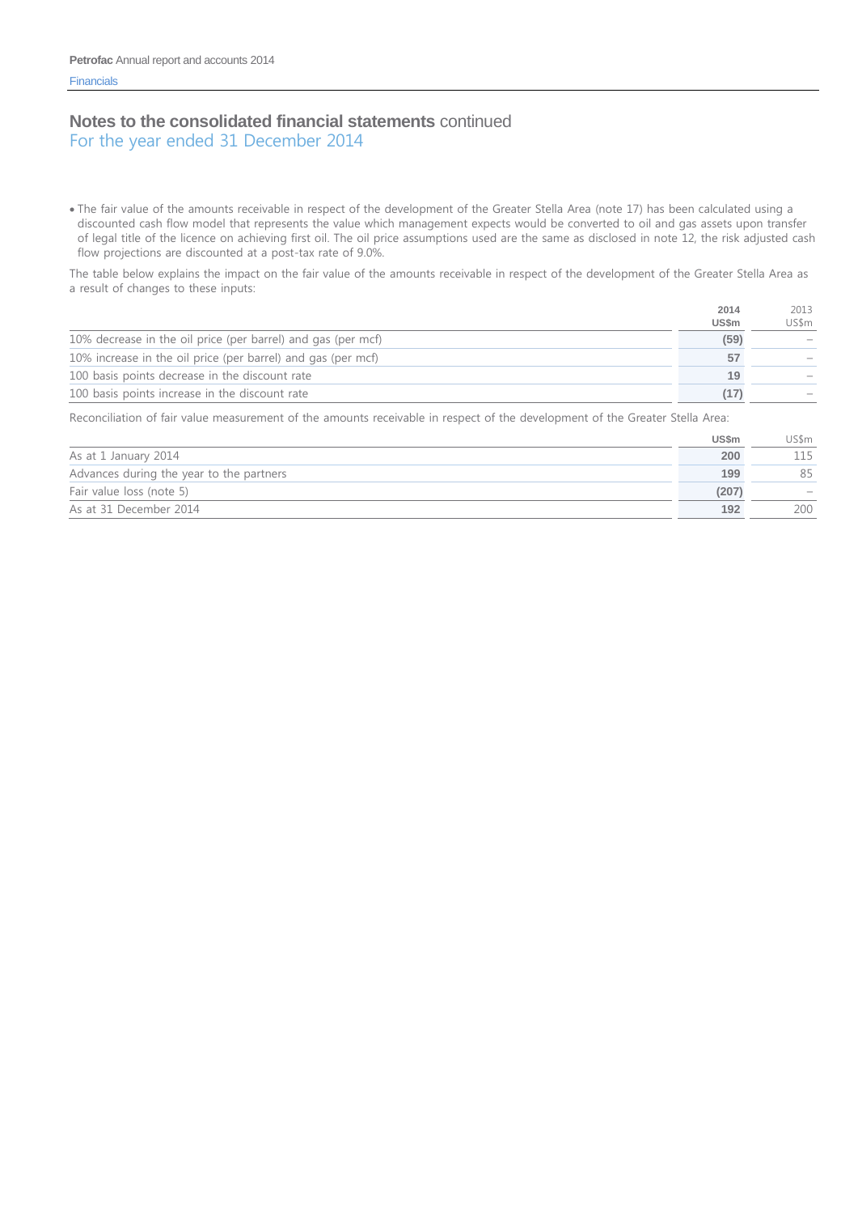## Notes to the consolidated financial statements continued
For the year ended 31 December 2014

- The fair value of the amounts receivable in respect of the development of the Greater Stella Area (note 17) has been calculated using a discounted cash flow model that represents the value which management expects would be converted to oil and gas assets upon transfer of legal title of the licence on achieving first oil. The oil price assumptions used are the same as disclosed in note 12, the risk adjusted cash flow projections are discounted at a post-tax rate of 9.0%.

The table below explains the impact on the fair value of the amounts receivable in respect of the development of the Greater Stella Area as a result of changes to these inputs:

| | **2014 US$m** | 2013 US$m |
|---|---|---|
| 10% decrease in the oil price (per barrel) and gas (per mcf) | **(59)** | – |
| 10% increase in the oil price (per barrel) and gas (per mcf) | **57** | – |
| 100 basis points decrease in the discount rate | **19** | – |
| 100 basis points increase in the discount rate | **(17)** | – |

Reconciliation of fair value measurement of the amounts receivable in respect of the development of the Greater Stella Area:

| | **US$m** | US$m |
|---|---|---|
| As at 1 January 2014 | **200** | 115 |
| Advances during the year to the partners | **199** | 85 |
| Fair value loss (note 5) | **(207)** | – |
| As at 31 December 2014 | **192** | 200 |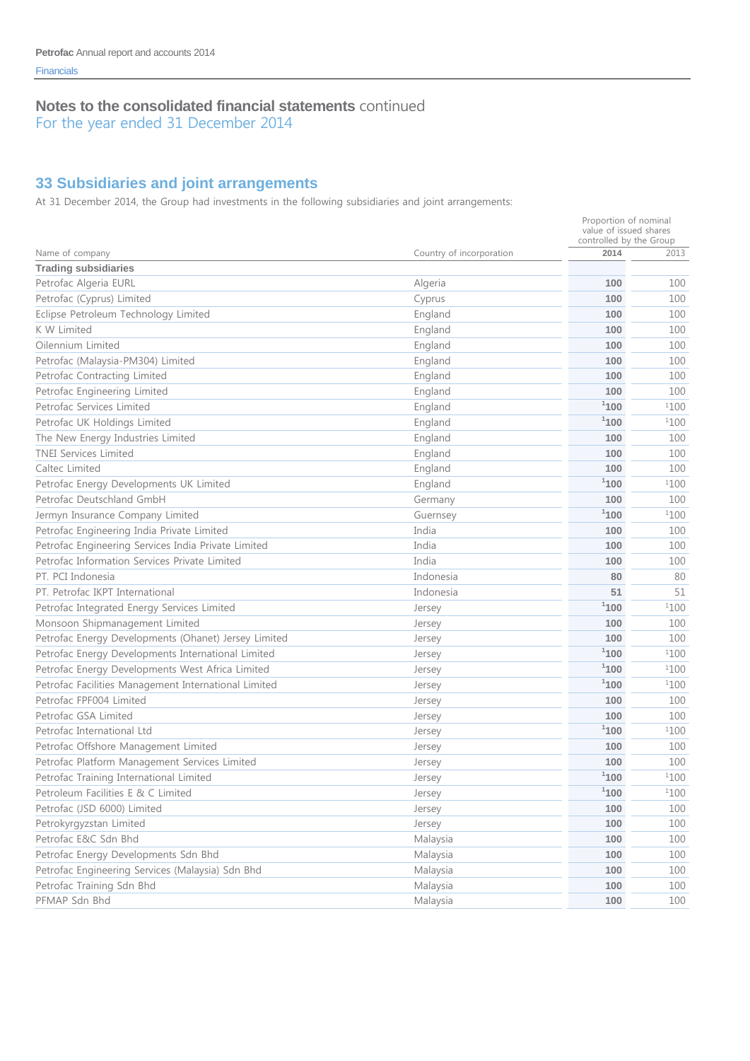# Notes to the consolidated financial statements continued

For the year ended 31 December 2014

## 33 Subsidiaries and joint arrangements

At 31 December 2014, the Group had investments in the following subsidiaries and joint arrangements:

| Name of company | Country of incorporation | Proportion of nominal value of issued shares controlled by the Group 2014 | 2013 |
|---|---|---|---|
| **Trading subsidiaries** | | | |
| Petrofac Algeria EURL | Algeria | **100** | 100 |
| Petrofac (Cyprus) Limited | Cyprus | **100** | 100 |
| Eclipse Petroleum Technology Limited | England | **100** | 100 |
| K W Limited | England | **100** | 100 |
| Oilennium Limited | England | **100** | 100 |
| Petrofac (Malaysia-PM304) Limited | England | **100** | 100 |
| Petrofac Contracting Limited | England | **100** | 100 |
| Petrofac Engineering Limited | England | **100** | 100 |
| Petrofac Services Limited | England | **[1]100** | [1]100 |
| Petrofac UK Holdings Limited | England | **[1]100** | [1]100 |
| The New Energy Industries Limited | England | **100** | 100 |
| TNEI Services Limited | England | **100** | 100 |
| Caltec Limited | England | **100** | 100 |
| Petrofac Energy Developments UK Limited | England | **[1]100** | [1]100 |
| Petrofac Deutschland GmbH | Germany | **100** | 100 |
| Jermyn Insurance Company Limited | Guernsey | **[1]100** | [1]100 |
| Petrofac Engineering India Private Limited | India | **100** | 100 |
| Petrofac Engineering Services India Private Limited | India | **100** | 100 |
| Petrofac Information Services Private Limited | India | **100** | 100 |
| PT. PCI Indonesia | Indonesia | **80** | 80 |
| PT. Petrofac IKPT International | Indonesia | **51** | 51 |
| Petrofac Integrated Energy Services Limited | Jersey | **[1]100** | [1]100 |
| Monsoon Shipmanagement Limited | Jersey | **100** | 100 |
| Petrofac Energy Developments (Ohanet) Jersey Limited | Jersey | **100** | 100 |
| Petrofac Energy Developments International Limited | Jersey | **[1]100** | [1]100 |
| Petrofac Energy Developments West Africa Limited | Jersey | **[1]100** | [1]100 |
| Petrofac Facilities Management International Limited | Jersey | **[1]100** | [1]100 |
| Petrofac FPF004 Limited | Jersey | **100** | 100 |
| Petrofac GSA Limited | Jersey | **100** | 100 |
| Petrofac International Ltd | Jersey | **[1]100** | [1]100 |
| Petrofac Offshore Management Limited | Jersey | **100** | 100 |
| Petrofac Platform Management Services Limited | Jersey | **100** | 100 |
| Petrofac Training International Limited | Jersey | **[1]100** | [1]100 |
| Petroleum Facilities E & C Limited | Jersey | **[1]100** | [1]100 |
| Petrofac (JSD 6000) Limited | Jersey | **100** | 100 |
| Petrokyrgyzstan Limited | Jersey | **100** | 100 |
| Petrofac E&C Sdn Bhd | Malaysia | **100** | 100 |
| Petrofac Energy Developments Sdn Bhd | Malaysia | **100** | 100 |
| Petrofac Engineering Services (Malaysia) Sdn Bhd | Malaysia | **100** | 100 |
| Petrofac Training Sdn Bhd | Malaysia | **100** | 100 |
| PFMAP Sdn Bhd | Malaysia | **100** | 100 |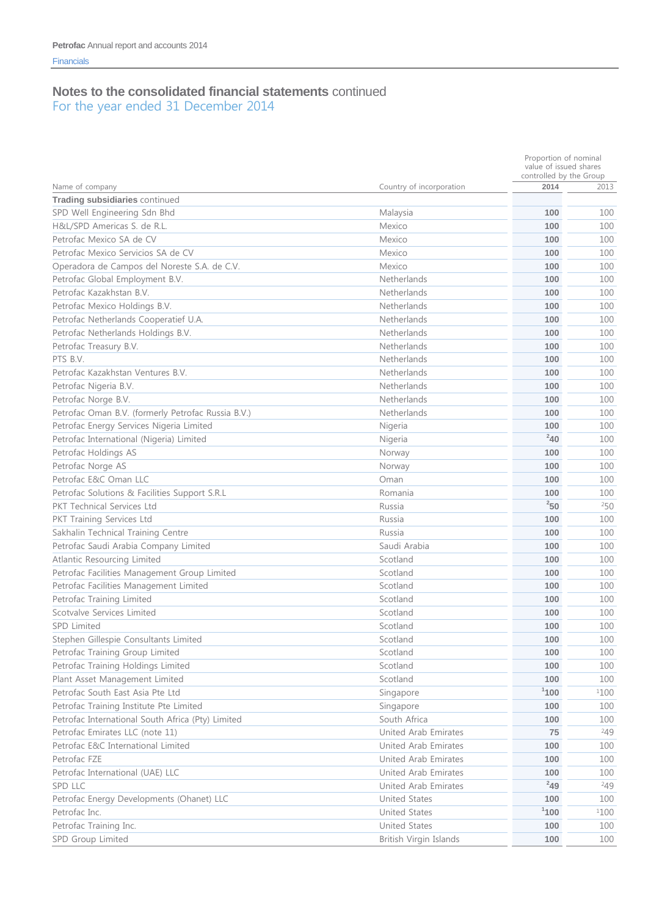## Notes to the consolidated financial statements continued

For the year ended 31 December 2014

| Name of company | Country of incorporation | Proportion of nominal value of issued shares controlled by the Group 2014 | 2013 |
|---|---|---|---|
| **Trading subsidiaries** continued | | | |
| SPD Well Engineering Sdn Bhd | Malaysia | **100** | 100 |
| H&L/SPD Americas S. de R.L. | Mexico | **100** | 100 |
| Petrofac Mexico SA de CV | Mexico | **100** | 100 |
| Petrofac Mexico Servicios SA de CV | Mexico | **100** | 100 |
| Operadora de Campos del Noreste S.A. de C.V. | Mexico | **100** | 100 |
| Petrofac Global Employment B.V. | Netherlands | **100** | 100 |
| Petrofac Kazakhstan B.V. | Netherlands | **100** | 100 |
| Petrofac Mexico Holdings B.V. | Netherlands | **100** | 100 |
| Petrofac Netherlands Cooperatief U.A. | Netherlands | **100** | 100 |
| Petrofac Netherlands Holdings B.V. | Netherlands | **100** | 100 |
| Petrofac Treasury B.V. | Netherlands | **100** | 100 |
| PTS B.V. | Netherlands | **100** | 100 |
| Petrofac Kazakhstan Ventures B.V. | Netherlands | **100** | 100 |
| Petrofac Nigeria B.V. | Netherlands | **100** | 100 |
| Petrofac Norge B.V. | Netherlands | **100** | 100 |
| Petrofac Oman B.V. (formerly Petrofac Russia B.V.) | Netherlands | **100** | 100 |
| Petrofac Energy Services Nigeria Limited | Nigeria | **100** | 100 |
| Petrofac International (Nigeria) Limited | Nigeria | **[2]40** | 100 |
| Petrofac Holdings AS | Norway | **100** | 100 |
| Petrofac Norge AS | Norway | **100** | 100 |
| Petrofac E&C Oman LLC | Oman | **100** | 100 |
| Petrofac Solutions & Facilities Support S.R.L | Romania | **100** | 100 |
| PKT Technical Services Ltd | Russia | **[2]50** | [2]50 |
| PKT Training Services Ltd | Russia | **100** | 100 |
| Sakhalin Technical Training Centre | Russia | **100** | 100 |
| Petrofac Saudi Arabia Company Limited | Saudi Arabia | **100** | 100 |
| Atlantic Resourcing Limited | Scotland | **100** | 100 |
| Petrofac Facilities Management Group Limited | Scotland | **100** | 100 |
| Petrofac Facilities Management Limited | Scotland | **100** | 100 |
| Petrofac Training Limited | Scotland | **100** | 100 |
| Scotvalve Services Limited | Scotland | **100** | 100 |
| SPD Limited | Scotland | **100** | 100 |
| Stephen Gillespie Consultants Limited | Scotland | **100** | 100 |
| Petrofac Training Group Limited | Scotland | **100** | 100 |
| Petrofac Training Holdings Limited | Scotland | **100** | 100 |
| Plant Asset Management Limited | Scotland | **100** | 100 |
| Petrofac South East Asia Pte Ltd | Singapore | **[1]100** | [1]100 |
| Petrofac Training Institute Pte Limited | Singapore | **100** | 100 |
| Petrofac International South Africa (Pty) Limited | South Africa | **100** | 100 |
| Petrofac Emirates LLC (note 11) | United Arab Emirates | **75** | [2]49 |
| Petrofac E&C International Limited | United Arab Emirates | **100** | 100 |
| Petrofac FZE | United Arab Emirates | **100** | 100 |
| Petrofac International (UAE) LLC | United Arab Emirates | **100** | 100 |
| SPD LLC | United Arab Emirates | **[2]49** | [2]49 |
| Petrofac Energy Developments (Ohanet) LLC | United States | **100** | 100 |
| Petrofac Inc. | United States | **[1]100** | [1]100 |
| Petrofac Training Inc. | United States | **100** | 100 |
| SPD Group Limited | British Virgin Islands | **100** | 100 |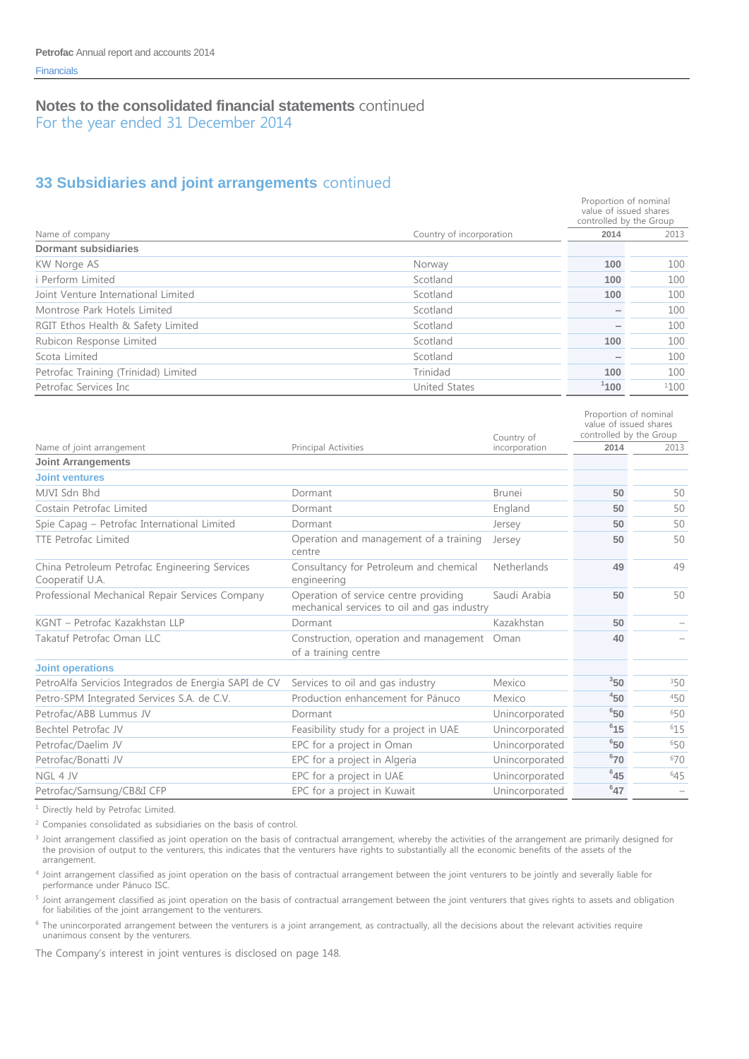## Notes to the consolidated financial statements continued

For the year ended 31 December 2014

## 33 Subsidiaries and joint arrangements continued

| Name of company | Country of incorporation | Proportion of nominal value of issued shares controlled by the Group 2014 | 2013 |
|---|---|---|---|
| **Dormant subsidiaries** | | | |
| KW Norge AS | Norway | **100** | 100 |
| i Perform Limited | Scotland | **100** | 100 |
| Joint Venture International Limited | Scotland | **100** | 100 |
| Montrose Park Hotels Limited | Scotland | – | 100 |
| RGIT Ethos Health & Safety Limited | Scotland | – | 100 |
| Rubicon Response Limited | Scotland | **100** | 100 |
| Scota Limited | Scotland | – | 100 |
| Petrofac Training (Trinidad) Limited | Trinidad | **100** | 100 |
| Petrofac Services Inc | United States | [1]**100** | [1]100 |

| Name of joint arrangement | Principal Activities | Country of incorporation | Proportion of nominal value of issued shares controlled by the Group 2014 | 2013 |
|---|---|---|---|---|
| **Joint Arrangements** | | | | |
| **Joint ventures** | | | | |
| MJVI Sdn Bhd | Dormant | Brunei | **50** | 50 |
| Costain Petrofac Limited | Dormant | England | **50** | 50 |
| Spie Capag – Petrofac International Limited | Dormant | Jersey | **50** | 50 |
| TTE Petrofac Limited | Operation and management of a training centre | Jersey | **50** | 50 |
| China Petroleum Petrofac Engineering Services Cooperatif U.A. | Consultancy for Petroleum and chemical engineering | Netherlands | **49** | 49 |
| Professional Mechanical Repair Services Company | Operation of service centre providing mechanical services to oil and gas industry | Saudi Arabia | **50** | 50 |
| KGNT – Petrofac Kazakhstan LLP | Dormant | Kazakhstan | **50** | – |
| Takatuf Petrofac Oman LLC | Construction, operation and management of a training centre | Oman | **40** | – |
| **Joint operations** | | | | |
| PetroAlfa Servicios Integrados de Energia SAPI de CV | Services to oil and gas industry | Mexico | [3]**50** | [3]50 |
| Petro-SPM Integrated Services S.A. de C.V. | Production enhancement for Pánuco | Mexico | [4]**50** | [4]50 |
| Petrofac/ABB Lummus JV | Dormant | Unincorporated | [6]**50** | [6]50 |
| Bechtel Petrofac JV | Feasibility study for a project in UAE | Unincorporated | [6]**15** | [6]15 |
| Petrofac/Daelim JV | EPC for a project in Oman | Unincorporated | [6]**50** | [6]50 |
| Petrofac/Bonatti JV | EPC for a project in Algeria | Unincorporated | [6]**70** | [6]70 |
| NGL 4 JV | EPC for a project in UAE | Unincorporated | [6]**45** | [6]45 |
| Petrofac/Samsung/CB&I CFP | EPC for a project in Kuwait | Unincorporated | [6]**47** | – |

[1] Directly held by Petrofac Limited.

[2] Companies consolidated as subsidiaries on the basis of control.

[3] Joint arrangement classified as joint operation on the basis of contractual arrangement, whereby the activities of the arrangement are primarily designed for the provision of output to the venturers, this indicates that the venturers have rights to substantially all the economic benefits of the assets of the arrangement.

[4] Joint arrangement classified as joint operation on the basis of contractual arrangement between the joint venturers to be jointly and severally liable for performance under Pánuco ISC.

[5] Joint arrangement classified as joint operation on the basis of contractual arrangement between the joint venturers that gives rights to assets and obligation for liabilities of the joint arrangement to the venturers.

[6] The unincorporated arrangement between the venturers is a joint arrangement, as contractually, all the decisions about the relevant activities require unanimous consent by the venturers.

The Company's interest in joint ventures is disclosed on page 148.